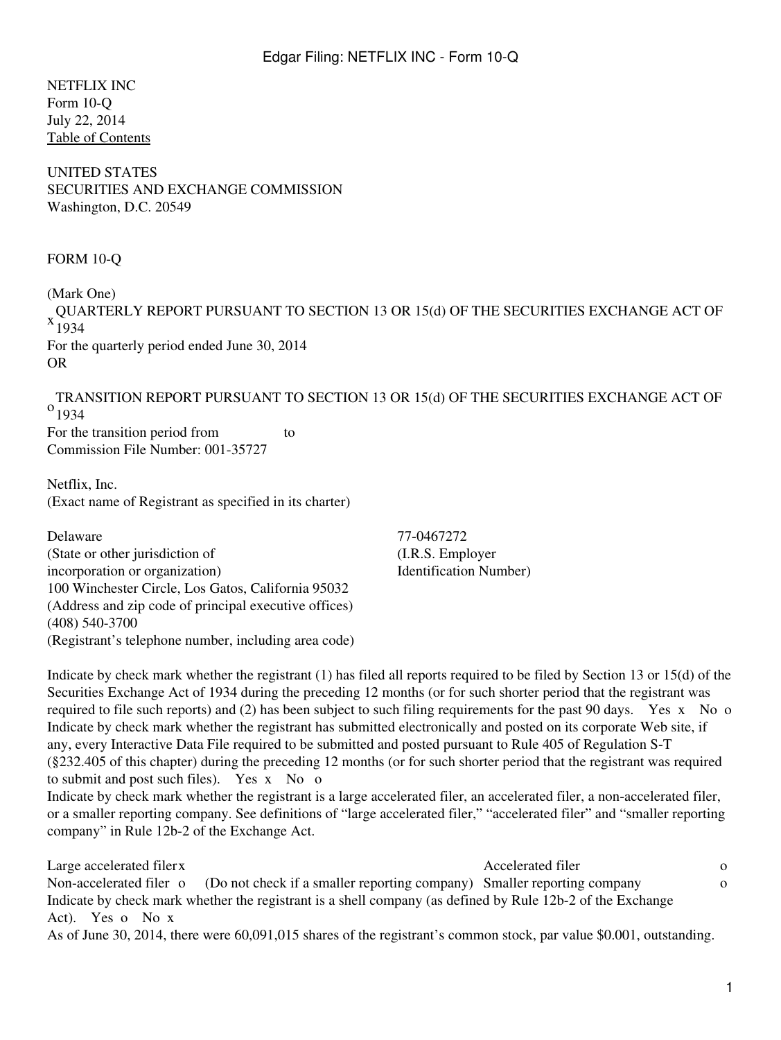NETFLIX INC
Form 10-Q
July 22, 2014
Table of Contents

UNITED STATES
SECURITIES AND EXCHANGE COMMISSION
Washington, D.C. 20549

FORM 10-Q

(Mark One)

x QUARTERLY REPORT PURSUANT TO SECTION 13 OR 15(d) OF THE SECURITIES EXCHANGE ACT OF 1934

For the quarterly period ended June 30, 2014

OR

o TRANSITION REPORT PURSUANT TO SECTION 13 OR 15(d) OF THE SECURITIES EXCHANGE ACT OF 1934

For the transition period from to

Commission File Number: 001-35727

Netflix, Inc.
(Exact name of Registrant as specified in its charter)

| | |
|---|---|
| Delaware | 77-0467272 |
| (State or other jurisdiction of incorporation or organization) | (I.R.S. Employer Identification Number) |

100 Winchester Circle, Los Gatos, California 95032
(Address and zip code of principal executive offices)
(408) 540-3700
(Registrant's telephone number, including area code)

Indicate by check mark whether the registrant (1) has filed all reports required to be filed by Section 13 or 15(d) of the Securities Exchange Act of 1934 during the preceding 12 months (or for such shorter period that the registrant was required to file such reports) and (2) has been subject to such filing requirements for the past 90 days. Yes x No o

Indicate by check mark whether the registrant has submitted electronically and posted on its corporate Web site, if any, every Interactive Data File required to be submitted and posted pursuant to Rule 405 of Regulation S-T (§232.405 of this chapter) during the preceding 12 months (or for such shorter period that the registrant was required to submit and post such files). Yes x No o

Indicate by check mark whether the registrant is a large accelerated filer, an accelerated filer, a non-accelerated filer, or a smaller reporting company. See definitions of "large accelerated filer," "accelerated filer" and "smaller reporting company" in Rule 12b-2 of the Exchange Act.

| | | | |
|---|---|---|---|
| Large accelerated filer | x | Accelerated filer | o |
| Non-accelerated filer | o (Do not check if a smaller reporting company) | Smaller reporting company | o |

Indicate by check mark whether the registrant is a shell company (as defined by Rule 12b-2 of the Exchange Act). Yes o No x

As of June 30, 2014, there were 60,091,015 shares of the registrant's common stock, par value $0.001, outstanding.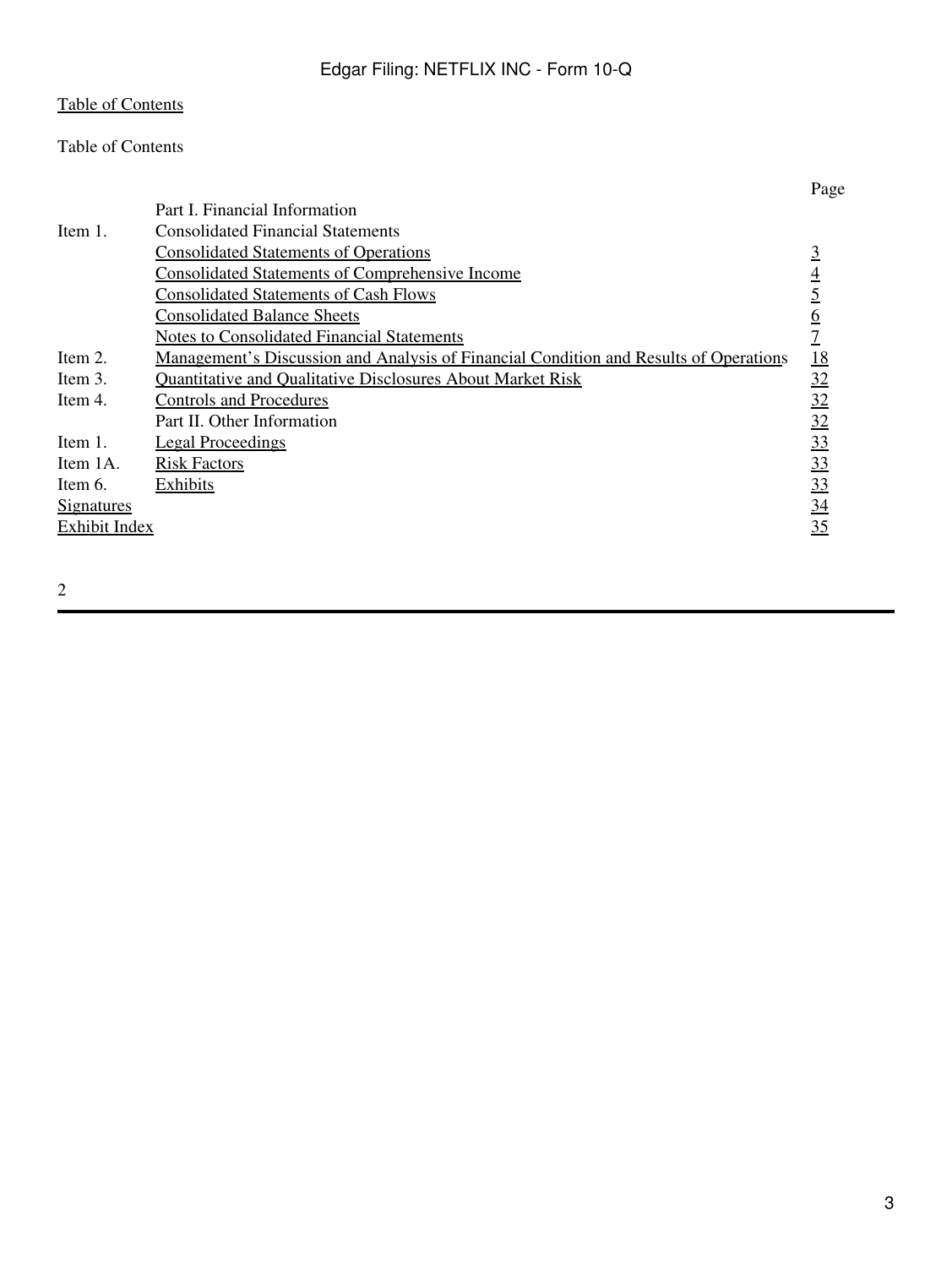Table of Contents

Table of Contents

| | | Page |
|---|---|---|
| | Part I. Financial Information | |
| Item 1. | Consolidated Financial Statements | |
| | Consolidated Statements of Operations | 3 |
| | Consolidated Statements of Comprehensive Income | 4 |
| | Consolidated Statements of Cash Flows | 5 |
| | Consolidated Balance Sheets | 6 |
| | Notes to Consolidated Financial Statements | 7 |
| Item 2. | Management's Discussion and Analysis of Financial Condition and Results of Operations | 18 |
| Item 3. | Quantitative and Qualitative Disclosures About Market Risk | 32 |
| Item 4. | Controls and Procedures | 32 |
| | Part II. Other Information | 32 |
| Item 1. | Legal Proceedings | 33 |
| Item 1A. | Risk Factors | 33 |
| Item 6. | Exhibits | 33 |
| Signatures | | 34 |
| Exhibit Index | | 35 |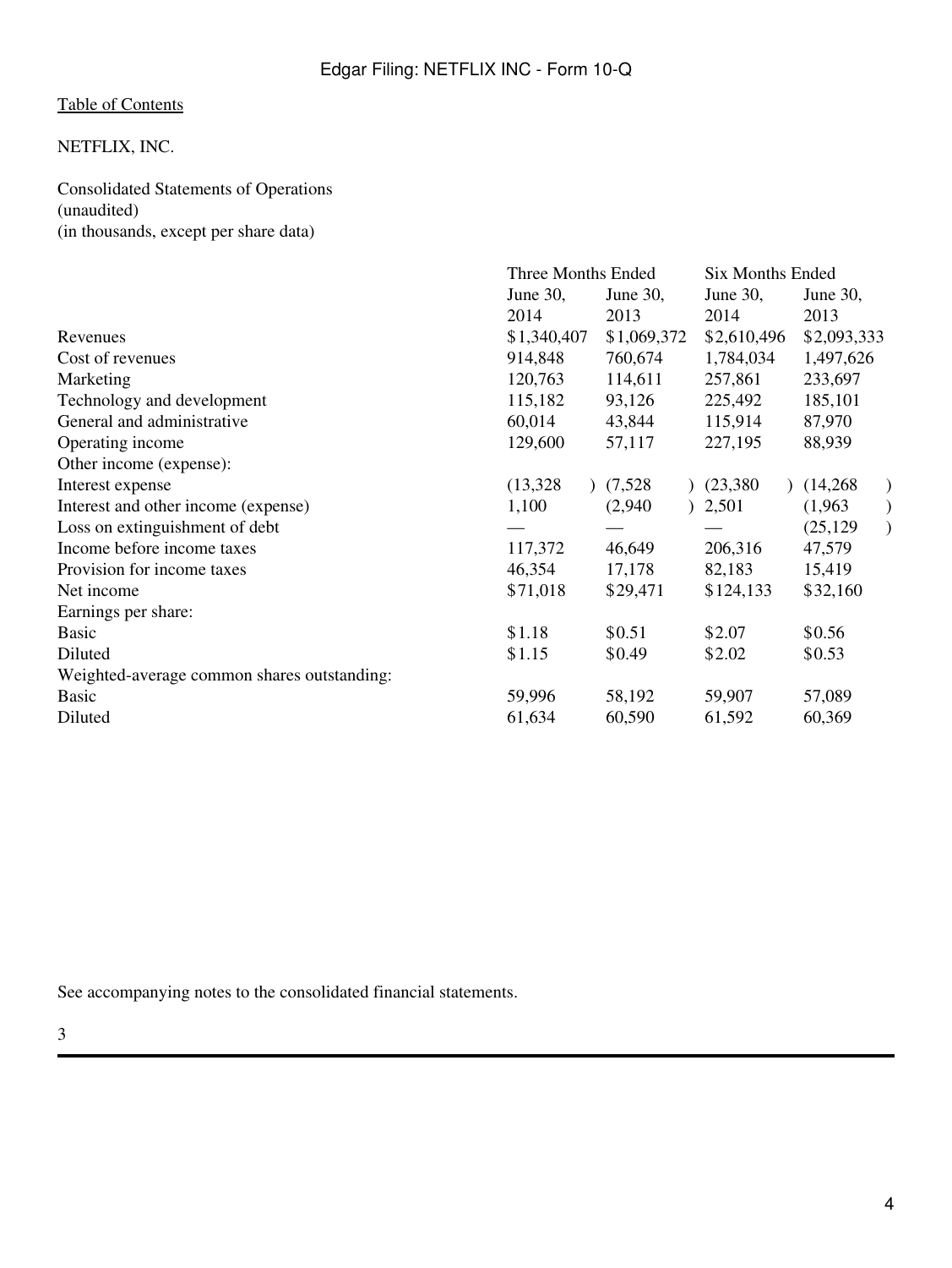[Table of Contents](#)

NETFLIX, INC.

Consolidated Statements of Operations
(unaudited)
(in thousands, except per share data)

| | Three Months Ended | | Six Months Ended | |
|---|---|---|---|---|
| | June 30, 2014 | June 30, 2013 | June 30, 2014 | June 30, 2013 |
| Revenues | $1,340,407 | $1,069,372 | $2,610,496 | $2,093,333 |
| Cost of revenues | 914,848 | 760,674 | 1,784,034 | 1,497,626 |
| Marketing | 120,763 | 114,611 | 257,861 | 233,697 |
| Technology and development | 115,182 | 93,126 | 225,492 | 185,101 |
| General and administrative | 60,014 | 43,844 | 115,914 | 87,970 |
| Operating income | 129,600 | 57,117 | 227,195 | 88,939 |
| Other income (expense): | | | | |
| Interest expense | (13,328) | (7,528) | (23,380) | (14,268) |
| Interest and other income (expense) | 1,100 | (2,940) | 2,501 | (1,963) |
| Loss on extinguishment of debt | — | — | — | (25,129) |
| Income before income taxes | 117,372 | 46,649 | 206,316 | 47,579 |
| Provision for income taxes | 46,354 | 17,178 | 82,183 | 15,419 |
| Net income | $71,018 | $29,471 | $124,133 | $32,160 |
| Earnings per share: | | | | |
| Basic | $1.18 | $0.51 | $2.07 | $0.56 |
| Diluted | $1.15 | $0.49 | $2.02 | $0.53 |
| Weighted-average common shares outstanding: | | | | |
| Basic | 59,996 | 58,192 | 59,907 | 57,089 |
| Diluted | 61,634 | 60,590 | 61,592 | 60,369 |

See accompanying notes to the consolidated financial statements.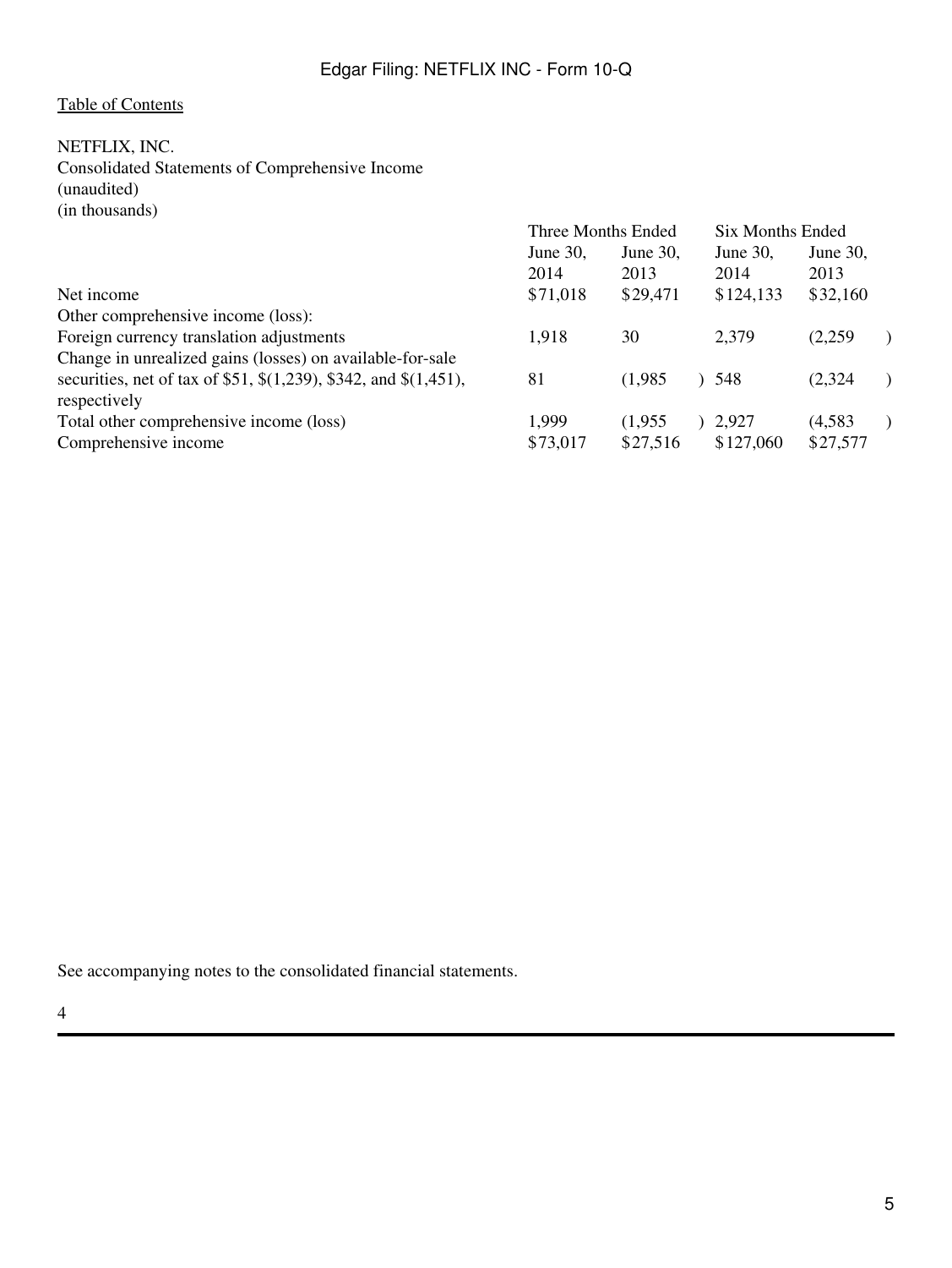NETFLIX, INC.
Consolidated Statements of Comprehensive Income
(unaudited)
(in thousands)

| | Three Months Ended | | Six Months Ended | |
|---|---|---|---|---|
| | June 30, 2014 | June 30, 2013 | June 30, 2014 | June 30, 2013 |
| Net income | $71,018 | $29,471 | $124,133 | $32,160 |
| Other comprehensive income (loss): | | | | |
| Foreign currency translation adjustments | 1,918 | 30 | 2,379 | (2,259) |
| Change in unrealized gains (losses) on available-for-sale securities, net of tax of $51, $(1,239), $342, and $(1,451), respectively | 81 | (1,985) | 548 | (2,324) |
| Total other comprehensive income (loss) | 1,999 | (1,955) | 2,927 | (4,583) |
| Comprehensive income | $73,017 | $27,516 | $127,060 | $27,577 |

See accompanying notes to the consolidated financial statements.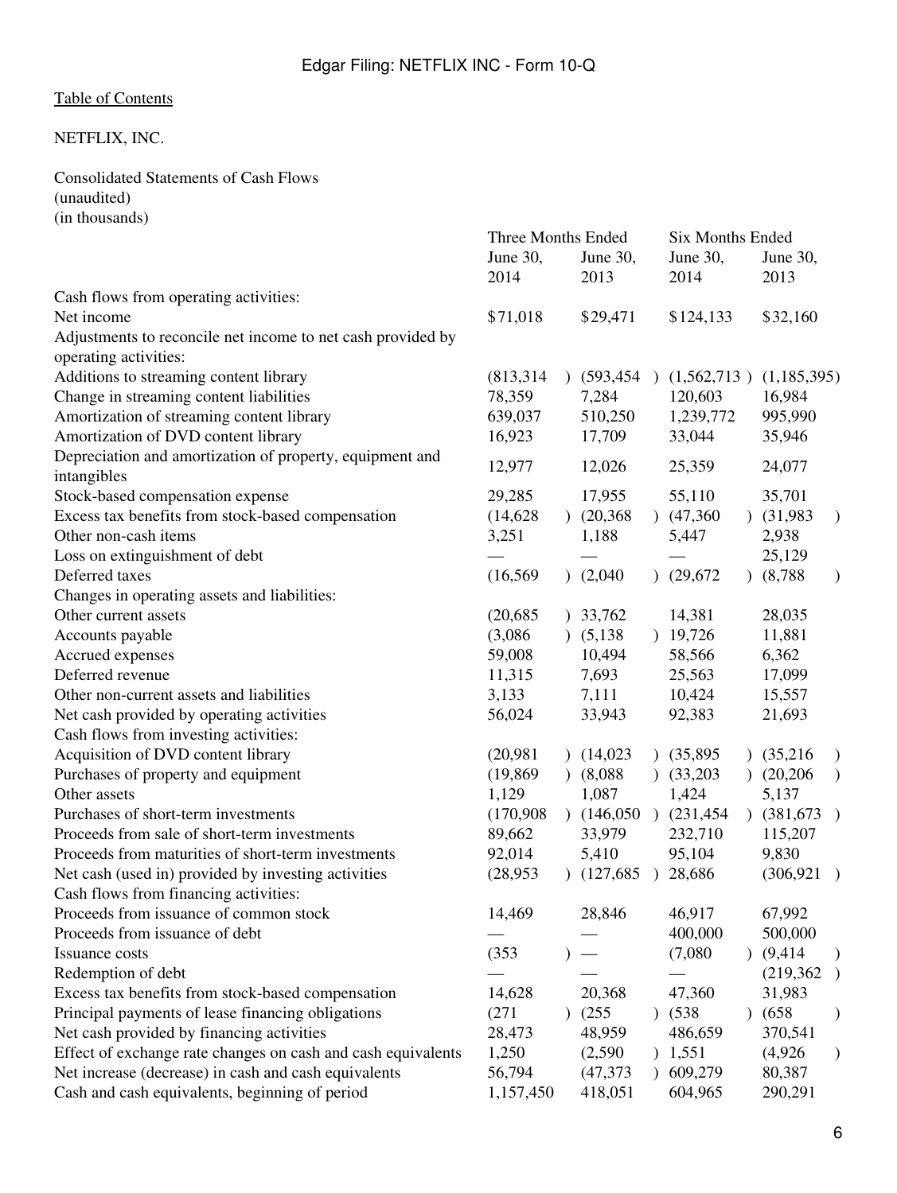[Table of Contents](#)

NETFLIX, INC.

Consolidated Statements of Cash Flows
(unaudited)
(in thousands)

| | Three Months Ended | | Six Months Ended | |
|---|---|---|---|---|
| | June 30, 2014 | June 30, 2013 | June 30, 2014 | June 30, 2013 |
| Cash flows from operating activities: | | | | |
| Net income | $71,018 | $29,471 | $124,133 | $32,160 |
| Adjustments to reconcile net income to net cash provided by operating activities: | | | | |
| Additions to streaming content library | (813,314) | (593,454) | (1,562,713) | (1,185,395) |
| Change in streaming content liabilities | 78,359 | 7,284 | 120,603 | 16,984 |
| Amortization of streaming content library | 639,037 | 510,250 | 1,239,772 | 995,990 |
| Amortization of DVD content library | 16,923 | 17,709 | 33,044 | 35,946 |
| Depreciation and amortization of property, equipment and intangibles | 12,977 | 12,026 | 25,359 | 24,077 |
| Stock-based compensation expense | 29,285 | 17,955 | 55,110 | 35,701 |
| Excess tax benefits from stock-based compensation | (14,628) | (20,368) | (47,360) | (31,983) |
| Other non-cash items | 3,251 | 1,188 | 5,447 | 2,938 |
| Loss on extinguishment of debt | — | — | — | 25,129 |
| Deferred taxes | (16,569) | (2,040) | (29,672) | (8,788) |
| Changes in operating assets and liabilities: | | | | |
| Other current assets | (20,685) | 33,762 | 14,381 | 28,035 |
| Accounts payable | (3,086) | (5,138) | 19,726 | 11,881 |
| Accrued expenses | 59,008 | 10,494 | 58,566 | 6,362 |
| Deferred revenue | 11,315 | 7,693 | 25,563 | 17,099 |
| Other non-current assets and liabilities | 3,133 | 7,111 | 10,424 | 15,557 |
| Net cash provided by operating activities | 56,024 | 33,943 | 92,383 | 21,693 |
| Cash flows from investing activities: | | | | |
| Acquisition of DVD content library | (20,981) | (14,023) | (35,895) | (35,216) |
| Purchases of property and equipment | (19,869) | (8,088) | (33,203) | (20,206) |
| Other assets | 1,129 | 1,087 | 1,424 | 5,137 |
| Purchases of short-term investments | (170,908) | (146,050) | (231,454) | (381,673) |
| Proceeds from sale of short-term investments | 89,662 | 33,979 | 232,710 | 115,207 |
| Proceeds from maturities of short-term investments | 92,014 | 5,410 | 95,104 | 9,830 |
| Net cash (used in) provided by investing activities | (28,953) | (127,685) | 28,686 | (306,921) |
| Cash flows from financing activities: | | | | |
| Proceeds from issuance of common stock | 14,469 | 28,846 | 46,917 | 67,992 |
| Proceeds from issuance of debt | — | — | 400,000 | 500,000 |
| Issuance costs | (353) | — | (7,080) | (9,414) |
| Redemption of debt | — | — | — | (219,362) |
| Excess tax benefits from stock-based compensation | 14,628 | 20,368 | 47,360 | 31,983 |
| Principal payments of lease financing obligations | (271) | (255) | (538) | (658) |
| Net cash provided by financing activities | 28,473 | 48,959 | 486,659 | 370,541 |
| Effect of exchange rate changes on cash and cash equivalents | 1,250 | (2,590) | 1,551 | (4,926) |
| Net increase (decrease) in cash and cash equivalents | 56,794 | (47,373) | 609,279 | 80,387 |
| Cash and cash equivalents, beginning of period | 1,157,450 | 418,051 | 604,965 | 290,291 |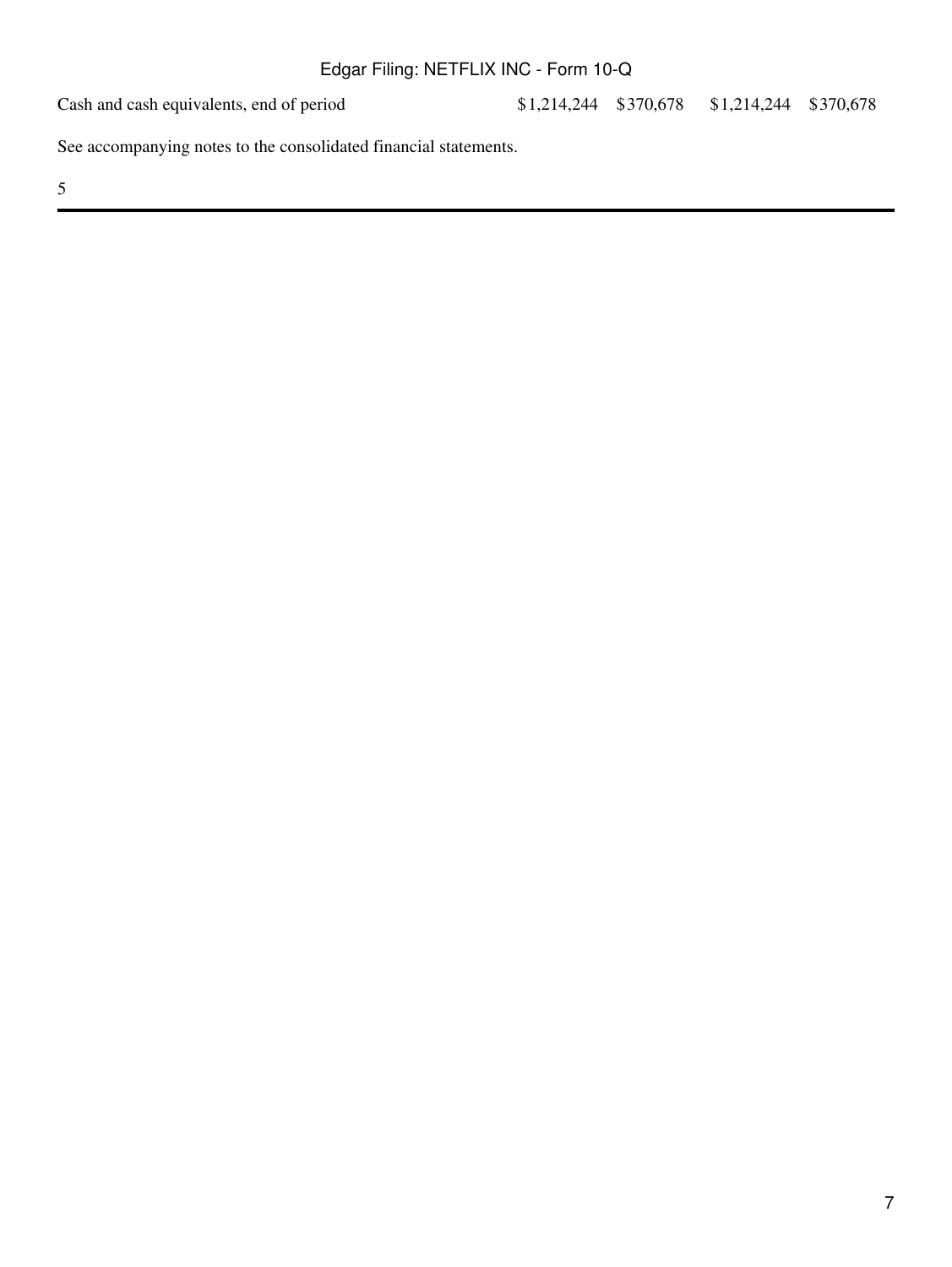| | | | | |
|---|---|---|---|---|
| Cash and cash equivalents, end of period | $1,214,244 | $370,678 | $1,214,244 | $370,678 |

See accompanying notes to the consolidated financial statements.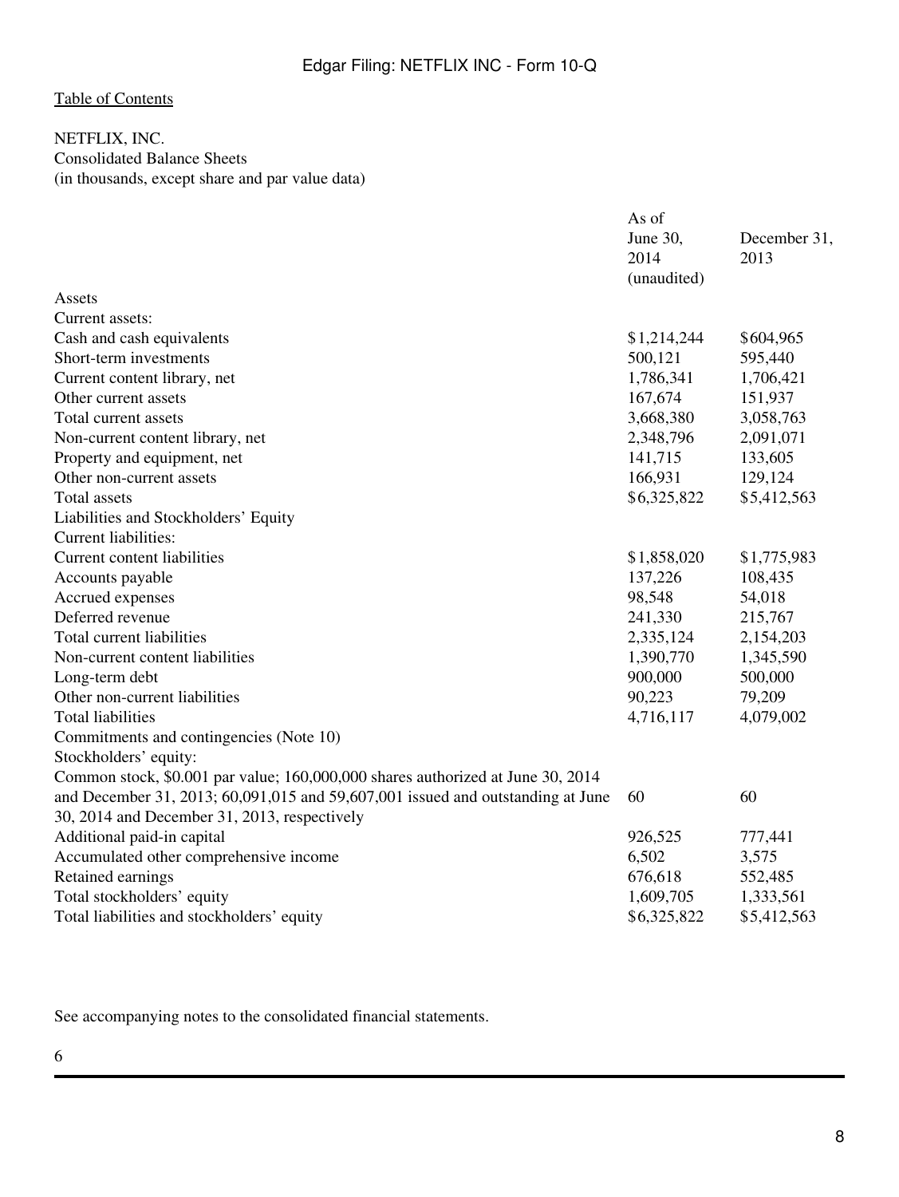[Table of Contents](#)

NETFLIX, INC.
Consolidated Balance Sheets
(in thousands, except share and par value data)

| | As of June 30, 2014 (unaudited) | December 31, 2013 |
|---|---|---|
| Assets | | |
| Current assets: | | |
| Cash and cash equivalents | $1,214,244 | $604,965 |
| Short-term investments | 500,121 | 595,440 |
| Current content library, net | 1,786,341 | 1,706,421 |
| Other current assets | 167,674 | 151,937 |
| Total current assets | 3,668,380 | 3,058,763 |
| Non-current content library, net | 2,348,796 | 2,091,071 |
| Property and equipment, net | 141,715 | 133,605 |
| Other non-current assets | 166,931 | 129,124 |
| Total assets | $6,325,822 | $5,412,563 |
| Liabilities and Stockholders' Equity | | |
| Current liabilities: | | |
| Current content liabilities | $1,858,020 | $1,775,983 |
| Accounts payable | 137,226 | 108,435 |
| Accrued expenses | 98,548 | 54,018 |
| Deferred revenue | 241,330 | 215,767 |
| Total current liabilities | 2,335,124 | 2,154,203 |
| Non-current content liabilities | 1,390,770 | 1,345,590 |
| Long-term debt | 900,000 | 500,000 |
| Other non-current liabilities | 90,223 | 79,209 |
| Total liabilities | 4,716,117 | 4,079,002 |
| Commitments and contingencies (Note 10) | | |
| Stockholders' equity: | | |
| Common stock, $0.001 par value; 160,000,000 shares authorized at June 30, 2014 and December 31, 2013; 60,091,015 and 59,607,001 issued and outstanding at June 30, 2014 and December 31, 2013, respectively | 60 | 60 |
| Additional paid-in capital | 926,525 | 777,441 |
| Accumulated other comprehensive income | 6,502 | 3,575 |
| Retained earnings | 676,618 | 552,485 |
| Total stockholders' equity | 1,609,705 | 1,333,561 |
| Total liabilities and stockholders' equity | $6,325,822 | $5,412,563 |

See accompanying notes to the consolidated financial statements.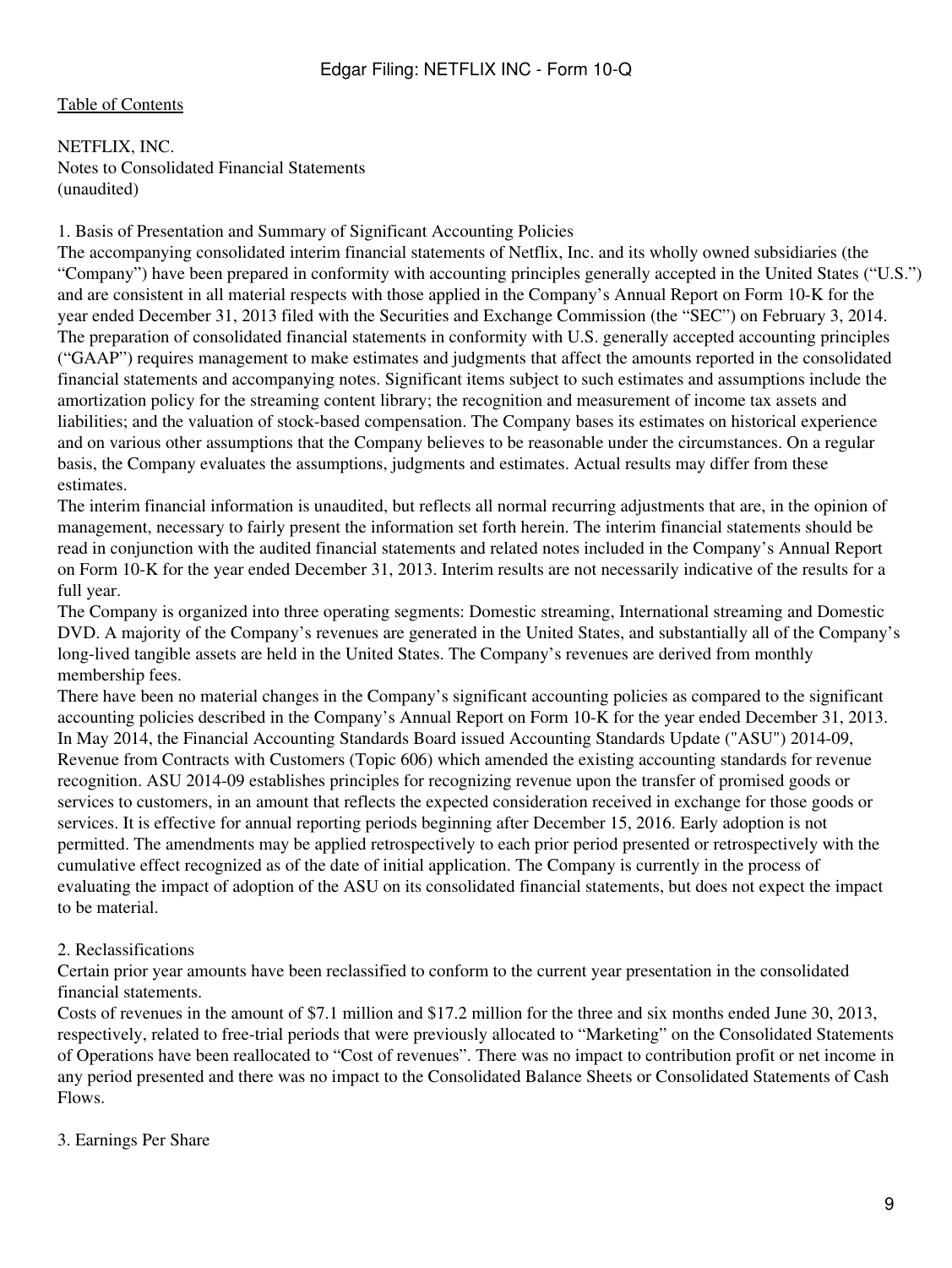[Table of Contents](#)

NETFLIX, INC.
Notes to Consolidated Financial Statements
(unaudited)

## 1. Basis of Presentation and Summary of Significant Accounting Policies

The accompanying consolidated interim financial statements of Netflix, Inc. and its wholly owned subsidiaries (the "Company") have been prepared in conformity with accounting principles generally accepted in the United States ("U.S.") and are consistent in all material respects with those applied in the Company's Annual Report on Form 10-K for the year ended December 31, 2013 filed with the Securities and Exchange Commission (the "SEC") on February 3, 2014. The preparation of consolidated financial statements in conformity with U.S. generally accepted accounting principles ("GAAP") requires management to make estimates and judgments that affect the amounts reported in the consolidated financial statements and accompanying notes. Significant items subject to such estimates and assumptions include the amortization policy for the streaming content library; the recognition and measurement of income tax assets and liabilities; and the valuation of stock-based compensation. The Company bases its estimates on historical experience and on various other assumptions that the Company believes to be reasonable under the circumstances. On a regular basis, the Company evaluates the assumptions, judgments and estimates. Actual results may differ from these estimates.

The interim financial information is unaudited, but reflects all normal recurring adjustments that are, in the opinion of management, necessary to fairly present the information set forth herein. The interim financial statements should be read in conjunction with the audited financial statements and related notes included in the Company's Annual Report on Form 10-K for the year ended December 31, 2013. Interim results are not necessarily indicative of the results for a full year.

The Company is organized into three operating segments: Domestic streaming, International streaming and Domestic DVD. A majority of the Company's revenues are generated in the United States, and substantially all of the Company's long-lived tangible assets are held in the United States. The Company's revenues are derived from monthly membership fees.

There have been no material changes in the Company's significant accounting policies as compared to the significant accounting policies described in the Company's Annual Report on Form 10-K for the year ended December 31, 2013.

In May 2014, the Financial Accounting Standards Board issued Accounting Standards Update ("ASU") 2014-09, Revenue from Contracts with Customers (Topic 606) which amended the existing accounting standards for revenue recognition. ASU 2014-09 establishes principles for recognizing revenue upon the transfer of promised goods or services to customers, in an amount that reflects the expected consideration received in exchange for those goods or services. It is effective for annual reporting periods beginning after December 15, 2016. Early adoption is not permitted. The amendments may be applied retrospectively to each prior period presented or retrospectively with the cumulative effect recognized as of the date of initial application. The Company is currently in the process of evaluating the impact of adoption of the ASU on its consolidated financial statements, but does not expect the impact to be material.

## 2. Reclassifications

Certain prior year amounts have been reclassified to conform to the current year presentation in the consolidated financial statements.

Costs of revenues in the amount of $7.1 million and $17.2 million for the three and six months ended June 30, 2013, respectively, related to free-trial periods that were previously allocated to "Marketing" on the Consolidated Statements of Operations have been reallocated to "Cost of revenues". There was no impact to contribution profit or net income in any period presented and there was no impact to the Consolidated Balance Sheets or Consolidated Statements of Cash Flows.

## 3. Earnings Per Share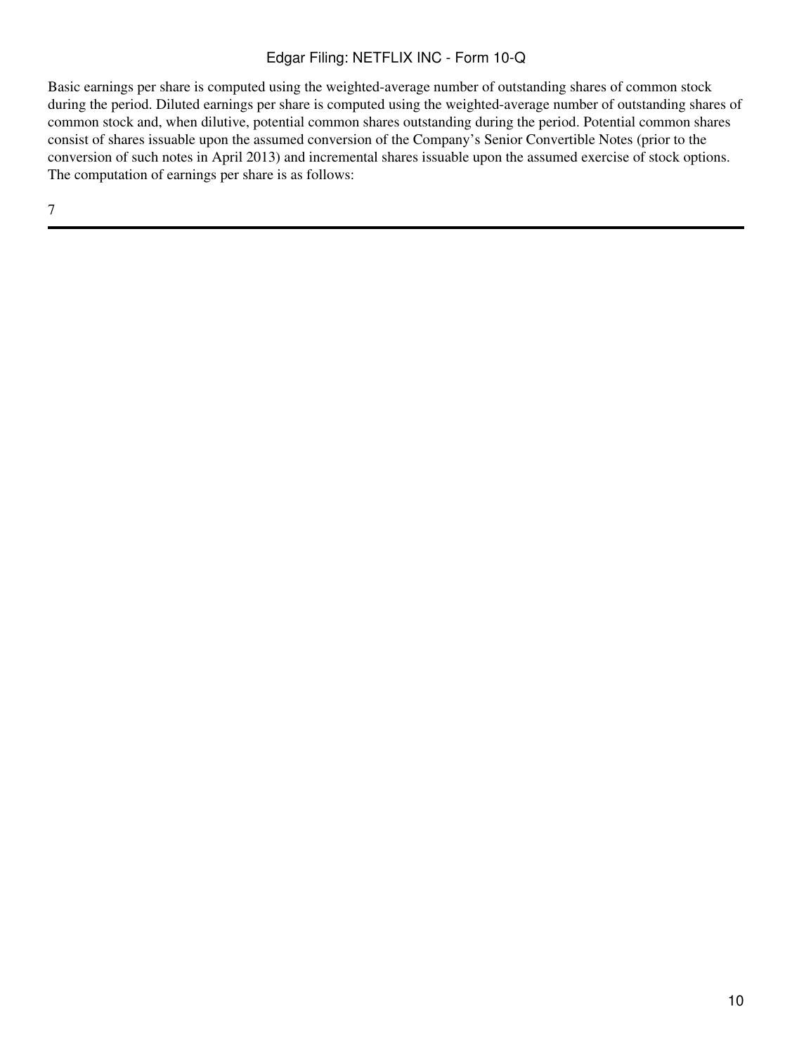Basic earnings per share is computed using the weighted-average number of outstanding shares of common stock during the period. Diluted earnings per share is computed using the weighted-average number of outstanding shares of common stock and, when dilutive, potential common shares outstanding during the period. Potential common shares consist of shares issuable upon the assumed conversion of the Company's Senior Convertible Notes (prior to the conversion of such notes in April 2013) and incremental shares issuable upon the assumed exercise of stock options. The computation of earnings per share is as follows: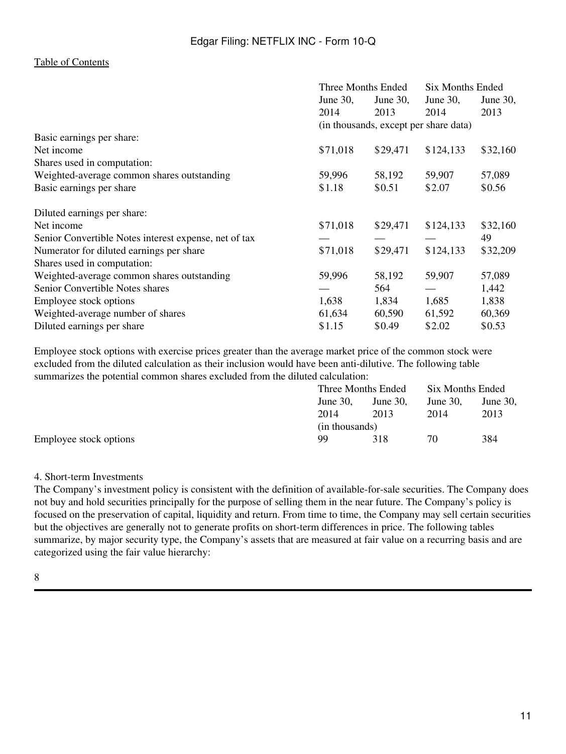| | Three Months Ended | | Six Months Ended | |
|---|---|---|---|---|
| | June 30, 2014 | June 30, 2013 | June 30, 2014 | June 30, 2013 |
| | (in thousands, except per share data) | | | |
| Basic earnings per share: | | | | |
| Net income | $71,018 | $29,471 | $124,133 | $32,160 |
| Shares used in computation: | | | | |
| Weighted-average common shares outstanding | 59,996 | 58,192 | 59,907 | 57,089 |
| Basic earnings per share | $1.18 | $0.51 | $2.07 | $0.56 |
| | | | | |
| Diluted earnings per share: | | | | |
| Net income | $71,018 | $29,471 | $124,133 | $32,160 |
| Senior Convertible Notes interest expense, net of tax | — | — | — | 49 |
| Numerator for diluted earnings per share | $71,018 | $29,471 | $124,133 | $32,209 |
| Shares used in computation: | | | | |
| Weighted-average common shares outstanding | 59,996 | 58,192 | 59,907 | 57,089 |
| Senior Convertible Notes shares | — | 564 | — | 1,442 |
| Employee stock options | 1,638 | 1,834 | 1,685 | 1,838 |
| Weighted-average number of shares | 61,634 | 60,590 | 61,592 | 60,369 |
| Diluted earnings per share | $1.15 | $0.49 | $2.02 | $0.53 |

Employee stock options with exercise prices greater than the average market price of the common stock were excluded from the diluted calculation as their inclusion would have been anti-dilutive. The following table summarizes the potential common shares excluded from the diluted calculation:

| | Three Months Ended | | Six Months Ended | |
|---|---|---|---|---|
| | June 30, 2014 | June 30, 2013 | June 30, 2014 | June 30, 2013 |
| | (in thousands) | | | |
| Employee stock options | 99 | 318 | 70 | 384 |

4. Short-term Investments

The Company's investment policy is consistent with the definition of available-for-sale securities. The Company does not buy and hold securities principally for the purpose of selling them in the near future. The Company's policy is focused on the preservation of capital, liquidity and return. From time to time, the Company may sell certain securities but the objectives are generally not to generate profits on short-term differences in price. The following tables summarize, by major security type, the Company's assets that are measured at fair value on a recurring basis and are categorized using the fair value hierarchy: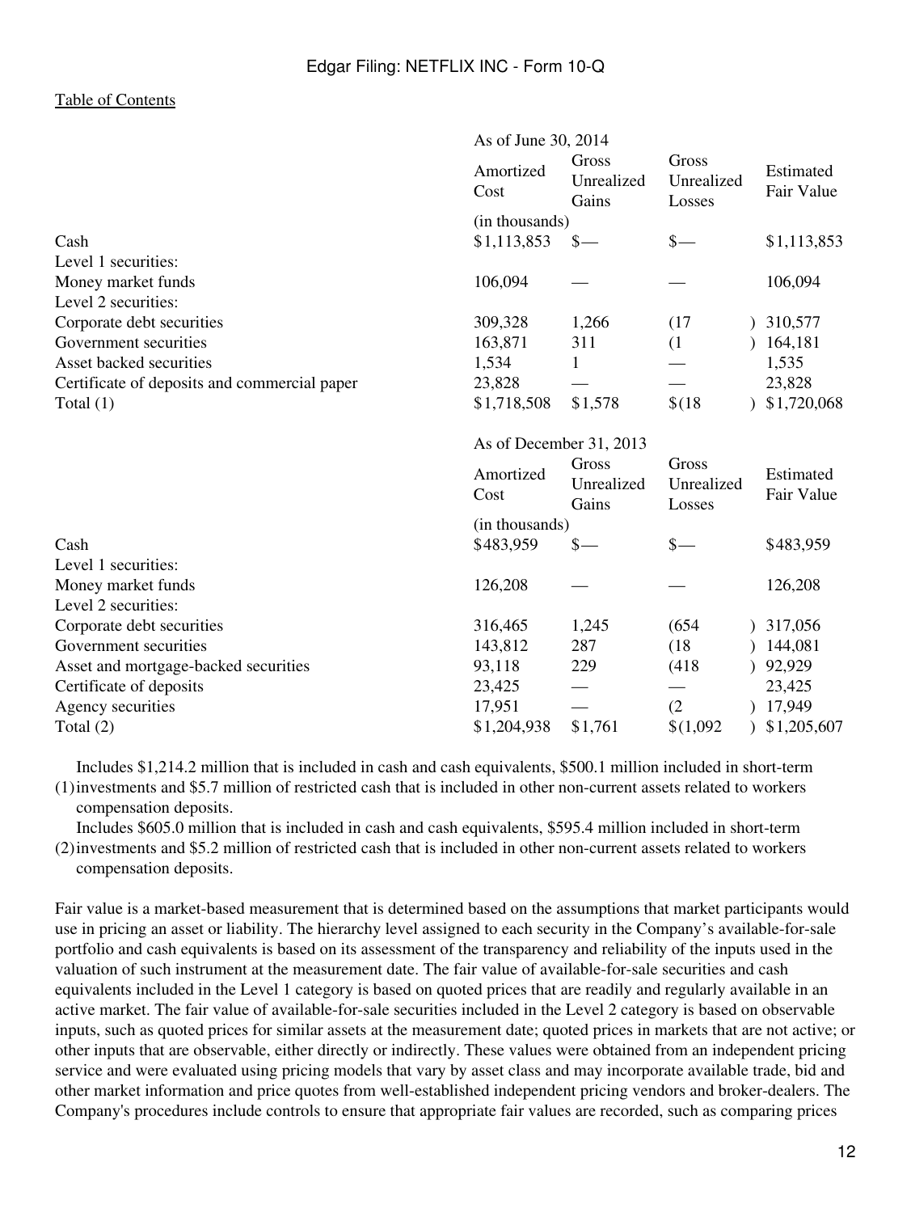| | As of June 30, 2014 | | | |
|---|---|---|---|---|
| | Amortized Cost | Gross Unrealized Gains | Gross Unrealized Losses | Estimated Fair Value |
| | (in thousands) | | | |
| Cash | $1,113,853 | $— | $— | $1,113,853 |
| Level 1 securities: | | | | |
| Money market funds | 106,094 | — | — | 106,094 |
| Level 2 securities: | | | | |
| Corporate debt securities | 309,328 | 1,266 | (17) | 310,577 |
| Government securities | 163,871 | 311 | (1) | 164,181 |
| Asset backed securities | 1,534 | 1 | — | 1,535 |
| Certificate of deposits and commercial paper | 23,828 | — | — | 23,828 |
| Total (1) | $1,718,508 | $1,578 | $(18) | $1,720,068 |

| | As of December 31, 2013 | | | |
|---|---|---|---|---|
| | Amortized Cost | Gross Unrealized Gains | Gross Unrealized Losses | Estimated Fair Value |
| | (in thousands) | | | |
| Cash | $483,959 | $— | $— | $483,959 |
| Level 1 securities: | | | | |
| Money market funds | 126,208 | — | — | 126,208 |
| Level 2 securities: | | | | |
| Corporate debt securities | 316,465 | 1,245 | (654) | 317,056 |
| Government securities | 143,812 | 287 | (18) | 144,081 |
| Asset and mortgage-backed securities | 93,118 | 229 | (418) | 92,929 |
| Certificate of deposits | 23,425 | — | — | 23,425 |
| Agency securities | 17,951 | — | (2) | 17,949 |
| Total (2) | $1,204,938 | $1,761 | $(1,092) | $1,205,607 |

(1) Includes $1,214.2 million that is included in cash and cash equivalents, $500.1 million included in short-term investments and $5.7 million of restricted cash that is included in other non-current assets related to workers compensation deposits.

(2) Includes $605.0 million that is included in cash and cash equivalents, $595.4 million included in short-term investments and $5.2 million of restricted cash that is included in other non-current assets related to workers compensation deposits.

Fair value is a market-based measurement that is determined based on the assumptions that market participants would use in pricing an asset or liability. The hierarchy level assigned to each security in the Company's available-for-sale portfolio and cash equivalents is based on its assessment of the transparency and reliability of the inputs used in the valuation of such instrument at the measurement date. The fair value of available-for-sale securities and cash equivalents included in the Level 1 category is based on quoted prices that are readily and regularly available in an active market. The fair value of available-for-sale securities included in the Level 2 category is based on observable inputs, such as quoted prices for similar assets at the measurement date; quoted prices in markets that are not active; or other inputs that are observable, either directly or indirectly. These values were obtained from an independent pricing service and were evaluated using pricing models that vary by asset class and may incorporate available trade, bid and other market information and price quotes from well-established independent pricing vendors and broker-dealers. The Company's procedures include controls to ensure that appropriate fair values are recorded, such as comparing prices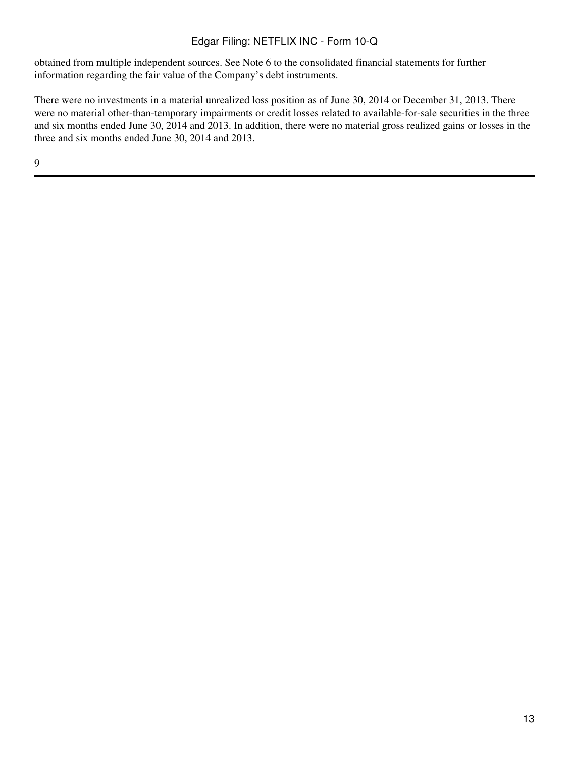obtained from multiple independent sources. See Note 6 to the consolidated financial statements for further information regarding the fair value of the Company's debt instruments.

There were no investments in a material unrealized loss position as of June 30, 2014 or December 31, 2013. There were no material other-than-temporary impairments or credit losses related to available-for-sale securities in the three and six months ended June 30, 2014 and 2013. In addition, there were no material gross realized gains or losses in the three and six months ended June 30, 2014 and 2013.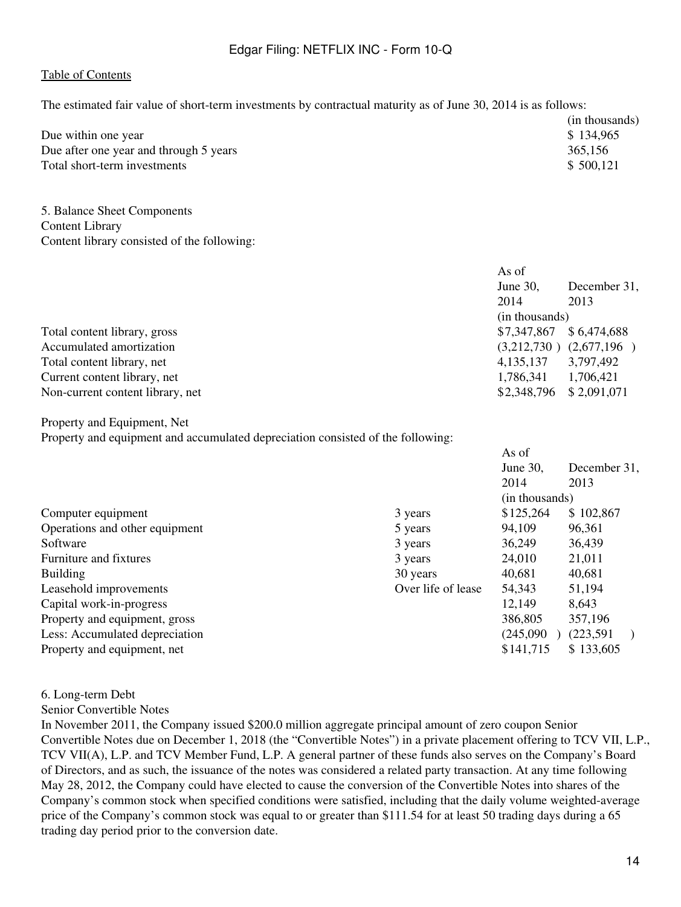The estimated fair value of short-term investments by contractual maturity as of June 30, 2014 is as follows:

| | (in thousands) |
|---|---|
| Due within one year | $ 134,965 |
| Due after one year and through 5 years | 365,156 |
| Total short-term investments | $ 500,121 |

5. Balance Sheet Components

Content Library

Content library consisted of the following:

| | As of June 30, 2014 | December 31, 2013 |
|---|---|---|
| | (in thousands) | |
| Total content library, gross | $7,347,867 | $ 6,474,688 |
| Accumulated amortization | (3,212,730 ) | (2,677,196 ) |
| Total content library, net | 4,135,137 | 3,797,492 |
| Current content library, net | 1,786,341 | 1,706,421 |
| Non-current content library, net | $2,348,796 | $ 2,091,071 |

Property and Equipment, Net

Property and equipment and accumulated depreciation consisted of the following:

| | | As of June 30, 2014 | December 31, 2013 |
|---|---|---|---|
| | | (in thousands) | |
| Computer equipment | 3 years | $125,264 | $ 102,867 |
| Operations and other equipment | 5 years | 94,109 | 96,361 |
| Software | 3 years | 36,249 | 36,439 |
| Furniture and fixtures | 3 years | 24,010 | 21,011 |
| Building | 30 years | 40,681 | 40,681 |
| Leasehold improvements | Over life of lease | 54,343 | 51,194 |
| Capital work-in-progress | | 12,149 | 8,643 |
| Property and equipment, gross | | 386,805 | 357,196 |
| Less: Accumulated depreciation | | (245,090 ) | (223,591 ) |
| Property and equipment, net | | $141,715 | $ 133,605 |

6. Long-term Debt

Senior Convertible Notes

In November 2011, the Company issued $200.0 million aggregate principal amount of zero coupon Senior Convertible Notes due on December 1, 2018 (the “Convertible Notes”) in a private placement offering to TCV VII, L.P., TCV VII(A), L.P. and TCV Member Fund, L.P. A general partner of these funds also serves on the Company’s Board of Directors, and as such, the issuance of the notes was considered a related party transaction. At any time following May 28, 2012, the Company could have elected to cause the conversion of the Convertible Notes into shares of the Company’s common stock when specified conditions were satisfied, including that the daily volume weighted-average price of the Company’s common stock was equal to or greater than $111.54 for at least 50 trading days during a 65 trading day period prior to the conversion date.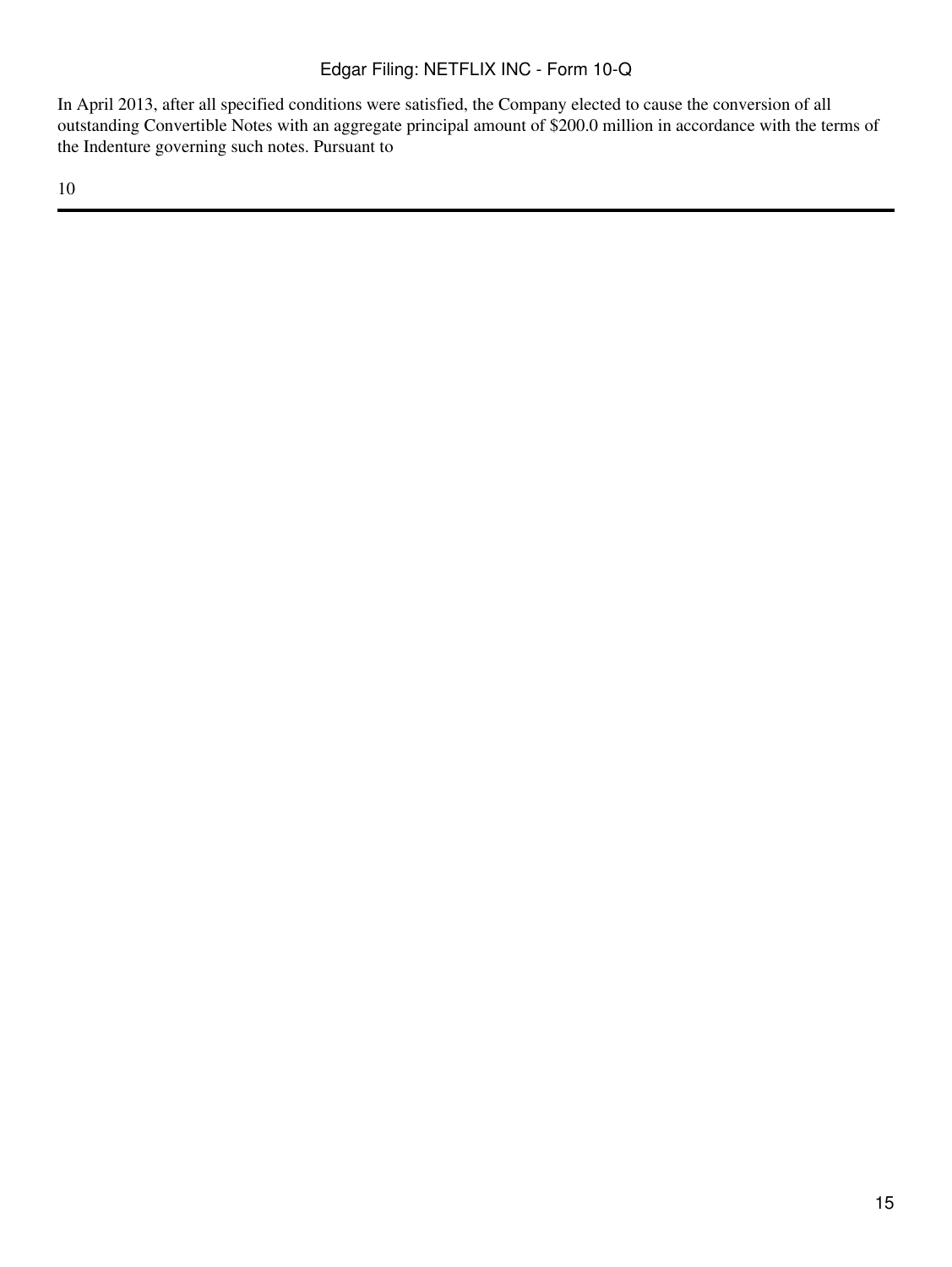In April 2013, after all specified conditions were satisfied, the Company elected to cause the conversion of all outstanding Convertible Notes with an aggregate principal amount of $200.0 million in accordance with the terms of the Indenture governing such notes. Pursuant to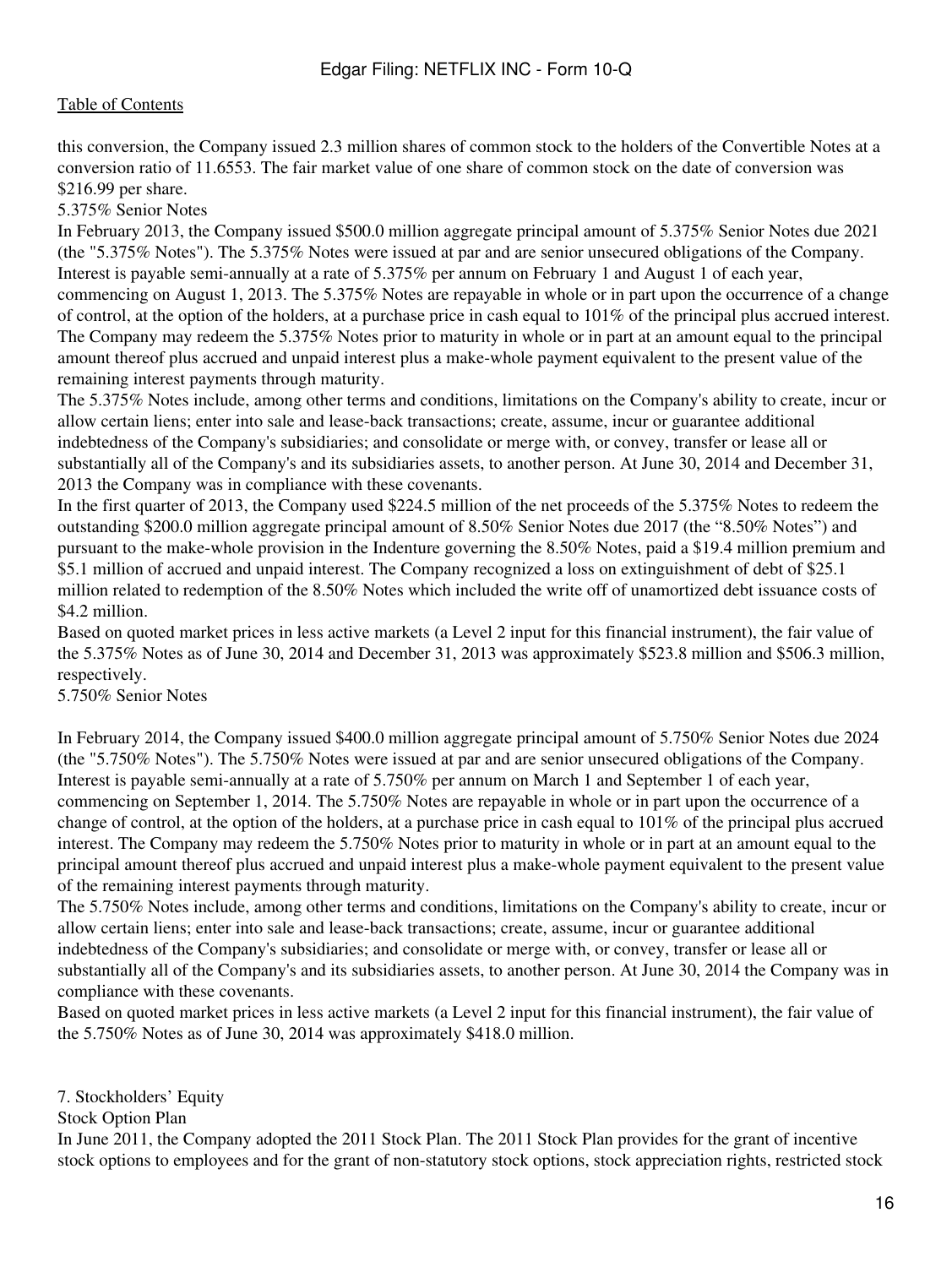this conversion, the Company issued 2.3 million shares of common stock to the holders of the Convertible Notes at a conversion ratio of 11.6553. The fair market value of one share of common stock on the date of conversion was $216.99 per share.

### 5.375% Senior Notes

In February 2013, the Company issued $500.0 million aggregate principal amount of 5.375% Senior Notes due 2021 (the "5.375% Notes"). The 5.375% Notes were issued at par and are senior unsecured obligations of the Company. Interest is payable semi-annually at a rate of 5.375% per annum on February 1 and August 1 of each year, commencing on August 1, 2013. The 5.375% Notes are repayable in whole or in part upon the occurrence of a change of control, at the option of the holders, at a purchase price in cash equal to 101% of the principal plus accrued interest. The Company may redeem the 5.375% Notes prior to maturity in whole or in part at an amount equal to the principal amount thereof plus accrued and unpaid interest plus a make-whole payment equivalent to the present value of the remaining interest payments through maturity.

The 5.375% Notes include, among other terms and conditions, limitations on the Company's ability to create, incur or allow certain liens; enter into sale and lease-back transactions; create, assume, incur or guarantee additional indebtedness of the Company's subsidiaries; and consolidate or merge with, or convey, transfer or lease all or substantially all of the Company's and its subsidiaries assets, to another person. At June 30, 2014 and December 31, 2013 the Company was in compliance with these covenants.

In the first quarter of 2013, the Company used $224.5 million of the net proceeds of the 5.375% Notes to redeem the outstanding $200.0 million aggregate principal amount of 8.50% Senior Notes due 2017 (the "8.50% Notes") and pursuant to the make-whole provision in the Indenture governing the 8.50% Notes, paid a $19.4 million premium and $5.1 million of accrued and unpaid interest. The Company recognized a loss on extinguishment of debt of $25.1 million related to redemption of the 8.50% Notes which included the write off of unamortized debt issuance costs of $4.2 million.

Based on quoted market prices in less active markets (a Level 2 input for this financial instrument), the fair value of the 5.375% Notes as of June 30, 2014 and December 31, 2013 was approximately $523.8 million and $506.3 million, respectively.

### 5.750% Senior Notes

In February 2014, the Company issued $400.0 million aggregate principal amount of 5.750% Senior Notes due 2024 (the "5.750% Notes"). The 5.750% Notes were issued at par and are senior unsecured obligations of the Company. Interest is payable semi-annually at a rate of 5.750% per annum on March 1 and September 1 of each year, commencing on September 1, 2014. The 5.750% Notes are repayable in whole or in part upon the occurrence of a change of control, at the option of the holders, at a purchase price in cash equal to 101% of the principal plus accrued interest. The Company may redeem the 5.750% Notes prior to maturity in whole or in part at an amount equal to the principal amount thereof plus accrued and unpaid interest plus a make-whole payment equivalent to the present value of the remaining interest payments through maturity.

The 5.750% Notes include, among other terms and conditions, limitations on the Company's ability to create, incur or allow certain liens; enter into sale and lease-back transactions; create, assume, incur or guarantee additional indebtedness of the Company's subsidiaries; and consolidate or merge with, or convey, transfer or lease all or substantially all of the Company's and its subsidiaries assets, to another person. At June 30, 2014 the Company was in compliance with these covenants.

Based on quoted market prices in less active markets (a Level 2 input for this financial instrument), the fair value of the 5.750% Notes as of June 30, 2014 was approximately $418.0 million.

## 7. Stockholders' Equity

### Stock Option Plan

In June 2011, the Company adopted the 2011 Stock Plan. The 2011 Stock Plan provides for the grant of incentive stock options to employees and for the grant of non-statutory stock options, stock appreciation rights, restricted stock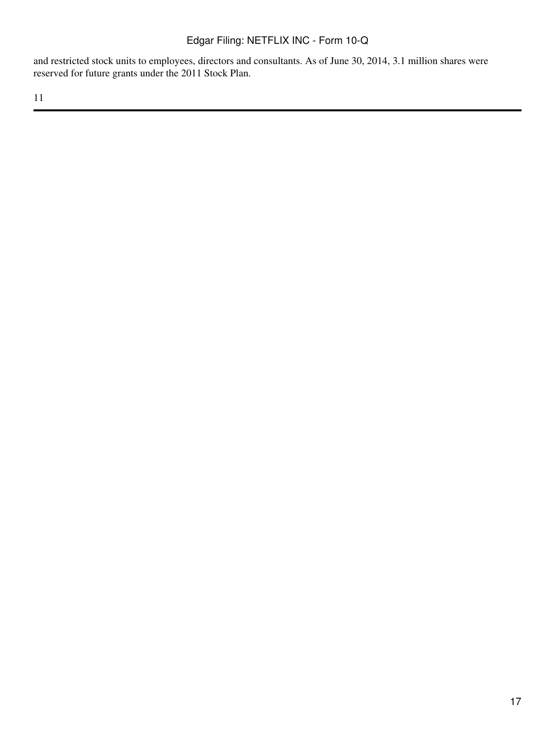and restricted stock units to employees, directors and consultants. As of June 30, 2014, 3.1 million shares were reserved for future grants under the 2011 Stock Plan.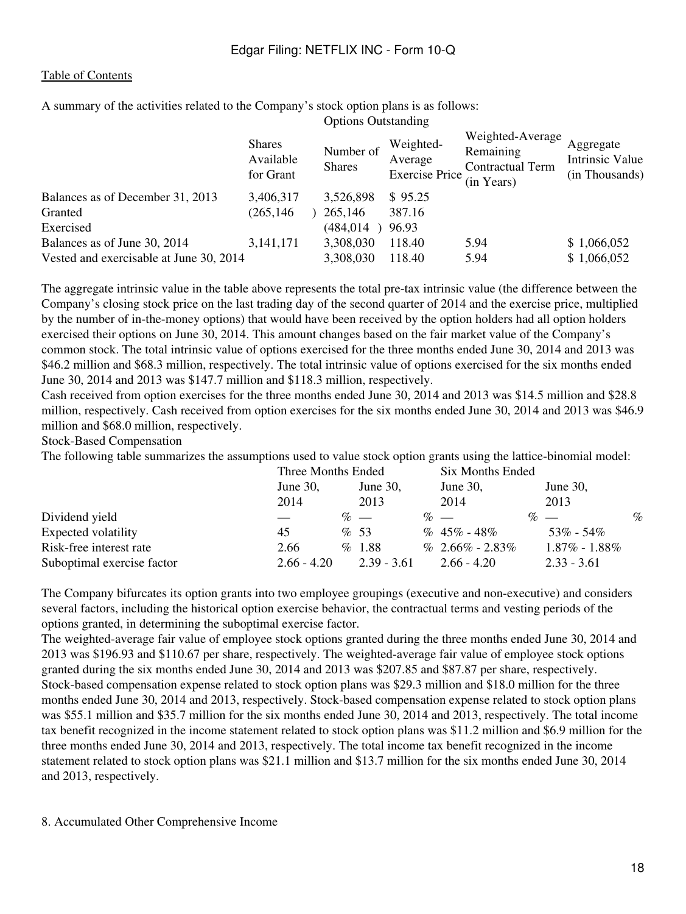[Table of Contents]

A summary of the activities related to the Company's stock option plans is as follows:

| | Shares Available for Grant | Options Outstanding | | | |
|---|---|---|---|---|---|
| | | Number of Shares | Weighted-Average Exercise Price | Weighted-Average Remaining Contractual Term (in Years) | Aggregate Intrinsic Value (in Thousands) |
| Balances as of December 31, 2013 | 3,406,317 | 3,526,898 | $ 95.25 | | |
| Granted | (265,146 ) | 265,146 | 387.16 | | |
| Exercised | | (484,014 ) | 96.93 | | |
| Balances as of June 30, 2014 | 3,141,171 | 3,308,030 | 118.40 | 5.94 | $ 1,066,052 |
| Vested and exercisable at June 30, 2014 | | 3,308,030 | 118.40 | 5.94 | $ 1,066,052 |

The aggregate intrinsic value in the table above represents the total pre-tax intrinsic value (the difference between the Company's closing stock price on the last trading day of the second quarter of 2014 and the exercise price, multiplied by the number of in-the-money options) that would have been received by the option holders had all option holders exercised their options on June 30, 2014. This amount changes based on the fair market value of the Company's common stock. The total intrinsic value of options exercised for the three months ended June 30, 2014 and 2013 was $46.2 million and $68.3 million, respectively. The total intrinsic value of options exercised for the six months ended June 30, 2014 and 2013 was $147.7 million and $118.3 million, respectively.

Cash received from option exercises for the three months ended June 30, 2014 and 2013 was $14.5 million and $28.8 million, respectively. Cash received from option exercises for the six months ended June 30, 2014 and 2013 was $46.9 million and $68.0 million, respectively.

Stock-Based Compensation

The following table summarizes the assumptions used to value stock option grants using the lattice-binomial model:

| | Three Months Ended | | Six Months Ended | |
|---|---|---|---|---|
| | June 30, 2014 | June 30, 2013 | June 30, 2014 | June 30, 2013 |
| Dividend yield | — % | — % | — % | — % |
| Expected volatility | 45 % | 53 % | 45% - 48% | 53% - 54% |
| Risk-free interest rate | 2.66 % | 1.88 % | 2.66% - 2.83% | 1.87% - 1.88% |
| Suboptimal exercise factor | 2.66 - 4.20 | 2.39 - 3.61 | 2.66 - 4.20 | 2.33 - 3.61 |

The Company bifurcates its option grants into two employee groupings (executive and non-executive) and considers several factors, including the historical option exercise behavior, the contractual terms and vesting periods of the options granted, in determining the suboptimal exercise factor.

The weighted-average fair value of employee stock options granted during the three months ended June 30, 2014 and 2013 was $196.93 and $110.67 per share, respectively. The weighted-average fair value of employee stock options granted during the six months ended June 30, 2014 and 2013 was $207.85 and $87.87 per share, respectively.

Stock-based compensation expense related to stock option plans was $29.3 million and $18.0 million for the three months ended June 30, 2014 and 2013, respectively. Stock-based compensation expense related to stock option plans was $55.1 million and $35.7 million for the six months ended June 30, 2014 and 2013, respectively. The total income tax benefit recognized in the income statement related to stock option plans was $11.2 million and $6.9 million for the three months ended June 30, 2014 and 2013, respectively. The total income tax benefit recognized in the income statement related to stock option plans was $21.1 million and $13.7 million for the six months ended June 30, 2014 and 2013, respectively.

8. Accumulated Other Comprehensive Income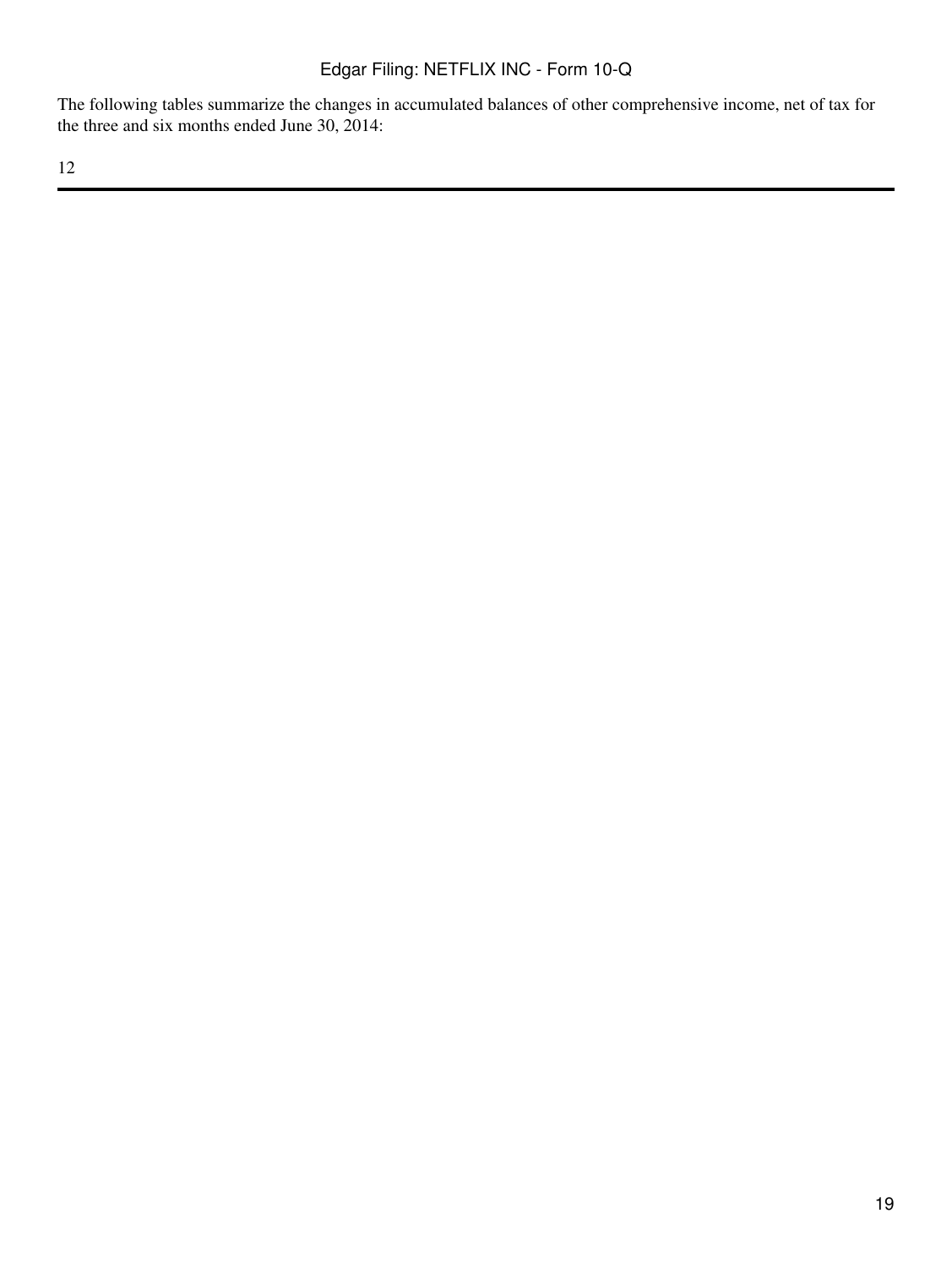The following tables summarize the changes in accumulated balances of other comprehensive income, net of tax for the three and six months ended June 30, 2014: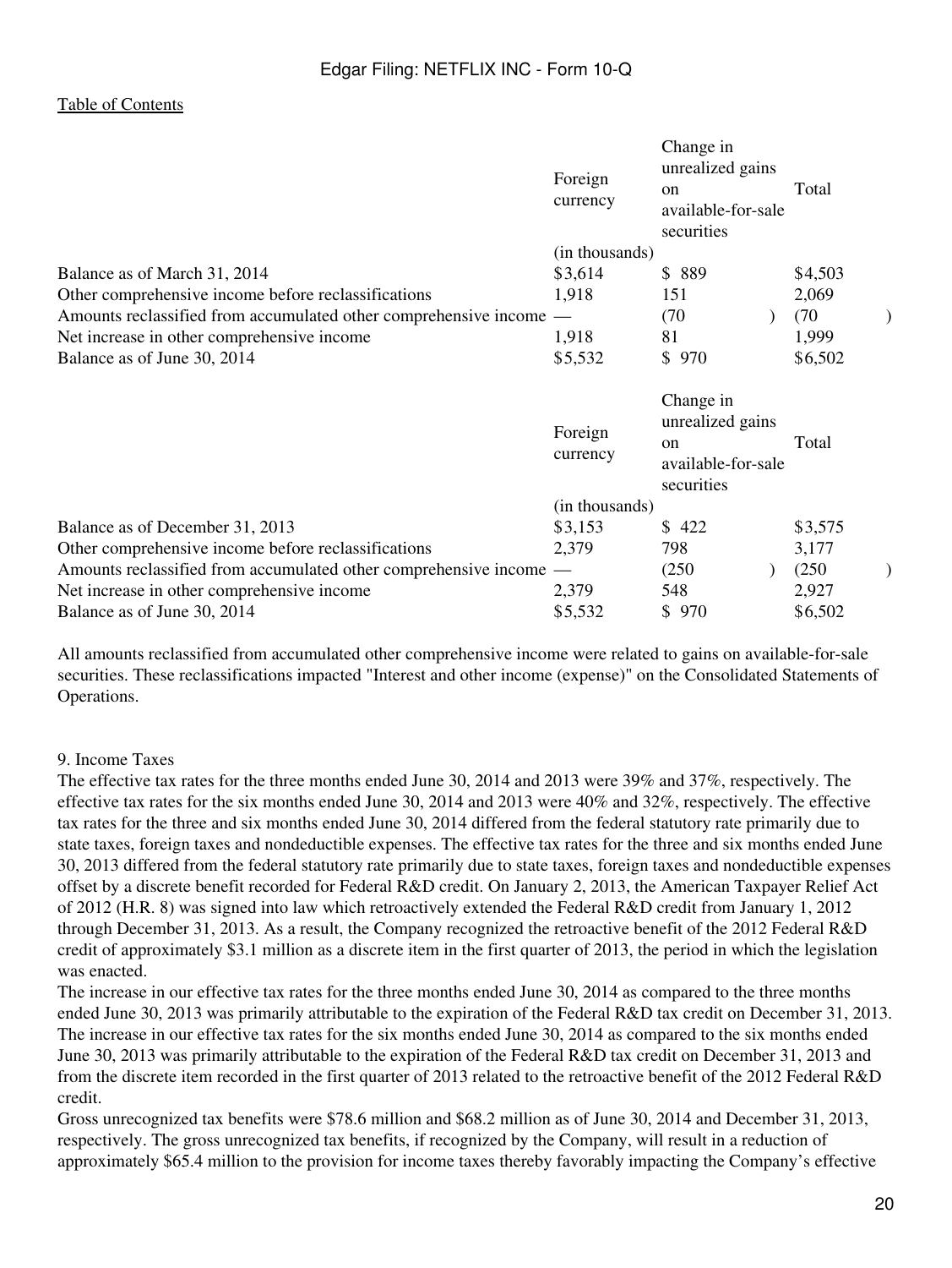| | Foreign currency | Change in unrealized gains on available-for-sale securities | Total |
|---|---|---|---|
| | (in thousands) | | |
| Balance as of March 31, 2014 | $3,614 | $ 889 | $4,503 |
| Other comprehensive income before reclassifications | 1,918 | 151 | 2,069 |
| Amounts reclassified from accumulated other comprehensive income | — | (70) | (70) |
| Net increase in other comprehensive income | 1,918 | 81 | 1,999 |
| Balance as of June 30, 2014 | $5,532 | $ 970 | $6,502 |

| | Foreign currency | Change in unrealized gains on available-for-sale securities | Total |
|---|---|---|---|
| | (in thousands) | | |
| Balance as of December 31, 2013 | $3,153 | $ 422 | $3,575 |
| Other comprehensive income before reclassifications | 2,379 | 798 | 3,177 |
| Amounts reclassified from accumulated other comprehensive income | — | (250) | (250) |
| Net increase in other comprehensive income | 2,379 | 548 | 2,927 |
| Balance as of June 30, 2014 | $5,532 | $ 970 | $6,502 |

All amounts reclassified from accumulated other comprehensive income were related to gains on available-for-sale securities. These reclassifications impacted "Interest and other income (expense)" on the Consolidated Statements of Operations.

9. Income Taxes

The effective tax rates for the three months ended June 30, 2014 and 2013 were 39% and 37%, respectively. The effective tax rates for the six months ended June 30, 2014 and 2013 were 40% and 32%, respectively. The effective tax rates for the three and six months ended June 30, 2014 differed from the federal statutory rate primarily due to state taxes, foreign taxes and nondeductible expenses. The effective tax rates for the three and six months ended June 30, 2013 differed from the federal statutory rate primarily due to state taxes, foreign taxes and nondeductible expenses offset by a discrete benefit recorded for Federal R&D credit. On January 2, 2013, the American Taxpayer Relief Act of 2012 (H.R. 8) was signed into law which retroactively extended the Federal R&D credit from January 1, 2012 through December 31, 2013. As a result, the Company recognized the retroactive benefit of the 2012 Federal R&D credit of approximately $3.1 million as a discrete item in the first quarter of 2013, the period in which the legislation was enacted.

The increase in our effective tax rates for the three months ended June 30, 2014 as compared to the three months ended June 30, 2013 was primarily attributable to the expiration of the Federal R&D tax credit on December 31, 2013. The increase in our effective tax rates for the six months ended June 30, 2014 as compared to the six months ended June 30, 2013 was primarily attributable to the expiration of the Federal R&D tax credit on December 31, 2013 and from the discrete item recorded in the first quarter of 2013 related to the retroactive benefit of the 2012 Federal R&D credit.

Gross unrecognized tax benefits were $78.6 million and $68.2 million as of June 30, 2014 and December 31, 2013, respectively. The gross unrecognized tax benefits, if recognized by the Company, will result in a reduction of approximately $65.4 million to the provision for income taxes thereby favorably impacting the Company's effective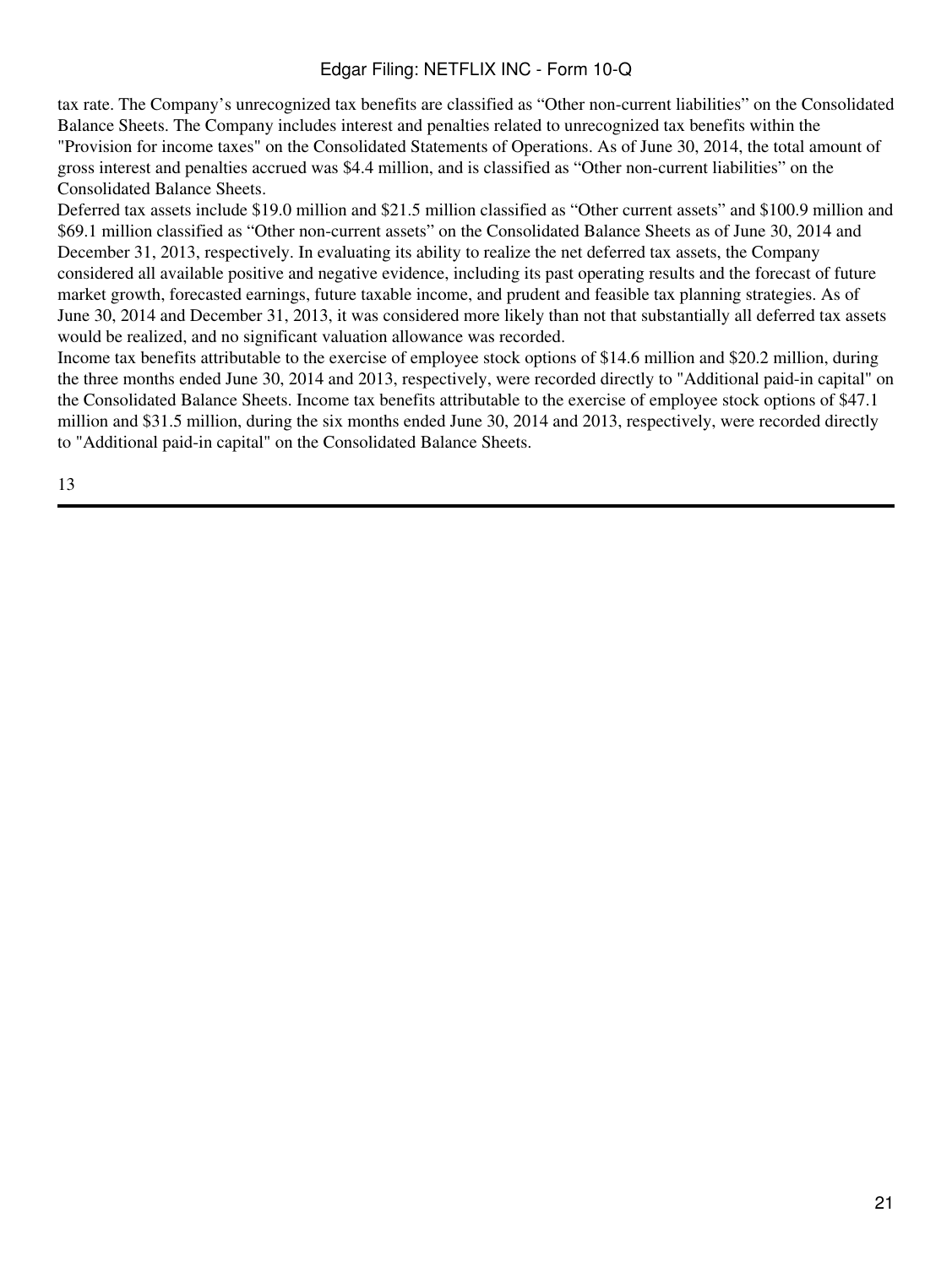tax rate. The Company's unrecognized tax benefits are classified as "Other non-current liabilities" on the Consolidated Balance Sheets. The Company includes interest and penalties related to unrecognized tax benefits within the "Provision for income taxes" on the Consolidated Statements of Operations. As of June 30, 2014, the total amount of gross interest and penalties accrued was $4.4 million, and is classified as "Other non-current liabilities" on the Consolidated Balance Sheets.

Deferred tax assets include $19.0 million and $21.5 million classified as "Other current assets" and $100.9 million and $69.1 million classified as "Other non-current assets" on the Consolidated Balance Sheets as of June 30, 2014 and December 31, 2013, respectively. In evaluating its ability to realize the net deferred tax assets, the Company considered all available positive and negative evidence, including its past operating results and the forecast of future market growth, forecasted earnings, future taxable income, and prudent and feasible tax planning strategies. As of June 30, 2014 and December 31, 2013, it was considered more likely than not that substantially all deferred tax assets would be realized, and no significant valuation allowance was recorded.

Income tax benefits attributable to the exercise of employee stock options of $14.6 million and $20.2 million, during the three months ended June 30, 2014 and 2013, respectively, were recorded directly to "Additional paid-in capital" on the Consolidated Balance Sheets. Income tax benefits attributable to the exercise of employee stock options of $47.1 million and $31.5 million, during the six months ended June 30, 2014 and 2013, respectively, were recorded directly to "Additional paid-in capital" on the Consolidated Balance Sheets.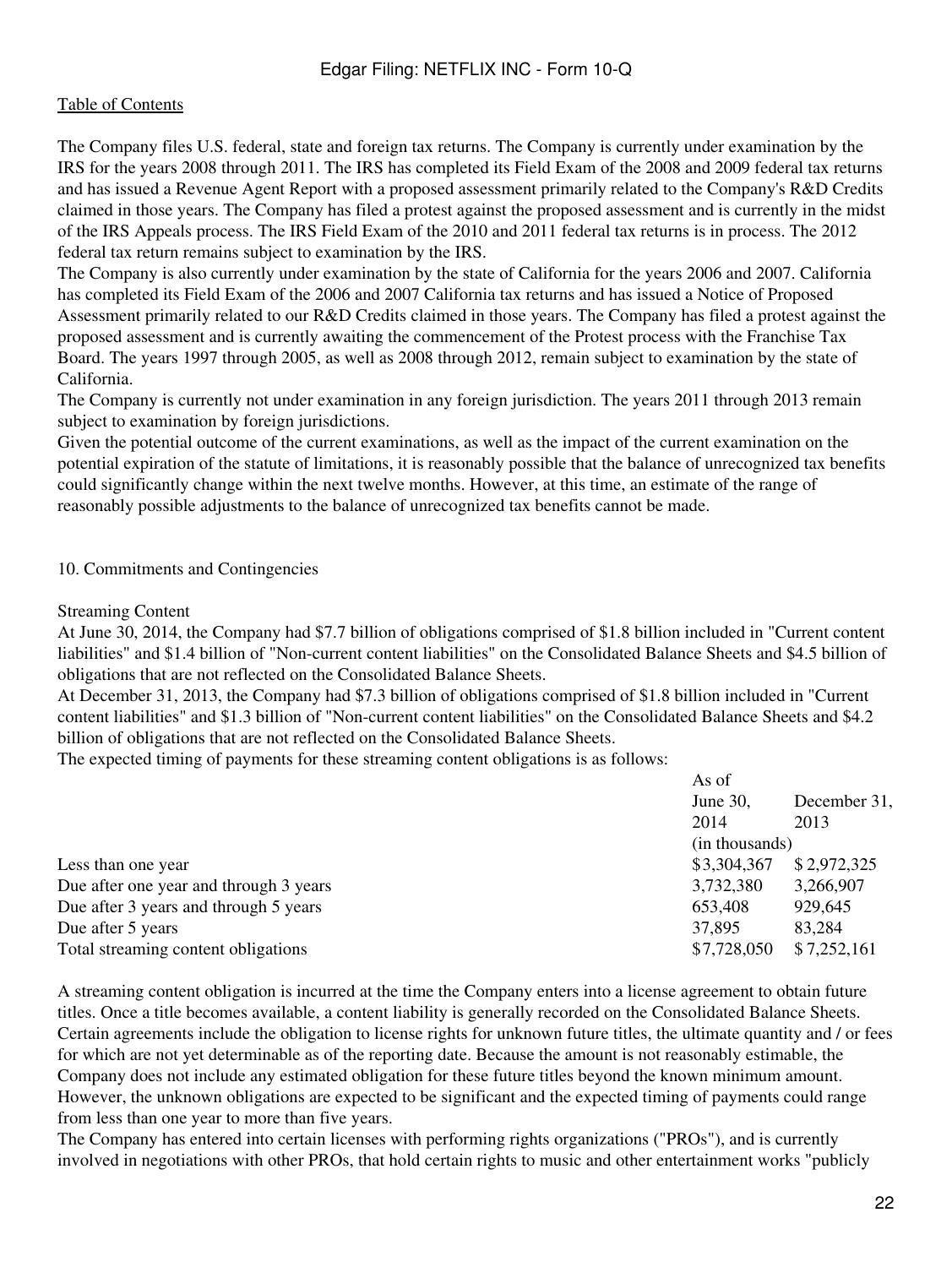[Table of Contents](#)

The Company files U.S. federal, state and foreign tax returns. The Company is currently under examination by the IRS for the years 2008 through 2011. The IRS has completed its Field Exam of the 2008 and 2009 federal tax returns and has issued a Revenue Agent Report with a proposed assessment primarily related to the Company's R&D Credits claimed in those years. The Company has filed a protest against the proposed assessment and is currently in the midst of the IRS Appeals process. The IRS Field Exam of the 2010 and 2011 federal tax returns is in process. The 2012 federal tax return remains subject to examination by the IRS.

The Company is also currently under examination by the state of California for the years 2006 and 2007. California has completed its Field Exam of the 2006 and 2007 California tax returns and has issued a Notice of Proposed Assessment primarily related to our R&D Credits claimed in those years. The Company has filed a protest against the proposed assessment and is currently awaiting the commencement of the Protest process with the Franchise Tax Board. The years 1997 through 2005, as well as 2008 through 2012, remain subject to examination by the state of California.

The Company is currently not under examination in any foreign jurisdiction. The years 2011 through 2013 remain subject to examination by foreign jurisdictions.

Given the potential outcome of the current examinations, as well as the impact of the current examination on the potential expiration of the statute of limitations, it is reasonably possible that the balance of unrecognized tax benefits could significantly change within the next twelve months. However, at this time, an estimate of the range of reasonably possible adjustments to the balance of unrecognized tax benefits cannot be made.

## 10. Commitments and Contingencies

### Streaming Content

At June 30, 2014, the Company had $7.7 billion of obligations comprised of $1.8 billion included in "Current content liabilities" and $1.4 billion of "Non-current content liabilities" on the Consolidated Balance Sheets and $4.5 billion of obligations that are not reflected on the Consolidated Balance Sheets.

At December 31, 2013, the Company had $7.3 billion of obligations comprised of $1.8 billion included in "Current content liabilities" and $1.3 billion of "Non-current content liabilities" on the Consolidated Balance Sheets and $4.2 billion of obligations that are not reflected on the Consolidated Balance Sheets.

The expected timing of payments for these streaming content obligations is as follows:

| | As of | |
|---|---|---|
| | June 30, 2014 | December 31, 2013 |
| | (in thousands) | |
| Less than one year | $3,304,367 | $ 2,972,325 |
| Due after one year and through 3 years | 3,732,380 | 3,266,907 |
| Due after 3 years and through 5 years | 653,408 | 929,645 |
| Due after 5 years | 37,895 | 83,284 |
| Total streaming content obligations | $7,728,050 | $ 7,252,161 |

A streaming content obligation is incurred at the time the Company enters into a license agreement to obtain future titles. Once a title becomes available, a content liability is generally recorded on the Consolidated Balance Sheets. Certain agreements include the obligation to license rights for unknown future titles, the ultimate quantity and / or fees for which are not yet determinable as of the reporting date. Because the amount is not reasonably estimable, the Company does not include any estimated obligation for these future titles beyond the known minimum amount. However, the unknown obligations are expected to be significant and the expected timing of payments could range from less than one year to more than five years.

The Company has entered into certain licenses with performing rights organizations ("PROs"), and is currently involved in negotiations with other PROs, that hold certain rights to music and other entertainment works "publicly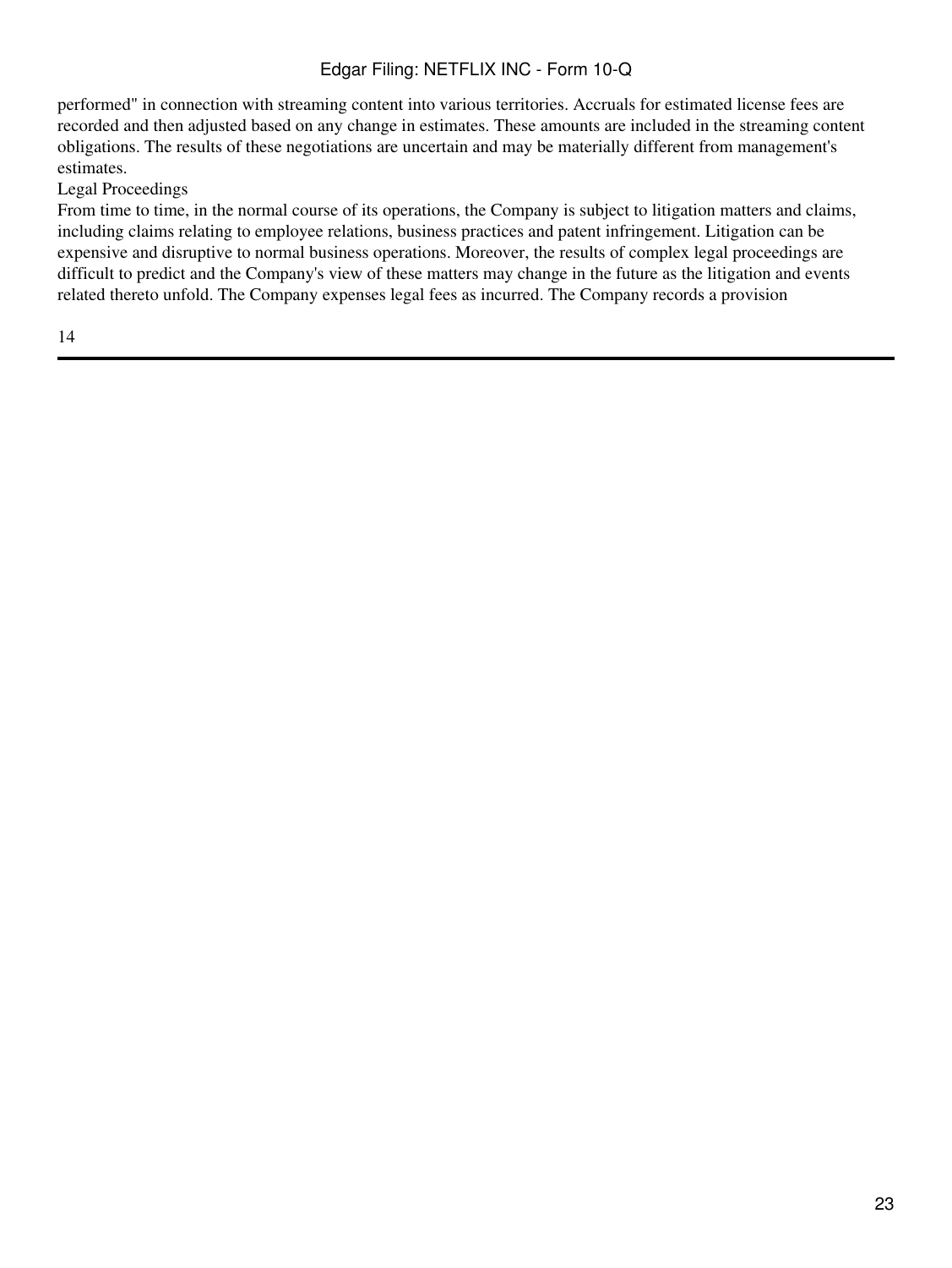performed" in connection with streaming content into various territories. Accruals for estimated license fees are recorded and then adjusted based on any change in estimates. These amounts are included in the streaming content obligations. The results of these negotiations are uncertain and may be materially different from management's estimates.

Legal Proceedings

From time to time, in the normal course of its operations, the Company is subject to litigation matters and claims, including claims relating to employee relations, business practices and patent infringement. Litigation can be expensive and disruptive to normal business operations. Moreover, the results of complex legal proceedings are difficult to predict and the Company's view of these matters may change in the future as the litigation and events related thereto unfold. The Company expenses legal fees as incurred. The Company records a provision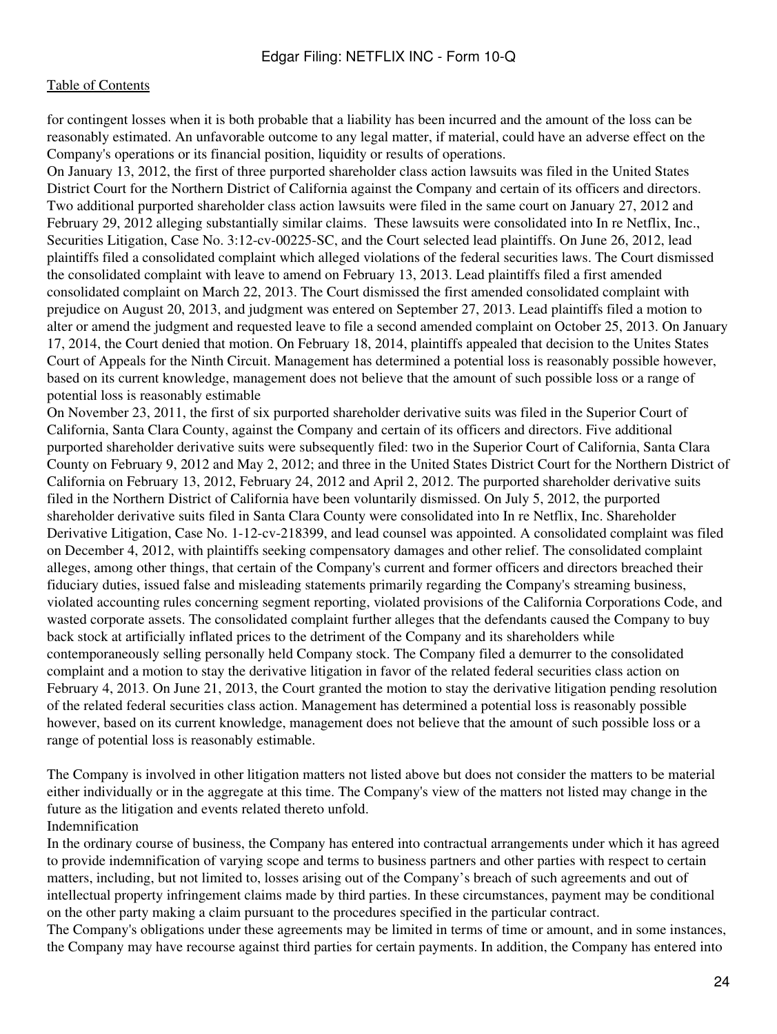for contingent losses when it is both probable that a liability has been incurred and the amount of the loss can be reasonably estimated. An unfavorable outcome to any legal matter, if material, could have an adverse effect on the Company's operations or its financial position, liquidity or results of operations.

On January 13, 2012, the first of three purported shareholder class action lawsuits was filed in the United States District Court for the Northern District of California against the Company and certain of its officers and directors. Two additional purported shareholder class action lawsuits were filed in the same court on January 27, 2012 and February 29, 2012 alleging substantially similar claims. These lawsuits were consolidated into In re Netflix, Inc., Securities Litigation, Case No. 3:12-cv-00225-SC, and the Court selected lead plaintiffs. On June 26, 2012, lead plaintiffs filed a consolidated complaint which alleged violations of the federal securities laws. The Court dismissed the consolidated complaint with leave to amend on February 13, 2013. Lead plaintiffs filed a first amended consolidated complaint on March 22, 2013. The Court dismissed the first amended consolidated complaint with prejudice on August 20, 2013, and judgment was entered on September 27, 2013. Lead plaintiffs filed a motion to alter or amend the judgment and requested leave to file a second amended complaint on October 25, 2013. On January 17, 2014, the Court denied that motion. On February 18, 2014, plaintiffs appealed that decision to the Unites States Court of Appeals for the Ninth Circuit. Management has determined a potential loss is reasonably possible however, based on its current knowledge, management does not believe that the amount of such possible loss or a range of potential loss is reasonably estimable

On November 23, 2011, the first of six purported shareholder derivative suits was filed in the Superior Court of California, Santa Clara County, against the Company and certain of its officers and directors. Five additional purported shareholder derivative suits were subsequently filed: two in the Superior Court of California, Santa Clara County on February 9, 2012 and May 2, 2012; and three in the United States District Court for the Northern District of California on February 13, 2012, February 24, 2012 and April 2, 2012. The purported shareholder derivative suits filed in the Northern District of California have been voluntarily dismissed. On July 5, 2012, the purported shareholder derivative suits filed in Santa Clara County were consolidated into In re Netflix, Inc. Shareholder Derivative Litigation, Case No. 1-12-cv-218399, and lead counsel was appointed. A consolidated complaint was filed on December 4, 2012, with plaintiffs seeking compensatory damages and other relief. The consolidated complaint alleges, among other things, that certain of the Company's current and former officers and directors breached their fiduciary duties, issued false and misleading statements primarily regarding the Company's streaming business, violated accounting rules concerning segment reporting, violated provisions of the California Corporations Code, and wasted corporate assets. The consolidated complaint further alleges that the defendants caused the Company to buy back stock at artificially inflated prices to the detriment of the Company and its shareholders while contemporaneously selling personally held Company stock. The Company filed a demurrer to the consolidated complaint and a motion to stay the derivative litigation in favor of the related federal securities class action on February 4, 2013. On June 21, 2013, the Court granted the motion to stay the derivative litigation pending resolution of the related federal securities class action. Management has determined a potential loss is reasonably possible however, based on its current knowledge, management does not believe that the amount of such possible loss or a range of potential loss is reasonably estimable.

The Company is involved in other litigation matters not listed above but does not consider the matters to be material either individually or in the aggregate at this time. The Company's view of the matters not listed may change in the future as the litigation and events related thereto unfold.

Indemnification

In the ordinary course of business, the Company has entered into contractual arrangements under which it has agreed to provide indemnification of varying scope and terms to business partners and other parties with respect to certain matters, including, but not limited to, losses arising out of the Company's breach of such agreements and out of intellectual property infringement claims made by third parties. In these circumstances, payment may be conditional on the other party making a claim pursuant to the procedures specified in the particular contract.

The Company's obligations under these agreements may be limited in terms of time or amount, and in some instances, the Company may have recourse against third parties for certain payments. In addition, the Company has entered into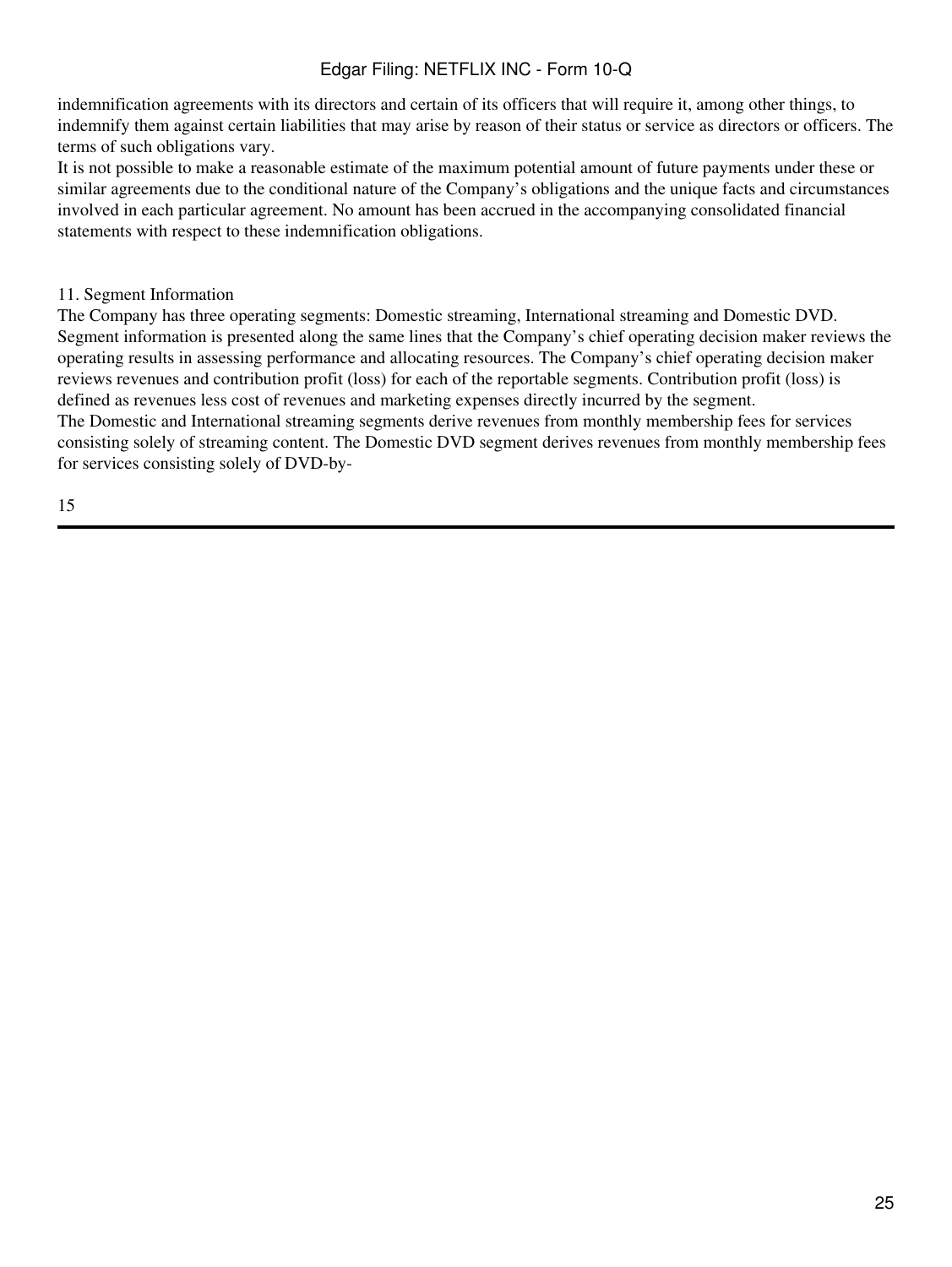indemnification agreements with its directors and certain of its officers that will require it, among other things, to indemnify them against certain liabilities that may arise by reason of their status or service as directors or officers. The terms of such obligations vary.

It is not possible to make a reasonable estimate of the maximum potential amount of future payments under these or similar agreements due to the conditional nature of the Company's obligations and the unique facts and circumstances involved in each particular agreement. No amount has been accrued in the accompanying consolidated financial statements with respect to these indemnification obligations.

## 11. Segment Information

The Company has three operating segments: Domestic streaming, International streaming and Domestic DVD. Segment information is presented along the same lines that the Company's chief operating decision maker reviews the operating results in assessing performance and allocating resources. The Company's chief operating decision maker reviews revenues and contribution profit (loss) for each of the reportable segments. Contribution profit (loss) is defined as revenues less cost of revenues and marketing expenses directly incurred by the segment.

The Domestic and International streaming segments derive revenues from monthly membership fees for services consisting solely of streaming content. The Domestic DVD segment derives revenues from monthly membership fees for services consisting solely of DVD-by-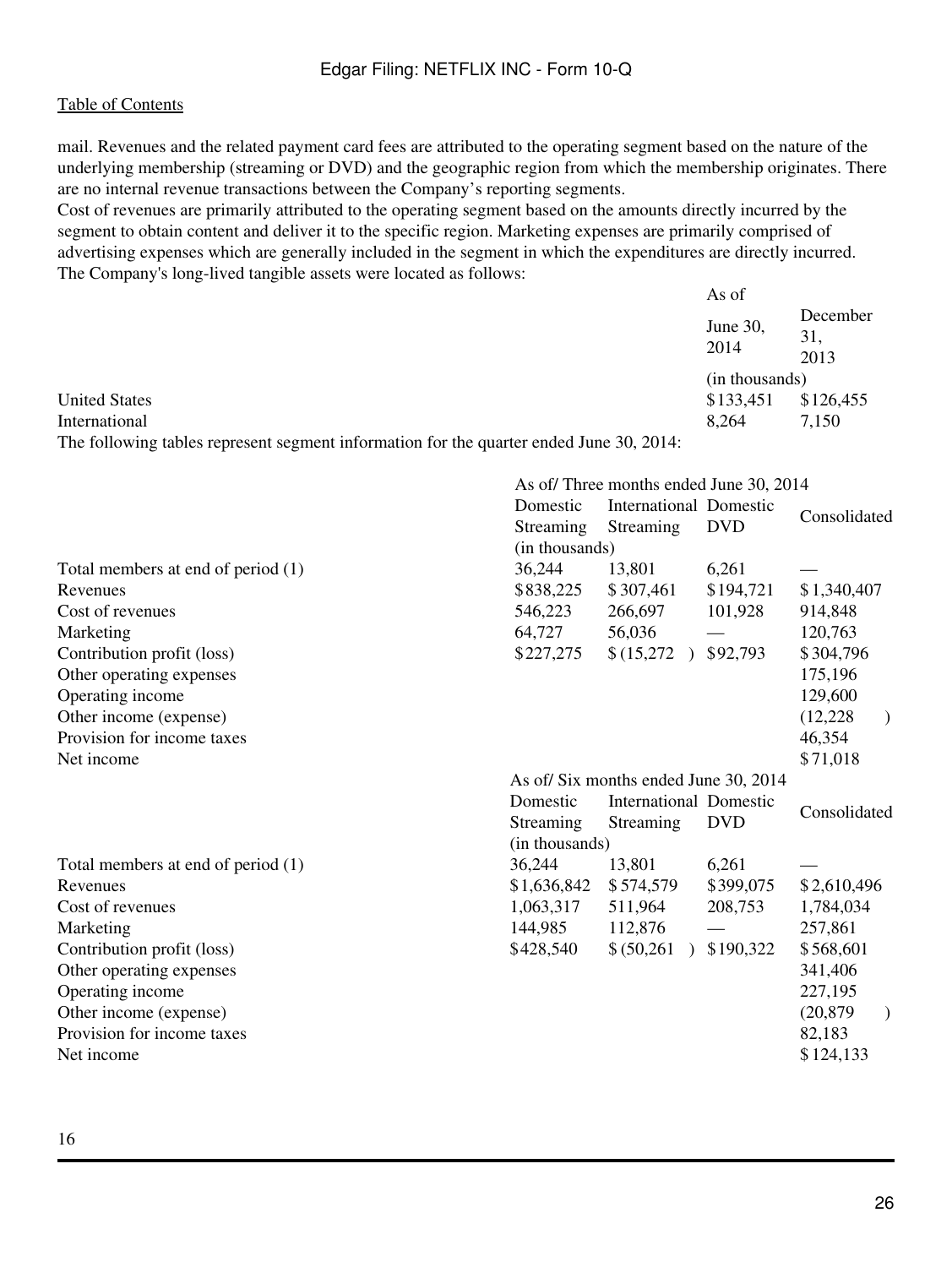mail. Revenues and the related payment card fees are attributed to the operating segment based on the nature of the underlying membership (streaming or DVD) and the geographic region from which the membership originates. There are no internal revenue transactions between the Company's reporting segments.

Cost of revenues are primarily attributed to the operating segment based on the amounts directly incurred by the segment to obtain content and deliver it to the specific region. Marketing expenses are primarily comprised of advertising expenses which are generally included in the segment in which the expenditures are directly incurred.

The Company's long-lived tangible assets were located as follows:

| | As of | |
|---|---|---|
| | June 30, 2014 | December 31, 2013 |
| | (in thousands) | |
| United States | $133,451 | $126,455 |
| International | 8,264 | 7,150 |

The following tables represent segment information for the quarter ended June 30, 2014:

| | As of/ Three months ended June 30, 2014 | | | |
|---|---|---|---|---|
| | Domestic Streaming | International Streaming | Domestic DVD | Consolidated |
| | (in thousands) | | | |
| Total members at end of period (1) | 36,244 | 13,801 | 6,261 | — |
| Revenues | $838,225 | $307,461 | $194,721 | $1,340,407 |
| Cost of revenues | 546,223 | 266,697 | 101,928 | 914,848 |
| Marketing | 64,727 | 56,036 | — | 120,763 |
| Contribution profit (loss) | $227,275 | $(15,272) | $92,793 | $304,796 |
| Other operating expenses | | | | 175,196 |
| Operating income | | | | 129,600 |
| Other income (expense) | | | | (12,228) |
| Provision for income taxes | | | | 46,354 |
| Net income | | | | $71,018 |

| | As of/ Six months ended June 30, 2014 | | | |
|---|---|---|---|---|
| | Domestic Streaming | International Streaming | Domestic DVD | Consolidated |
| | (in thousands) | | | |
| Total members at end of period (1) | 36,244 | 13,801 | 6,261 | — |
| Revenues | $1,636,842 | $574,579 | $399,075 | $2,610,496 |
| Cost of revenues | 1,063,317 | 511,964 | 208,753 | 1,784,034 |
| Marketing | 144,985 | 112,876 | — | 257,861 |
| Contribution profit (loss) | $428,540 | $(50,261) | $190,322 | $568,601 |
| Other operating expenses | | | | 341,406 |
| Operating income | | | | 227,195 |
| Other income (expense) | | | | (20,879) |
| Provision for income taxes | | | | 82,183 |
| Net income | | | | $124,133 |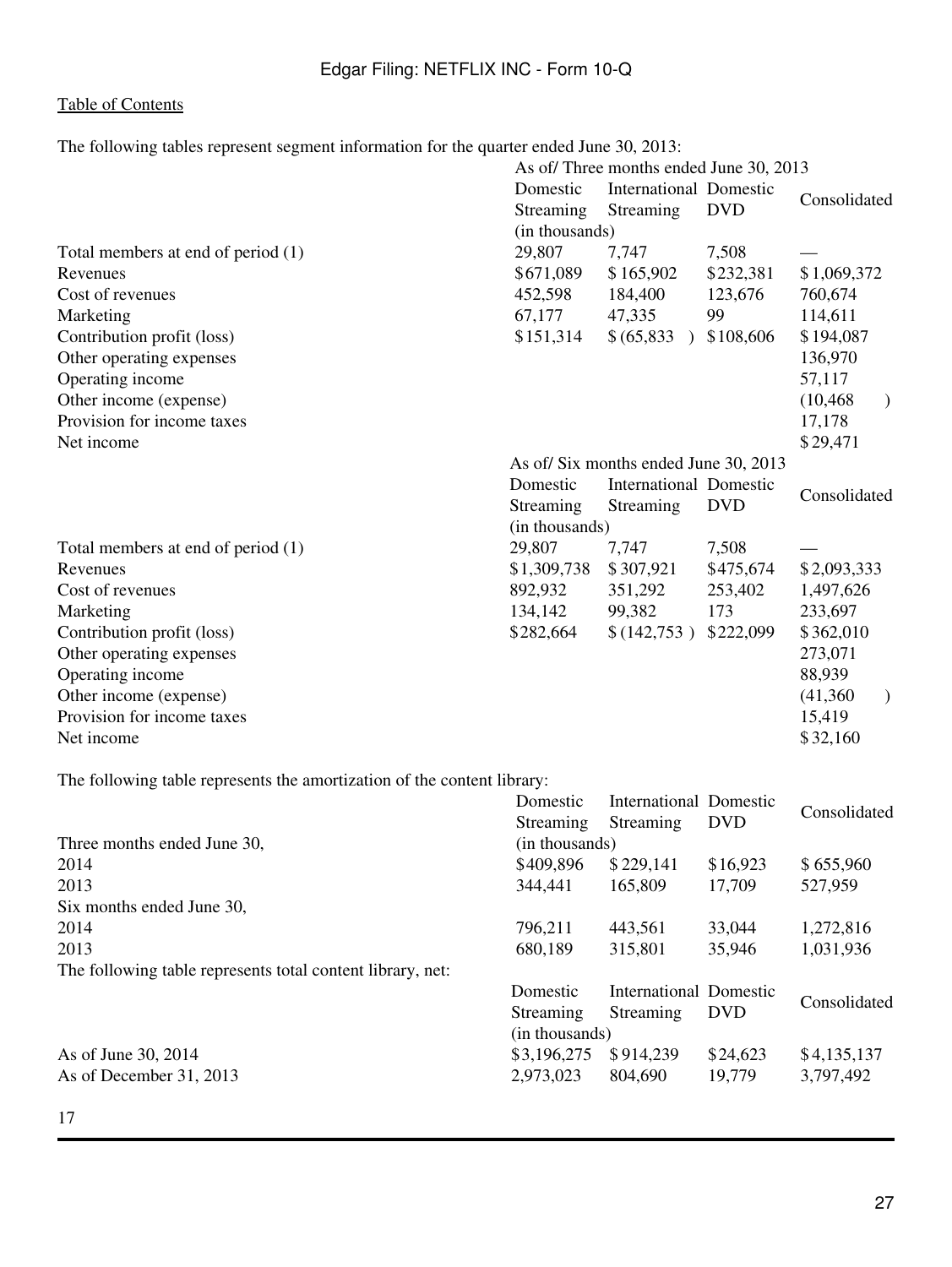[Table of Contents](#)

The following tables represent segment information for the quarter ended June 30, 2013:

| | As of/ Three months ended June 30, 2013 | | | |
|---|---|---|---|---|
| | Domestic Streaming | International Streaming | Domestic DVD | Consolidated |
| | (in thousands) | | | |
| Total members at end of period (1) | 29,807 | 7,747 | 7,508 | — |
| Revenues | $671,089 | $165,902 | $232,381 | $1,069,372 |
| Cost of revenues | 452,598 | 184,400 | 123,676 | 760,674 |
| Marketing | 67,177 | 47,335 | 99 | 114,611 |
| Contribution profit (loss) | $151,314 | $(65,833) | $108,606 | $194,087 |
| Other operating expenses | | | | 136,970 |
| Operating income | | | | 57,117 |
| Other income (expense) | | | | (10,468) |
| Provision for income taxes | | | | 17,178 |
| Net income | | | | $29,471 |

| | As of/ Six months ended June 30, 2013 | | | |
|---|---|---|---|---|
| | Domestic Streaming | International Streaming | Domestic DVD | Consolidated |
| | (in thousands) | | | |
| Total members at end of period (1) | 29,807 | 7,747 | 7,508 | — |
| Revenues | $1,309,738 | $307,921 | $475,674 | $2,093,333 |
| Cost of revenues | 892,932 | 351,292 | 253,402 | 1,497,626 |
| Marketing | 134,142 | 99,382 | 173 | 233,697 |
| Contribution profit (loss) | $282,664 | $(142,753) | $222,099 | $362,010 |
| Other operating expenses | | | | 273,071 |
| Operating income | | | | 88,939 |
| Other income (expense) | | | | (41,360) |
| Provision for income taxes | | | | 15,419 |
| Net income | | | | $32,160 |

The following table represents the amortization of the content library:

| | Domestic Streaming | International Streaming | Domestic DVD | Consolidated |
|---|---|---|---|---|
| Three months ended June 30, | (in thousands) | | | |
| 2014 | $409,896 | $229,141 | $16,923 | $655,960 |
| 2013 | 344,441 | 165,809 | 17,709 | 527,959 |
| Six months ended June 30, | | | | |
| 2014 | 796,211 | 443,561 | 33,044 | 1,272,816 |
| 2013 | 680,189 | 315,801 | 35,946 | 1,031,936 |

The following table represents total content library, net:

| | Domestic Streaming | International Streaming | Domestic DVD | Consolidated |
|---|---|---|---|---|
| | (in thousands) | | | |
| As of June 30, 2014 | $3,196,275 | $914,239 | $24,623 | $4,135,137 |
| As of December 31, 2013 | 2,973,023 | 804,690 | 19,779 | 3,797,492 |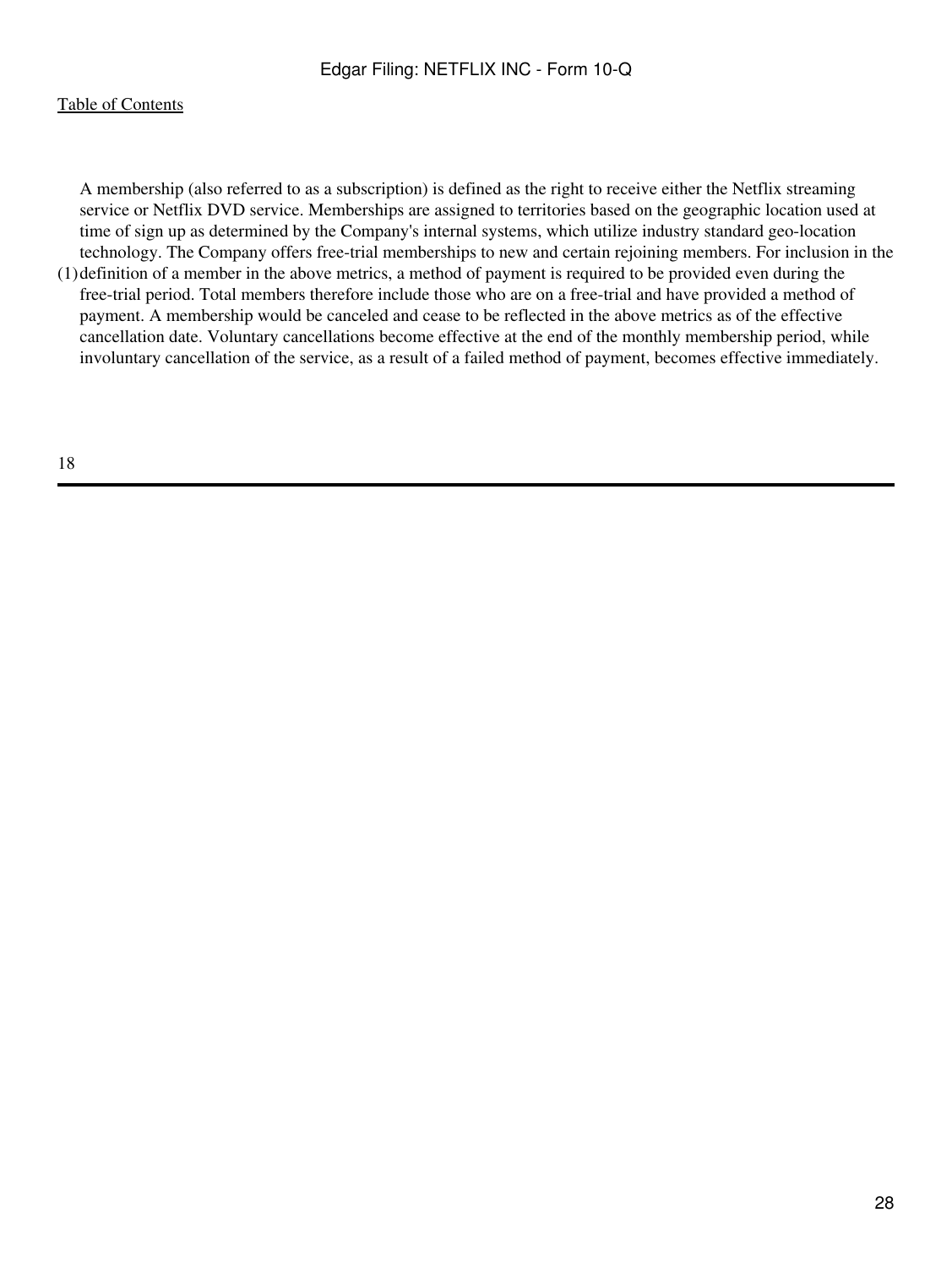(1) A membership (also referred to as a subscription) is defined as the right to receive either the Netflix streaming service or Netflix DVD service. Memberships are assigned to territories based on the geographic location used at time of sign up as determined by the Company's internal systems, which utilize industry standard geo-location technology. The Company offers free-trial memberships to new and certain rejoining members. For inclusion in the definition of a member in the above metrics, a method of payment is required to be provided even during the free-trial period. Total members therefore include those who are on a free-trial and have provided a method of payment. A membership would be canceled and cease to be reflected in the above metrics as of the effective cancellation date. Voluntary cancellations become effective at the end of the monthly membership period, while involuntary cancellation of the service, as a result of a failed method of payment, becomes effective immediately.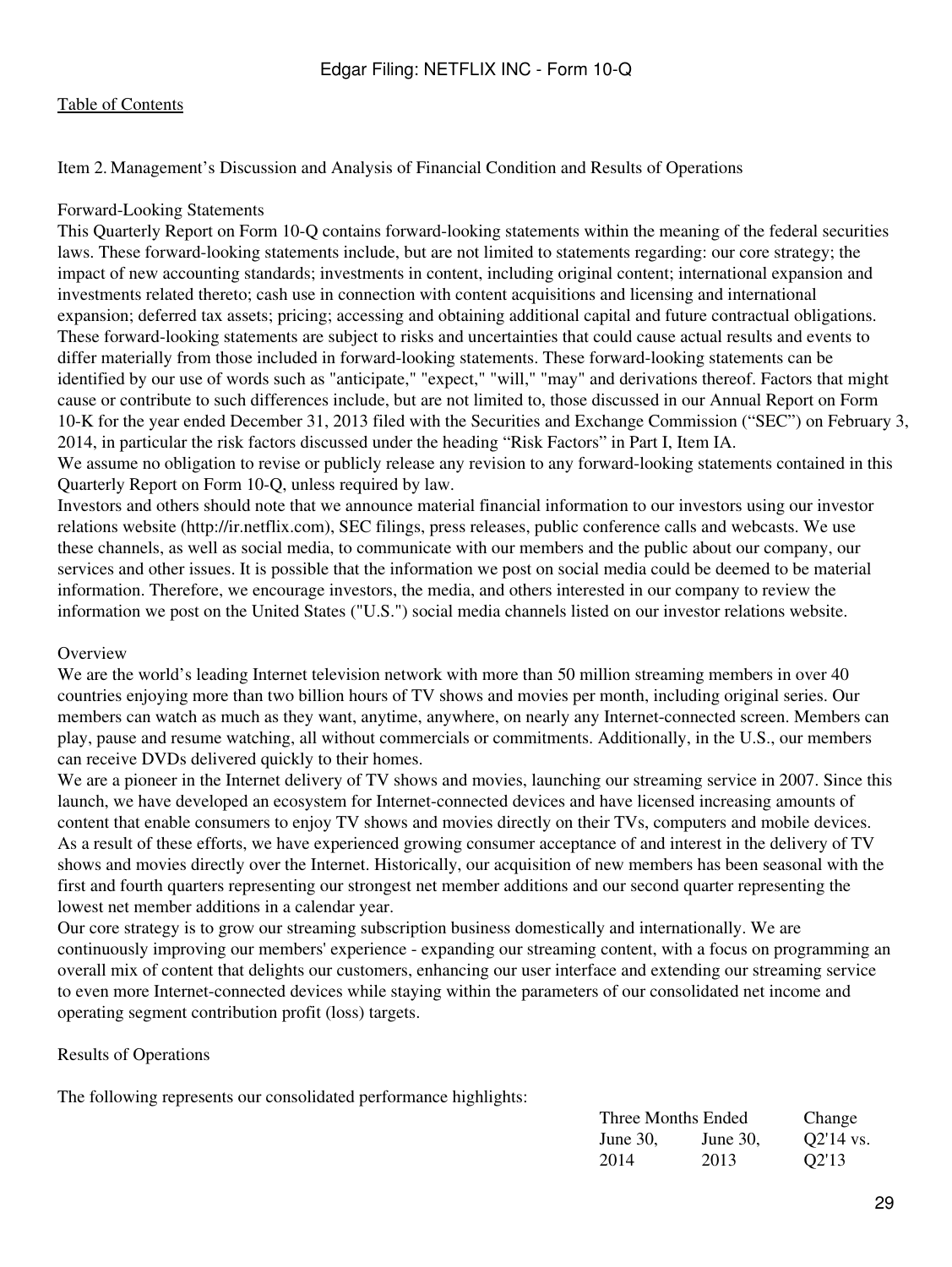[Table of Contents]

## Item 2. Management's Discussion and Analysis of Financial Condition and Results of Operations

### Forward-Looking Statements

This Quarterly Report on Form 10-Q contains forward-looking statements within the meaning of the federal securities laws. These forward-looking statements include, but are not limited to statements regarding: our core strategy; the impact of new accounting standards; investments in content, including original content; international expansion and investments related thereto; cash use in connection with content acquisitions and licensing and international expansion; deferred tax assets; pricing; accessing and obtaining additional capital and future contractual obligations. These forward-looking statements are subject to risks and uncertainties that could cause actual results and events to differ materially from those included in forward-looking statements. These forward-looking statements can be identified by our use of words such as "anticipate," "expect," "will," "may" and derivations thereof. Factors that might cause or contribute to such differences include, but are not limited to, those discussed in our Annual Report on Form 10-K for the year ended December 31, 2013 filed with the Securities and Exchange Commission ("SEC") on February 3, 2014, in particular the risk factors discussed under the heading "Risk Factors" in Part I, Item IA.

We assume no obligation to revise or publicly release any revision to any forward-looking statements contained in this Quarterly Report on Form 10-Q, unless required by law.

Investors and others should note that we announce material financial information to our investors using our investor relations website (http://ir.netflix.com), SEC filings, press releases, public conference calls and webcasts. We use these channels, as well as social media, to communicate with our members and the public about our company, our services and other issues. It is possible that the information we post on social media could be deemed to be material information. Therefore, we encourage investors, the media, and others interested in our company to review the information we post on the United States ("U.S.") social media channels listed on our investor relations website.

### Overview

We are the world's leading Internet television network with more than 50 million streaming members in over 40 countries enjoying more than two billion hours of TV shows and movies per month, including original series. Our members can watch as much as they want, anytime, anywhere, on nearly any Internet-connected screen. Members can play, pause and resume watching, all without commercials or commitments. Additionally, in the U.S., our members can receive DVDs delivered quickly to their homes.

We are a pioneer in the Internet delivery of TV shows and movies, launching our streaming service in 2007. Since this launch, we have developed an ecosystem for Internet-connected devices and have licensed increasing amounts of content that enable consumers to enjoy TV shows and movies directly on their TVs, computers and mobile devices. As a result of these efforts, we have experienced growing consumer acceptance of and interest in the delivery of TV shows and movies directly over the Internet. Historically, our acquisition of new members has been seasonal with the first and fourth quarters representing our strongest net member additions and our second quarter representing the lowest net member additions in a calendar year.

Our core strategy is to grow our streaming subscription business domestically and internationally. We are continuously improving our members' experience - expanding our streaming content, with a focus on programming an overall mix of content that delights our customers, enhancing our user interface and extending our streaming service to even more Internet-connected devices while staying within the parameters of our consolidated net income and operating segment contribution profit (loss) targets.

### Results of Operations

The following represents our consolidated performance highlights:

| | Three Months Ended | | Change |
|---|---|---|---|
| | June 30, 2014 | June 30, 2013 | Q2'14 vs. Q2'13 |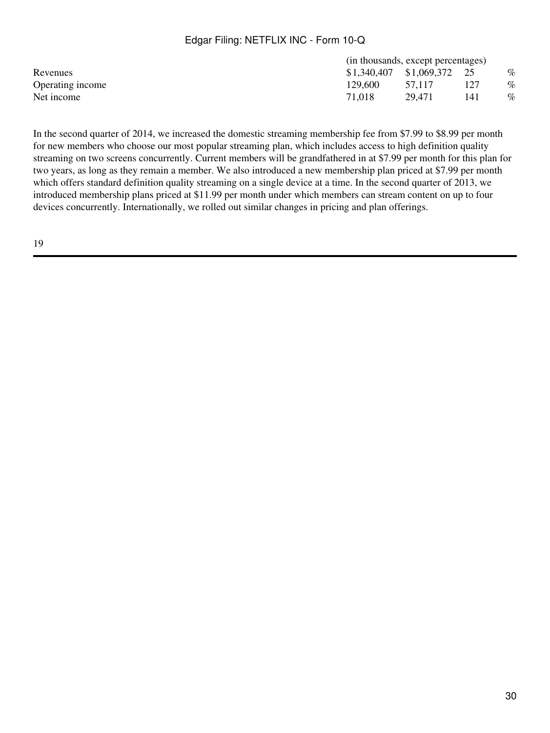| | (in thousands, except percentages) | | | |
|---|---|---|---|---|
| Revenues | $1,340,407 | $1,069,372 | 25 | % |
| Operating income | 129,600 | 57,117 | 127 | % |
| Net income | 71,018 | 29,471 | 141 | % |

In the second quarter of 2014, we increased the domestic streaming membership fee from $7.99 to $8.99 per month for new members who choose our most popular streaming plan, which includes access to high definition quality streaming on two screens concurrently. Current members will be grandfathered in at $7.99 per month for this plan for two years, as long as they remain a member. We also introduced a new membership plan priced at $7.99 per month which offers standard definition quality streaming on a single device at a time. In the second quarter of 2013, we introduced membership plans priced at $11.99 per month under which members can stream content on up to four devices concurrently. Internationally, we rolled out similar changes in pricing and plan offerings.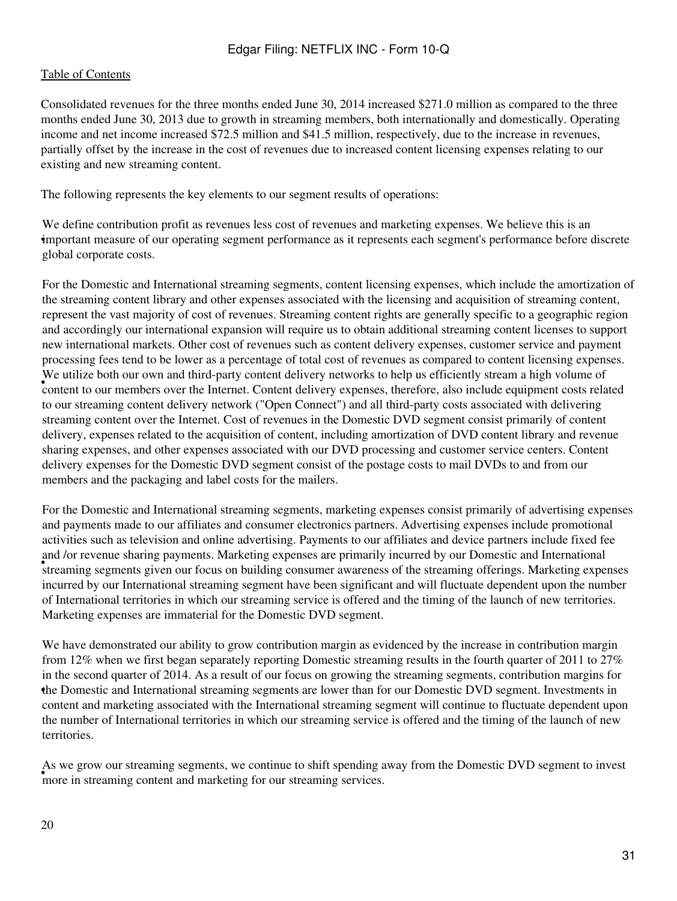Consolidated revenues for the three months ended June 30, 2014 increased $271.0 million as compared to the three months ended June 30, 2013 due to growth in streaming members, both internationally and domestically. Operating income and net income increased $72.5 million and $41.5 million, respectively, due to the increase in revenues, partially offset by the increase in the cost of revenues due to increased content licensing expenses relating to our existing and new streaming content.

The following represents the key elements to our segment results of operations:

- We define contribution profit as revenues less cost of revenues and marketing expenses. We believe this is an important measure of our operating segment performance as it represents each segment's performance before discrete global corporate costs.

- For the Domestic and International streaming segments, content licensing expenses, which include the amortization of the streaming content library and other expenses associated with the licensing and acquisition of streaming content, represent the vast majority of cost of revenues. Streaming content rights are generally specific to a geographic region and accordingly our international expansion will require us to obtain additional streaming content licenses to support new international markets. Other cost of revenues such as content delivery expenses, customer service and payment processing fees tend to be lower as a percentage of total cost of revenues as compared to content licensing expenses. We utilize both our own and third-party content delivery networks to help us efficiently stream a high volume of content to our members over the Internet. Content delivery expenses, therefore, also include equipment costs related to our streaming content delivery network ("Open Connect") and all third-party costs associated with delivering streaming content over the Internet. Cost of revenues in the Domestic DVD segment consist primarily of content delivery, expenses related to the acquisition of content, including amortization of DVD content library and revenue sharing expenses, and other expenses associated with our DVD processing and customer service centers. Content delivery expenses for the Domestic DVD segment consist of the postage costs to mail DVDs to and from our members and the packaging and label costs for the mailers.

- For the Domestic and International streaming segments, marketing expenses consist primarily of advertising expenses and payments made to our affiliates and consumer electronics partners. Advertising expenses include promotional activities such as television and online advertising. Payments to our affiliates and device partners include fixed fee and /or revenue sharing payments. Marketing expenses are primarily incurred by our Domestic and International streaming segments given our focus on building consumer awareness of the streaming offerings. Marketing expenses incurred by our International streaming segment have been significant and will fluctuate dependent upon the number of International territories in which our streaming service is offered and the timing of the launch of new territories. Marketing expenses are immaterial for the Domestic DVD segment.

- We have demonstrated our ability to grow contribution margin as evidenced by the increase in contribution margin from 12% when we first began separately reporting Domestic streaming results in the fourth quarter of 2011 to 27% in the second quarter of 2014. As a result of our focus on growing the streaming segments, contribution margins for the Domestic and International streaming segments are lower than for our Domestic DVD segment. Investments in content and marketing associated with the International streaming segment will continue to fluctuate dependent upon the number of International territories in which our streaming service is offered and the timing of the launch of new territories.

- As we grow our streaming segments, we continue to shift spending away from the Domestic DVD segment to invest more in streaming content and marketing for our streaming services.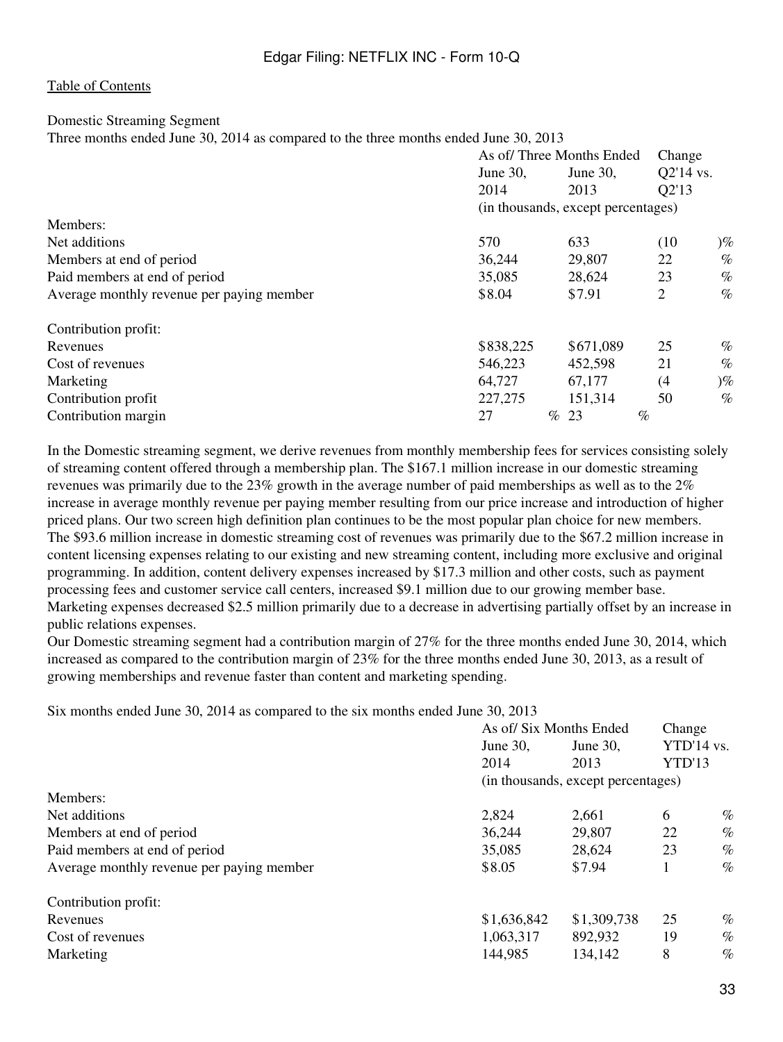Domestic Streaming Segment

Three months ended June 30, 2014 as compared to the three months ended June 30, 2013

| | As of/ Three Months Ended | | Change |
|---|---|---|---|
| | June 30, 2014 | June 30, 2013 | Q2'14 vs. Q2'13 |
| | (in thousands, except percentages) | | |
| Members: | | | |
| Net additions | 570 | 633 | (10)% |
| Members at end of period | 36,244 | 29,807 | 22% |
| Paid members at end of period | 35,085 | 28,624 | 23% |
| Average monthly revenue per paying member | $8.04 | $7.91 | 2% |
| Contribution profit: | | | |
| Revenues | $838,225 | $671,089 | 25% |
| Cost of revenues | 546,223 | 452,598 | 21% |
| Marketing | 64,727 | 67,177 | (4)% |
| Contribution profit | 227,275 | 151,314 | 50% |
| Contribution margin | 27% | 23% | |

In the Domestic streaming segment, we derive revenues from monthly membership fees for services consisting solely of streaming content offered through a membership plan. The $167.1 million increase in our domestic streaming revenues was primarily due to the 23% growth in the average number of paid memberships as well as to the 2% increase in average monthly revenue per paying member resulting from our price increase and introduction of higher priced plans. Our two screen high definition plan continues to be the most popular plan choice for new members. The $93.6 million increase in domestic streaming cost of revenues was primarily due to the $67.2 million increase in content licensing expenses relating to our existing and new streaming content, including more exclusive and original programming. In addition, content delivery expenses increased by $17.3 million and other costs, such as payment processing fees and customer service call centers, increased $9.1 million due to our growing member base. Marketing expenses decreased $2.5 million primarily due to a decrease in advertising partially offset by an increase in public relations expenses.

Our Domestic streaming segment had a contribution margin of 27% for the three months ended June 30, 2014, which increased as compared to the contribution margin of 23% for the three months ended June 30, 2013, as a result of growing memberships and revenue faster than content and marketing spending.

Six months ended June 30, 2014 as compared to the six months ended June 30, 2013

| | As of/ Six Months Ended | | Change |
|---|---|---|---|
| | June 30, 2014 | June 30, 2013 | YTD'14 vs. YTD'13 |
| | (in thousands, except percentages) | | |
| Members: | | | |
| Net additions | 2,824 | 2,661 | 6% |
| Members at end of period | 36,244 | 29,807 | 22% |
| Paid members at end of period | 35,085 | 28,624 | 23% |
| Average monthly revenue per paying member | $8.05 | $7.94 | 1% |
| Contribution profit: | | | |
| Revenues | $1,636,842 | $1,309,738 | 25% |
| Cost of revenues | 1,063,317 | 892,932 | 19% |
| Marketing | 144,985 | 134,142 | 8% |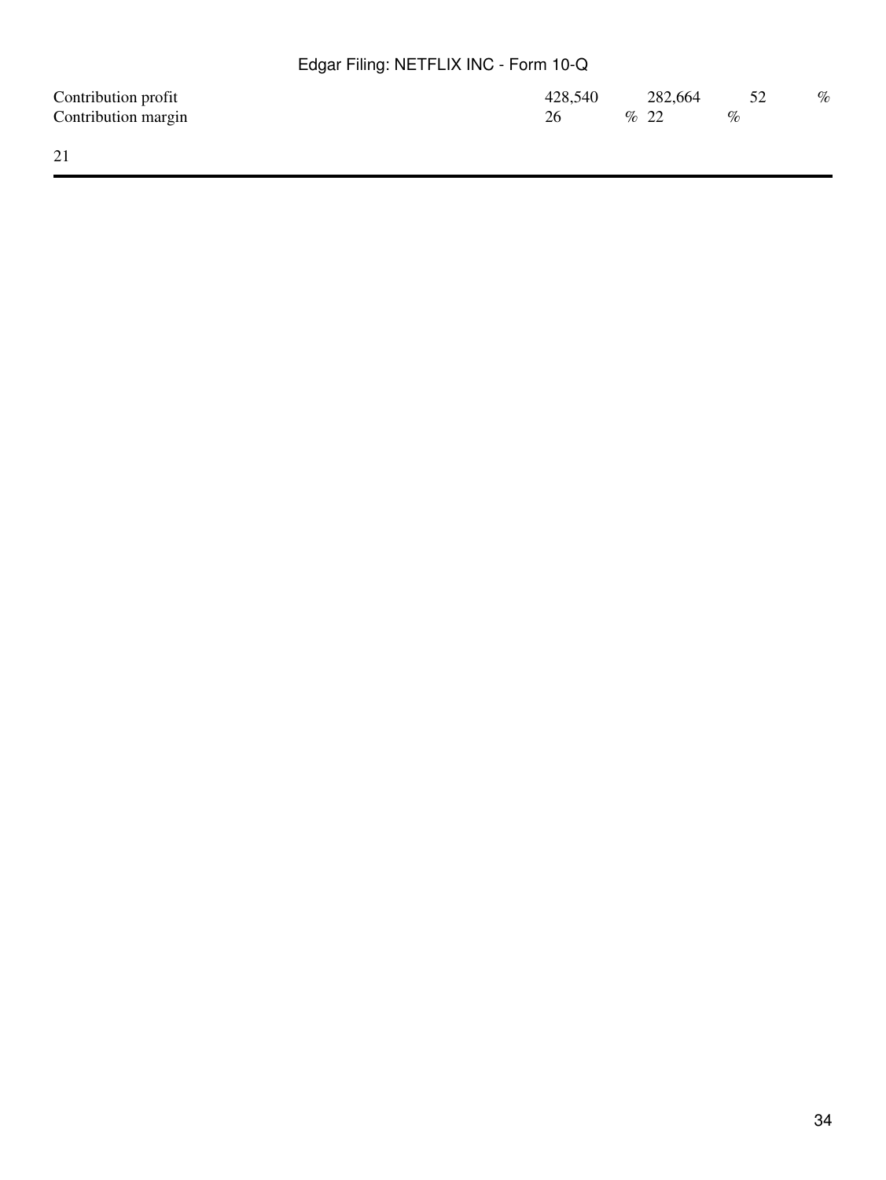| | | | |
|---|---|---|---|
| Contribution profit | 428,540 | 282,664 | 52 % |
| Contribution margin | 26 % | 22 % | |

21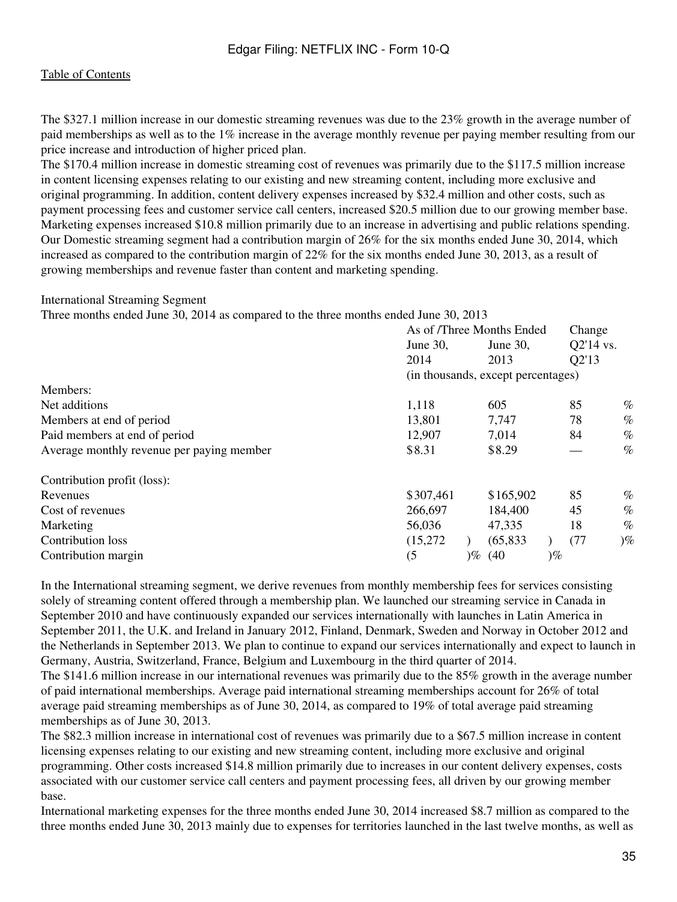The $327.1 million increase in our domestic streaming revenues was due to the 23% growth in the average number of paid memberships as well as to the 1% increase in the average monthly revenue per paying member resulting from our price increase and introduction of higher priced plan.

The $170.4 million increase in domestic streaming cost of revenues was primarily due to the $117.5 million increase in content licensing expenses relating to our existing and new streaming content, including more exclusive and original programming. In addition, content delivery expenses increased by $32.4 million and other costs, such as payment processing fees and customer service call centers, increased $20.5 million due to our growing member base. Marketing expenses increased $10.8 million primarily due to an increase in advertising and public relations spending. Our Domestic streaming segment had a contribution margin of 26% for the six months ended June 30, 2014, which increased as compared to the contribution margin of 22% for the six months ended June 30, 2013, as a result of growing memberships and revenue faster than content and marketing spending.

International Streaming Segment

Three months ended June 30, 2014 as compared to the three months ended June 30, 2013

| | As of /Three Months Ended | | Change |
|---|---|---|---|
| | June 30, 2014 | June 30, 2013 | Q2'14 vs. Q2'13 |
| | (in thousands, except percentages) | | |
| Members: | | | |
| Net additions | 1,118 | 605 | 85 % |
| Members at end of period | 13,801 | 7,747 | 78 % |
| Paid members at end of period | 12,907 | 7,014 | 84 % |
| Average monthly revenue per paying member | $8.31 | $8.29 | — % |
| Contribution profit (loss): | | | |
| Revenues | $307,461 | $165,902 | 85 % |
| Cost of revenues | 266,697 | 184,400 | 45 % |
| Marketing | 56,036 | 47,335 | 18 % |
| Contribution loss | (15,272 ) | (65,833 ) | (77 )% |
| Contribution margin | (5 )% | (40 )% | |

In the International streaming segment, we derive revenues from monthly membership fees for services consisting solely of streaming content offered through a membership plan. We launched our streaming service in Canada in September 2010 and have continuously expanded our services internationally with launches in Latin America in September 2011, the U.K. and Ireland in January 2012, Finland, Denmark, Sweden and Norway in October 2012 and the Netherlands in September 2013. We plan to continue to expand our services internationally and expect to launch in Germany, Austria, Switzerland, France, Belgium and Luxembourg in the third quarter of 2014.

The $141.6 million increase in our international revenues was primarily due to the 85% growth in the average number of paid international memberships. Average paid international streaming memberships account for 26% of total average paid streaming memberships as of June 30, 2014, as compared to 19% of total average paid streaming memberships as of June 30, 2013.

The $82.3 million increase in international cost of revenues was primarily due to a $67.5 million increase in content licensing expenses relating to our existing and new streaming content, including more exclusive and original programming. Other costs increased $14.8 million primarily due to increases in our content delivery expenses, costs associated with our customer service call centers and payment processing fees, all driven by our growing member base.

International marketing expenses for the three months ended June 30, 2014 increased $8.7 million as compared to the three months ended June 30, 2013 mainly due to expenses for territories launched in the last twelve months, as well as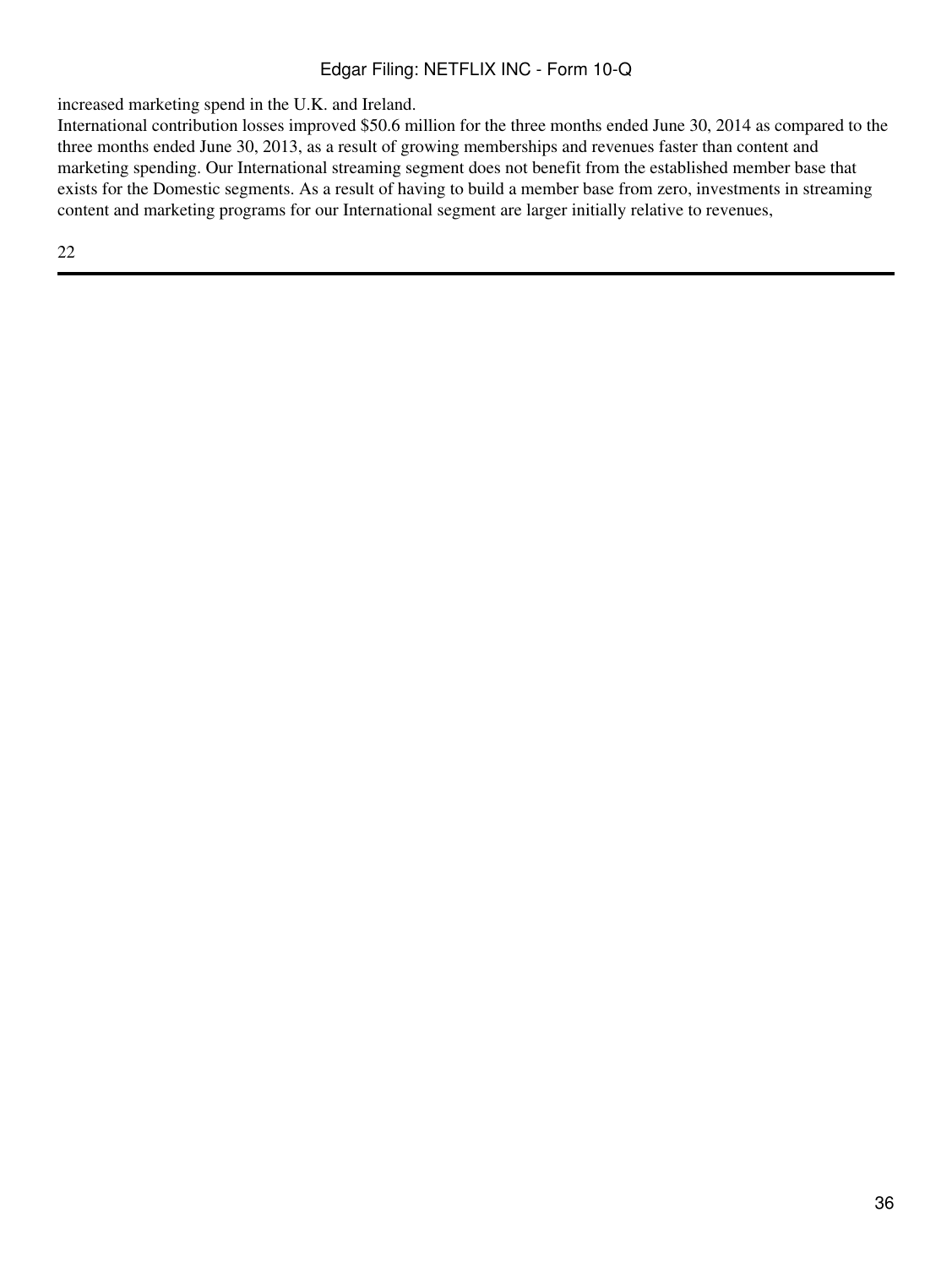increased marketing spend in the U.K. and Ireland.

International contribution losses improved $50.6 million for the three months ended June 30, 2014 as compared to the three months ended June 30, 2013, as a result of growing memberships and revenues faster than content and marketing spending. Our International streaming segment does not benefit from the established member base that exists for the Domestic segments. As a result of having to build a member base from zero, investments in streaming content and marketing programs for our International segment are larger initially relative to revenues,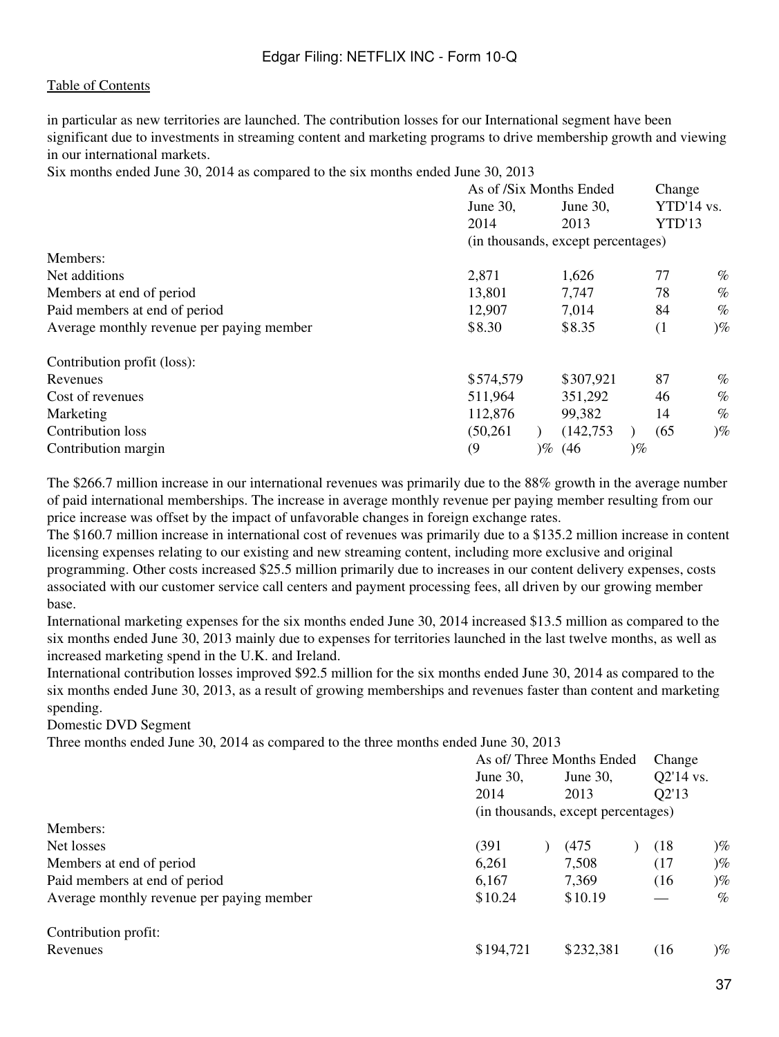Table of Contents

in particular as new territories are launched. The contribution losses for our International segment have been significant due to investments in streaming content and marketing programs to drive membership growth and viewing in our international markets.

Six months ended June 30, 2014 as compared to the six months ended June 30, 2013

| | As of /Six Months Ended | | Change |
|---|---|---|---|
| | June 30, 2014 | June 30, 2013 | YTD'14 vs. YTD'13 |
| | (in thousands, except percentages) | | |
| Members: | | | |
| Net additions | 2,871 | 1,626 | 77 % |
| Members at end of period | 13,801 | 7,747 | 78 % |
| Paid members at end of period | 12,907 | 7,014 | 84 % |
| Average monthly revenue per paying member | $8.30 | $8.35 | (1 )% |
| Contribution profit (loss): | | | |
| Revenues | $574,579 | $307,921 | 87 % |
| Cost of revenues | 511,964 | 351,292 | 46 % |
| Marketing | 112,876 | 99,382 | 14 % |
| Contribution loss | (50,261 ) | (142,753 ) | (65 )% |
| Contribution margin | (9 )% | (46 )% | |

The $266.7 million increase in our international revenues was primarily due to the 88% growth in the average number of paid international memberships. The increase in average monthly revenue per paying member resulting from our price increase was offset by the impact of unfavorable changes in foreign exchange rates.

The $160.7 million increase in international cost of revenues was primarily due to a $135.2 million increase in content licensing expenses relating to our existing and new streaming content, including more exclusive and original programming. Other costs increased $25.5 million primarily due to increases in our content delivery expenses, costs associated with our customer service call centers and payment processing fees, all driven by our growing member base.

International marketing expenses for the six months ended June 30, 2014 increased $13.5 million as compared to the six months ended June 30, 2013 mainly due to expenses for territories launched in the last twelve months, as well as increased marketing spend in the U.K. and Ireland.

International contribution losses improved $92.5 million for the six months ended June 30, 2014 as compared to the six months ended June 30, 2013, as a result of growing memberships and revenues faster than content and marketing spending.

Domestic DVD Segment

Three months ended June 30, 2014 as compared to the three months ended June 30, 2013

| | As of/ Three Months Ended | | Change |
|---|---|---|---|
| | June 30, 2014 | June 30, 2013 | Q2'14 vs. Q2'13 |
| | (in thousands, except percentages) | | |
| Members: | | | |
| Net losses | (391 ) | (475 ) | (18 )% |
| Members at end of period | 6,261 | 7,508 | (17 )% |
| Paid members at end of period | 6,167 | 7,369 | (16 )% |
| Average monthly revenue per paying member | $10.24 | $10.19 | — % |
| Contribution profit: | | | |
| Revenues | $194,721 | $232,381 | (16 )% |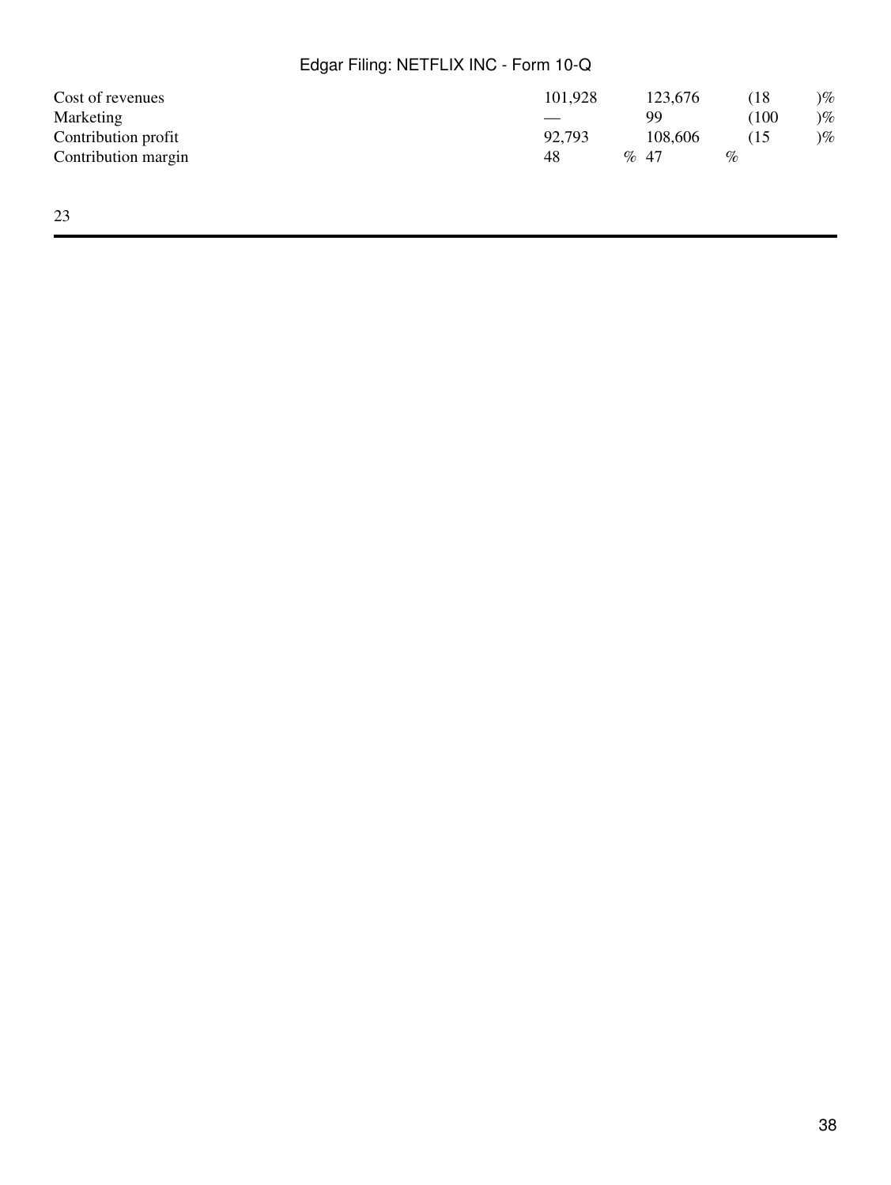| | | | |
|---|---|---|---|
| Cost of revenues | 101,928 | 123,676 | (18 )% |
| Marketing | — | 99 | (100 )% |
| Contribution profit | 92,793 | 108,606 | (15 )% |
| Contribution margin | 48 % | 47 % | |

23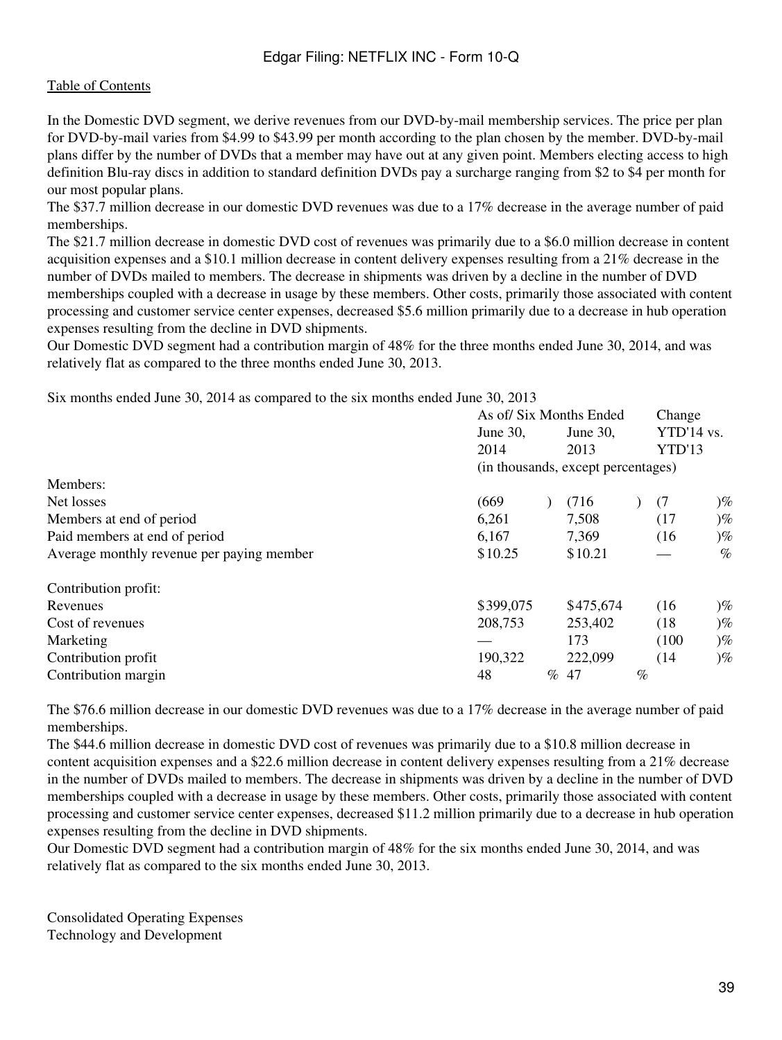In the Domestic DVD segment, we derive revenues from our DVD-by-mail membership services. The price per plan for DVD-by-mail varies from $4.99 to $43.99 per month according to the plan chosen by the member. DVD-by-mail plans differ by the number of DVDs that a member may have out at any given point. Members electing access to high definition Blu-ray discs in addition to standard definition DVDs pay a surcharge ranging from $2 to $4 per month for our most popular plans.

The $37.7 million decrease in our domestic DVD revenues was due to a 17% decrease in the average number of paid memberships.

The $21.7 million decrease in domestic DVD cost of revenues was primarily due to a $6.0 million decrease in content acquisition expenses and a $10.1 million decrease in content delivery expenses resulting from a 21% decrease in the number of DVDs mailed to members. The decrease in shipments was driven by a decline in the number of DVD memberships coupled with a decrease in usage by these members. Other costs, primarily those associated with content processing and customer service center expenses, decreased $5.6 million primarily due to a decrease in hub operation expenses resulting from the decline in DVD shipments.

Our Domestic DVD segment had a contribution margin of 48% for the three months ended June 30, 2014, and was relatively flat as compared to the three months ended June 30, 2013.

Six months ended June 30, 2014 as compared to the six months ended June 30, 2013

| | As of/ Six Months Ended | | Change |
|---|---|---|---|
| | June 30, 2014 | June 30, 2013 | YTD'14 vs. YTD'13 |
| | (in thousands, except percentages) | | |
| Members: | | | |
| Net losses | (669) | (716) | (7)% |
| Members at end of period | 6,261 | 7,508 | (17)% |
| Paid members at end of period | 6,167 | 7,369 | (16)% |
| Average monthly revenue per paying member | $10.25 | $10.21 | — % |
| Contribution profit: | | | |
| Revenues | $399,075 | $475,674 | (16)% |
| Cost of revenues | 208,753 | 253,402 | (18)% |
| Marketing | — | 173 | (100)% |
| Contribution profit | 190,322 | 222,099 | (14)% |
| Contribution margin | 48% | 47% | |

The $76.6 million decrease in our domestic DVD revenues was due to a 17% decrease in the average number of paid memberships.

The $44.6 million decrease in domestic DVD cost of revenues was primarily due to a $10.8 million decrease in content acquisition expenses and a $22.6 million decrease in content delivery expenses resulting from a 21% decrease in the number of DVDs mailed to members. The decrease in shipments was driven by a decline in the number of DVD memberships coupled with a decrease in usage by these members. Other costs, primarily those associated with content processing and customer service center expenses, decreased $11.2 million primarily due to a decrease in hub operation expenses resulting from the decline in DVD shipments.

Our Domestic DVD segment had a contribution margin of 48% for the six months ended June 30, 2014, and was relatively flat as compared to the six months ended June 30, 2013.

Consolidated Operating Expenses

Technology and Development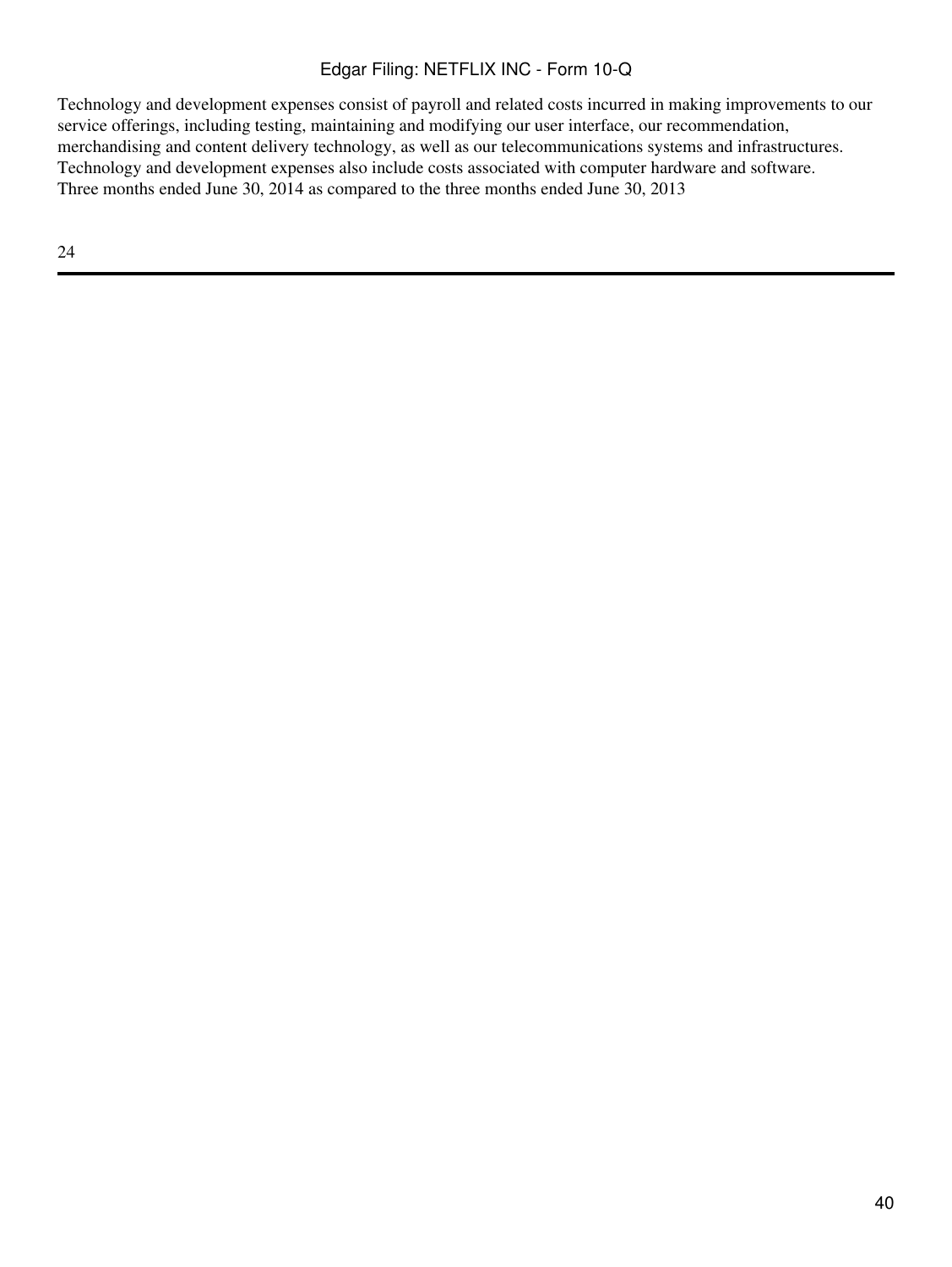Technology and development expenses consist of payroll and related costs incurred in making improvements to our service offerings, including testing, maintaining and modifying our user interface, our recommendation, merchandising and content delivery technology, as well as our telecommunications systems and infrastructures. Technology and development expenses also include costs associated with computer hardware and software.

Three months ended June 30, 2014 as compared to the three months ended June 30, 2013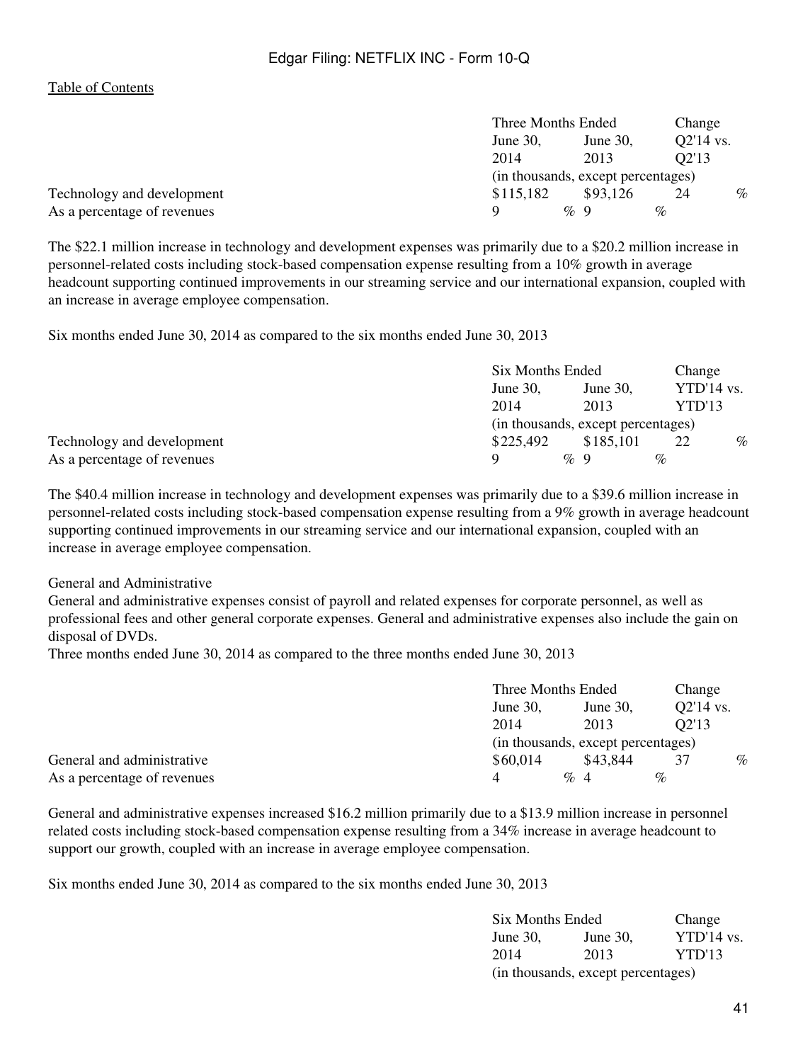| | Three Months Ended | | Change |
|---|---|---|---|
| | June 30, 2014 | June 30, 2013 | Q2'14 vs. Q2'13 |
| | (in thousands, except percentages) | | |
| Technology and development | $115,182 | $93,126 | 24% |
| As a percentage of revenues | 9% | 9% | |

The $22.1 million increase in technology and development expenses was primarily due to a $20.2 million increase in personnel-related costs including stock-based compensation expense resulting from a 10% growth in average headcount supporting continued improvements in our streaming service and our international expansion, coupled with an increase in average employee compensation.

Six months ended June 30, 2014 as compared to the six months ended June 30, 2013

| | Six Months Ended | | Change |
|---|---|---|---|
| | June 30, 2014 | June 30, 2013 | YTD'14 vs. YTD'13 |
| | (in thousands, except percentages) | | |
| Technology and development | $225,492 | $185,101 | 22% |
| As a percentage of revenues | 9% | 9% | |

The $40.4 million increase in technology and development expenses was primarily due to a $39.6 million increase in personnel-related costs including stock-based compensation expense resulting from a 9% growth in average headcount supporting continued improvements in our streaming service and our international expansion, coupled with an increase in average employee compensation.

General and Administrative

General and administrative expenses consist of payroll and related expenses for corporate personnel, as well as professional fees and other general corporate expenses. General and administrative expenses also include the gain on disposal of DVDs.

Three months ended June 30, 2014 as compared to the three months ended June 30, 2013

| | Three Months Ended | | Change |
|---|---|---|---|
| | June 30, 2014 | June 30, 2013 | Q2'14 vs. Q2'13 |
| | (in thousands, except percentages) | | |
| General and administrative | $60,014 | $43,844 | 37% |
| As a percentage of revenues | 4% | 4% | |

General and administrative expenses increased $16.2 million primarily due to a $13.9 million increase in personnel related costs including stock-based compensation expense resulting from a 34% increase in average headcount to support our growth, coupled with an increase in average employee compensation.

Six months ended June 30, 2014 as compared to the six months ended June 30, 2013

| | Six Months Ended | | Change |
|---|---|---|---|
| | June 30, 2014 | June 30, 2013 | YTD'14 vs. YTD'13 |
| | (in thousands, except percentages) | | |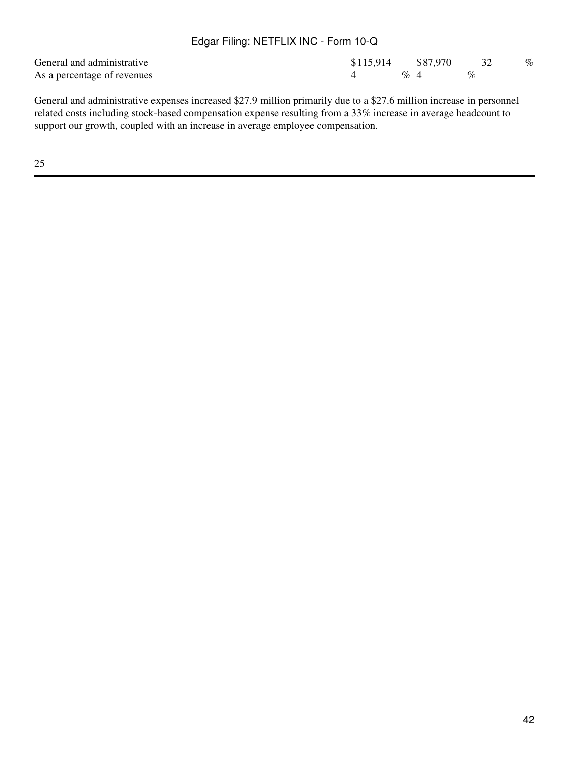| | | | |
|---|---|---|---|
| General and administrative | $115,914 | $87,970 | 32 % |
| As a percentage of revenues | 4 % | 4 % | |

General and administrative expenses increased $27.9 million primarily due to a $27.6 million increase in personnel related costs including stock-based compensation expense resulting from a 33% increase in average headcount to support our growth, coupled with an increase in average employee compensation.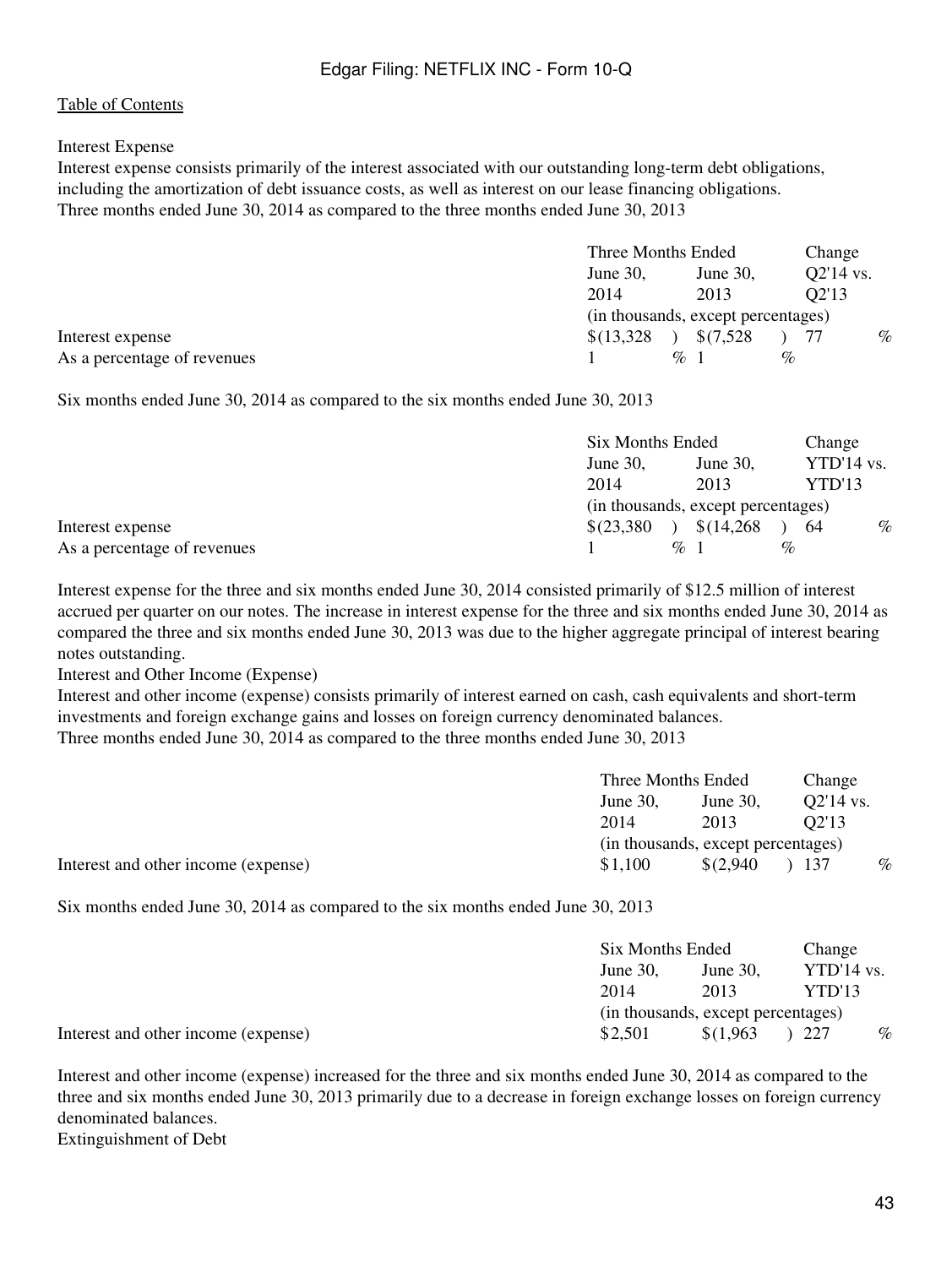[Table of Contents](#)

### Interest Expense

Interest expense consists primarily of the interest associated with our outstanding long-term debt obligations, including the amortization of debt issuance costs, as well as interest on our lease financing obligations.

Three months ended June 30, 2014 as compared to the three months ended June 30, 2013

| | Three Months Ended | | Change |
|---|---|---|---|
| | June 30, 2014 | June 30, 2013 | Q2'14 vs. Q2'13 |
| | (in thousands, except percentages) | | |
| Interest expense | $(13,328) | $(7,528) | 77 % |
| As a percentage of revenues | 1 % | 1 % | |

Six months ended June 30, 2014 as compared to the six months ended June 30, 2013

| | Six Months Ended | | Change |
|---|---|---|---|
| | June 30, 2014 | June 30, 2013 | YTD'14 vs. YTD'13 |
| | (in thousands, except percentages) | | |
| Interest expense | $(23,380) | $(14,268) | 64 % |
| As a percentage of revenues | 1 % | 1 % | |

Interest expense for the three and six months ended June 30, 2014 consisted primarily of $12.5 million of interest accrued per quarter on our notes. The increase in interest expense for the three and six months ended June 30, 2014 as compared the three and six months ended June 30, 2013 was due to the higher aggregate principal of interest bearing notes outstanding.

### Interest and Other Income (Expense)

Interest and other income (expense) consists primarily of interest earned on cash, cash equivalents and short-term investments and foreign exchange gains and losses on foreign currency denominated balances.

Three months ended June 30, 2014 as compared to the three months ended June 30, 2013

| | Three Months Ended | | Change |
|---|---|---|---|
| | June 30, 2014 | June 30, 2013 | Q2'14 vs. Q2'13 |
| | (in thousands, except percentages) | | |
| Interest and other income (expense) | $1,100 | $(2,940) | 137 % |

Six months ended June 30, 2014 as compared to the six months ended June 30, 2013

| | Six Months Ended | | Change |
|---|---|---|---|
| | June 30, 2014 | June 30, 2013 | YTD'14 vs. YTD'13 |
| | (in thousands, except percentages) | | |
| Interest and other income (expense) | $2,501 | $(1,963) | 227 % |

Interest and other income (expense) increased for the three and six months ended June 30, 2014 as compared to the three and six months ended June 30, 2013 primarily due to a decrease in foreign exchange losses on foreign currency denominated balances.

### Extinguishment of Debt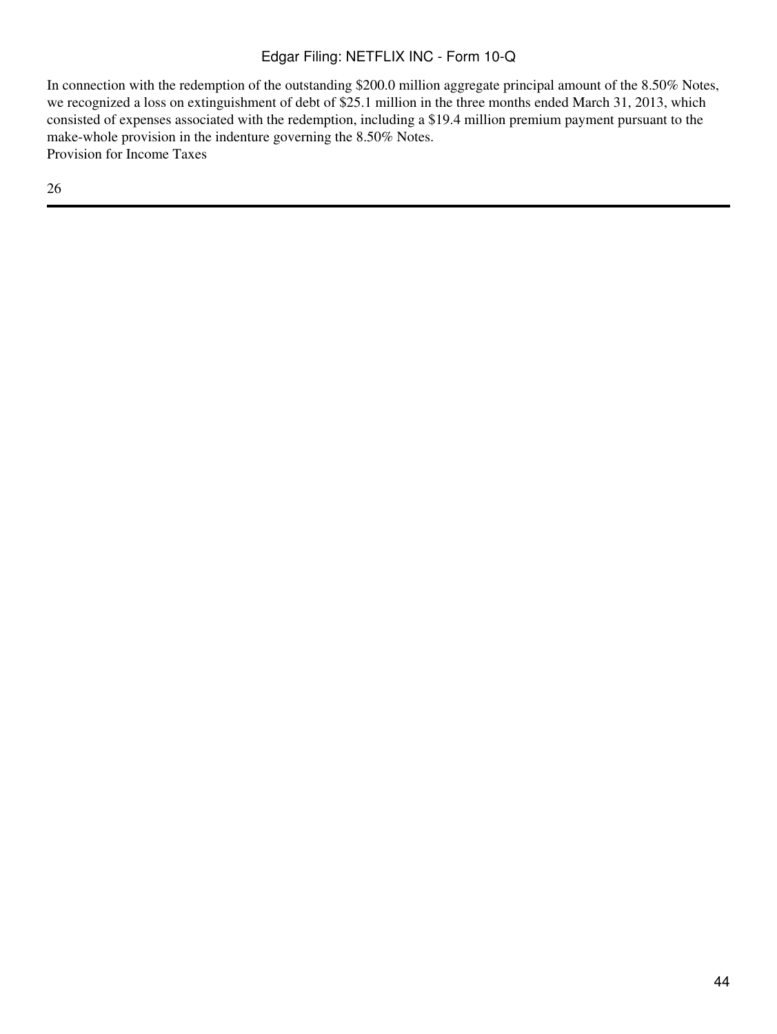In connection with the redemption of the outstanding $200.0 million aggregate principal amount of the 8.50% Notes, we recognized a loss on extinguishment of debt of $25.1 million in the three months ended March 31, 2013, which consisted of expenses associated with the redemption, including a $19.4 million premium payment pursuant to the make-whole provision in the indenture governing the 8.50% Notes.

Provision for Income Taxes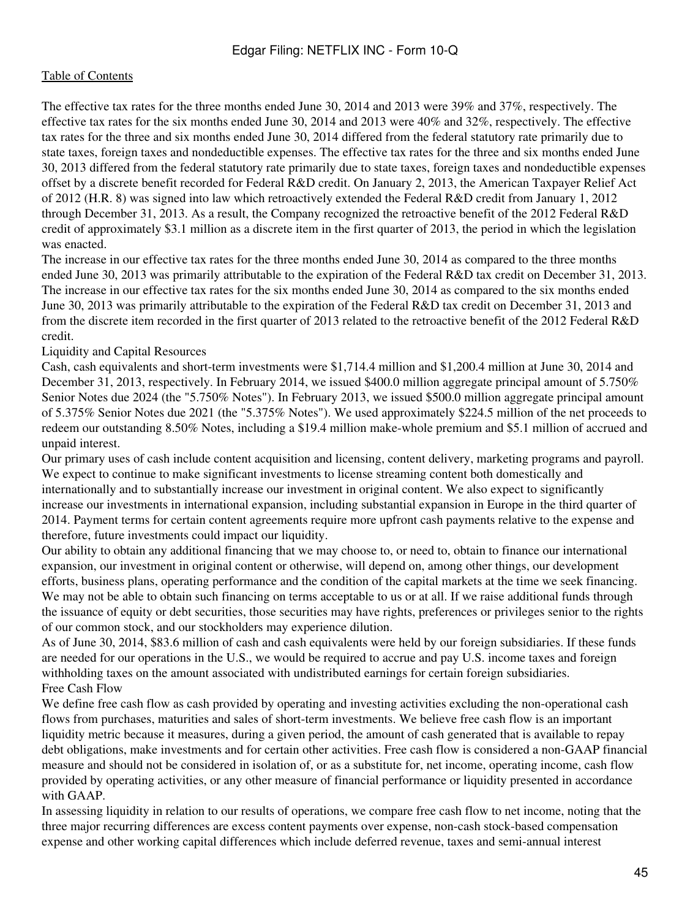The effective tax rates for the three months ended June 30, 2014 and 2013 were 39% and 37%, respectively. The effective tax rates for the six months ended June 30, 2014 and 2013 were 40% and 32%, respectively. The effective tax rates for the three and six months ended June 30, 2014 differed from the federal statutory rate primarily due to state taxes, foreign taxes and nondeductible expenses. The effective tax rates for the three and six months ended June 30, 2013 differed from the federal statutory rate primarily due to state taxes, foreign taxes and nondeductible expenses offset by a discrete benefit recorded for Federal R&D credit. On January 2, 2013, the American Taxpayer Relief Act of 2012 (H.R. 8) was signed into law which retroactively extended the Federal R&D credit from January 1, 2012 through December 31, 2013. As a result, the Company recognized the retroactive benefit of the 2012 Federal R&D credit of approximately $3.1 million as a discrete item in the first quarter of 2013, the period in which the legislation was enacted.

The increase in our effective tax rates for the three months ended June 30, 2014 as compared to the three months ended June 30, 2013 was primarily attributable to the expiration of the Federal R&D tax credit on December 31, 2013. The increase in our effective tax rates for the six months ended June 30, 2014 as compared to the six months ended June 30, 2013 was primarily attributable to the expiration of the Federal R&D tax credit on December 31, 2013 and from the discrete item recorded in the first quarter of 2013 related to the retroactive benefit of the 2012 Federal R&D credit.

## Liquidity and Capital Resources

Cash, cash equivalents and short-term investments were $1,714.4 million and $1,200.4 million at June 30, 2014 and December 31, 2013, respectively. In February 2014, we issued $400.0 million aggregate principal amount of 5.750% Senior Notes due 2024 (the "5.750% Notes"). In February 2013, we issued $500.0 million aggregate principal amount of 5.375% Senior Notes due 2021 (the "5.375% Notes"). We used approximately $224.5 million of the net proceeds to redeem our outstanding 8.50% Notes, including a $19.4 million make-whole premium and $5.1 million of accrued and unpaid interest.

Our primary uses of cash include content acquisition and licensing, content delivery, marketing programs and payroll. We expect to continue to make significant investments to license streaming content both domestically and internationally and to substantially increase our investment in original content. We also expect to significantly increase our investments in international expansion, including substantial expansion in Europe in the third quarter of 2014. Payment terms for certain content agreements require more upfront cash payments relative to the expense and therefore, future investments could impact our liquidity.

Our ability to obtain any additional financing that we may choose to, or need to, obtain to finance our international expansion, our investment in original content or otherwise, will depend on, among other things, our development efforts, business plans, operating performance and the condition of the capital markets at the time we seek financing. We may not be able to obtain such financing on terms acceptable to us or at all. If we raise additional funds through the issuance of equity or debt securities, those securities may have rights, preferences or privileges senior to the rights of our common stock, and our stockholders may experience dilution.

As of June 30, 2014, $83.6 million of cash and cash equivalents were held by our foreign subsidiaries. If these funds are needed for our operations in the U.S., we would be required to accrue and pay U.S. income taxes and foreign withholding taxes on the amount associated with undistributed earnings for certain foreign subsidiaries.

### Free Cash Flow

We define free cash flow as cash provided by operating and investing activities excluding the non-operational cash flows from purchases, maturities and sales of short-term investments. We believe free cash flow is an important liquidity metric because it measures, during a given period, the amount of cash generated that is available to repay debt obligations, make investments and for certain other activities. Free cash flow is considered a non-GAAP financial measure and should not be considered in isolation of, or as a substitute for, net income, operating income, cash flow provided by operating activities, or any other measure of financial performance or liquidity presented in accordance with GAAP.

In assessing liquidity in relation to our results of operations, we compare free cash flow to net income, noting that the three major recurring differences are excess content payments over expense, non-cash stock-based compensation expense and other working capital differences which include deferred revenue, taxes and semi-annual interest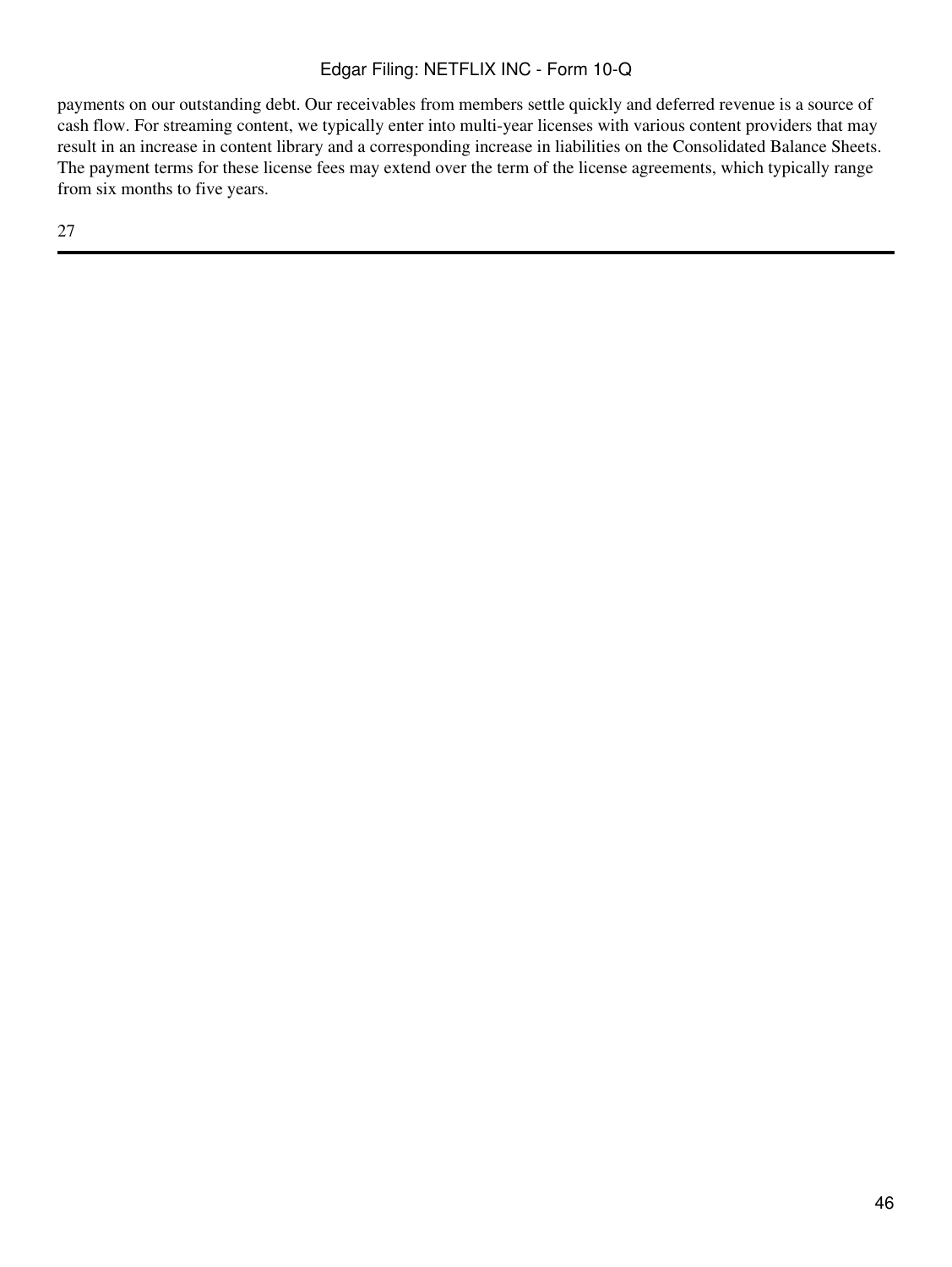payments on our outstanding debt. Our receivables from members settle quickly and deferred revenue is a source of cash flow. For streaming content, we typically enter into multi-year licenses with various content providers that may result in an increase in content library and a corresponding increase in liabilities on the Consolidated Balance Sheets. The payment terms for these license fees may extend over the term of the license agreements, which typically range from six months to five years.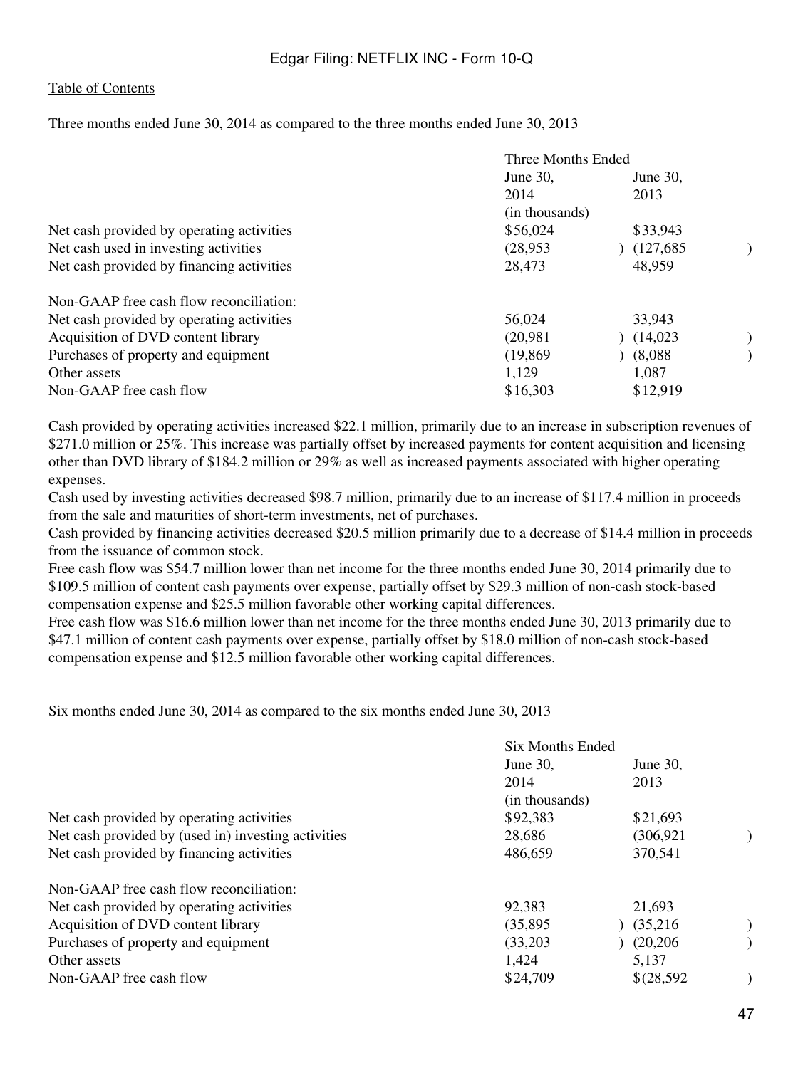Three months ended June 30, 2014 as compared to the three months ended June 30, 2013

| | Three Months Ended | |
|---|---|---|
| | June 30, 2014 | June 30, 2013 |
| | (in thousands) | |
| Net cash provided by operating activities | $56,024 | $33,943 |
| Net cash used in investing activities | (28,953) | (127,685) |
| Net cash provided by financing activities | 28,473 | 48,959 |
| | | |
| Non-GAAP free cash flow reconciliation: | | |
| Net cash provided by operating activities | 56,024 | 33,943 |
| Acquisition of DVD content library | (20,981) | (14,023) |
| Purchases of property and equipment | (19,869) | (8,088) |
| Other assets | 1,129 | 1,087 |
| Non-GAAP free cash flow | $16,303 | $12,919 |

Cash provided by operating activities increased $22.1 million, primarily due to an increase in subscription revenues of $271.0 million or 25%. This increase was partially offset by increased payments for content acquisition and licensing other than DVD library of $184.2 million or 29% as well as increased payments associated with higher operating expenses.

Cash used by investing activities decreased $98.7 million, primarily due to an increase of $117.4 million in proceeds from the sale and maturities of short-term investments, net of purchases.

Cash provided by financing activities decreased $20.5 million primarily due to a decrease of $14.4 million in proceeds from the issuance of common stock.

Free cash flow was $54.7 million lower than net income for the three months ended June 30, 2014 primarily due to $109.5 million of content cash payments over expense, partially offset by $29.3 million of non-cash stock-based compensation expense and $25.5 million favorable other working capital differences.

Free cash flow was $16.6 million lower than net income for the three months ended June 30, 2013 primarily due to $47.1 million of content cash payments over expense, partially offset by $18.0 million of non-cash stock-based compensation expense and $12.5 million favorable other working capital differences.

Six months ended June 30, 2014 as compared to the six months ended June 30, 2013

| | Six Months Ended | |
|---|---|---|
| | June 30, 2014 | June 30, 2013 |
| | (in thousands) | |
| Net cash provided by operating activities | $92,383 | $21,693 |
| Net cash provided by (used in) investing activities | 28,686 | (306,921) |
| Net cash provided by financing activities | 486,659 | 370,541 |
| | | |
| Non-GAAP free cash flow reconciliation: | | |
| Net cash provided by operating activities | 92,383 | 21,693 |
| Acquisition of DVD content library | (35,895) | (35,216) |
| Purchases of property and equipment | (33,203) | (20,206) |
| Other assets | 1,424 | 5,137 |
| Non-GAAP free cash flow | $24,709 | $(28,592) |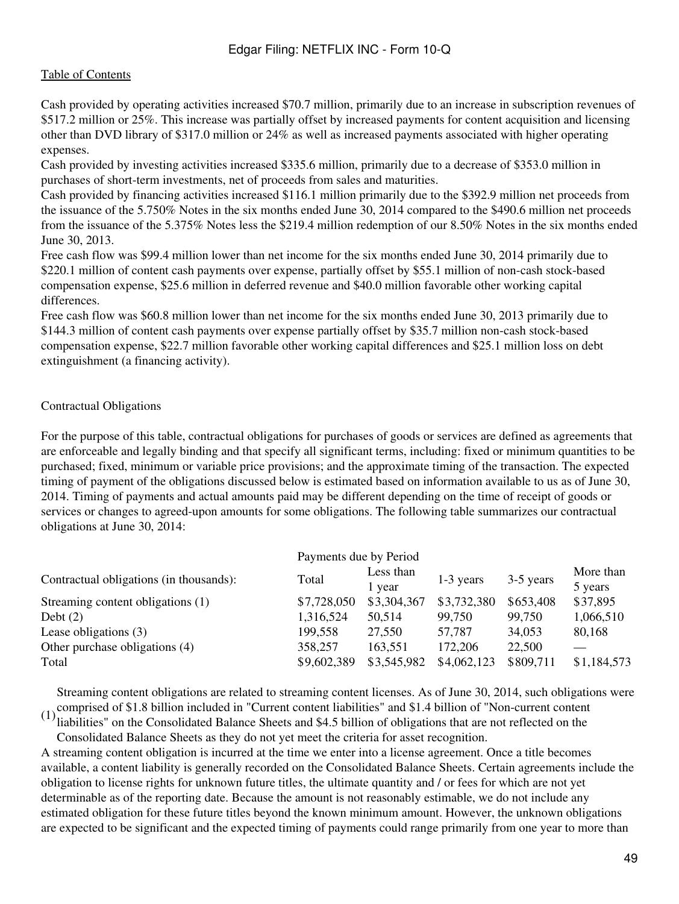Cash provided by operating activities increased $70.7 million, primarily due to an increase in subscription revenues of $517.2 million or 25%. This increase was partially offset by increased payments for content acquisition and licensing other than DVD library of $317.0 million or 24% as well as increased payments associated with higher operating expenses.

Cash provided by investing activities increased $335.6 million, primarily due to a decrease of $353.0 million in purchases of short-term investments, net of proceeds from sales and maturities.

Cash provided by financing activities increased $116.1 million primarily due to the $392.9 million net proceeds from the issuance of the 5.750% Notes in the six months ended June 30, 2014 compared to the $490.6 million net proceeds from the issuance of the 5.375% Notes less the $219.4 million redemption of our 8.50% Notes in the six months ended June 30, 2013.

Free cash flow was $99.4 million lower than net income for the six months ended June 30, 2014 primarily due to $220.1 million of content cash payments over expense, partially offset by $55.1 million of non-cash stock-based compensation expense, $25.6 million in deferred revenue and $40.0 million favorable other working capital differences.

Free cash flow was $60.8 million lower than net income for the six months ended June 30, 2013 primarily due to $144.3 million of content cash payments over expense partially offset by $35.7 million non-cash stock-based compensation expense, $22.7 million favorable other working capital differences and $25.1 million loss on debt extinguishment (a financing activity).

## Contractual Obligations

For the purpose of this table, contractual obligations for purchases of goods or services are defined as agreements that are enforceable and legally binding and that specify all significant terms, including: fixed or minimum quantities to be purchased; fixed, minimum or variable price provisions; and the approximate timing of the transaction. The expected timing of payment of the obligations discussed below is estimated based on information available to us as of June 30, 2014. Timing of payments and actual amounts paid may be different depending on the time of receipt of goods or services or changes to agreed-upon amounts for some obligations. The following table summarizes our contractual obligations at June 30, 2014:

| | Payments due by Period | | | | |
|---|---|---|---|---|---|
| Contractual obligations (in thousands): | Total | Less than 1 year | 1-3 years | 3-5 years | More than 5 years |
| Streaming content obligations (1) | $7,728,050 | $3,304,367 | $3,732,380 | $653,408 | $37,895 |
| Debt (2) | 1,316,524 | 50,514 | 99,750 | 99,750 | 1,066,510 |
| Lease obligations (3) | 199,558 | 27,550 | 57,787 | 34,053 | 80,168 |
| Other purchase obligations (4) | 358,257 | 163,551 | 172,206 | 22,500 | — |
| Total | $9,602,389 | $3,545,982 | $4,062,123 | $809,711 | $1,184,573 |

(1) Streaming content obligations are related to streaming content licenses. As of June 30, 2014, such obligations were comprised of $1.8 billion included in "Current content liabilities" and $1.4 billion of "Non-current content liabilities" on the Consolidated Balance Sheets and $4.5 billion of obligations that are not reflected on the Consolidated Balance Sheets as they do not yet meet the criteria for asset recognition.

A streaming content obligation is incurred at the time we enter into a license agreement. Once a title becomes available, a content liability is generally recorded on the Consolidated Balance Sheets. Certain agreements include the obligation to license rights for unknown future titles, the ultimate quantity and / or fees for which are not yet determinable as of the reporting date. Because the amount is not reasonably estimable, we do not include any estimated obligation for these future titles beyond the known minimum amount. However, the unknown obligations are expected to be significant and the expected timing of payments could range primarily from one year to more than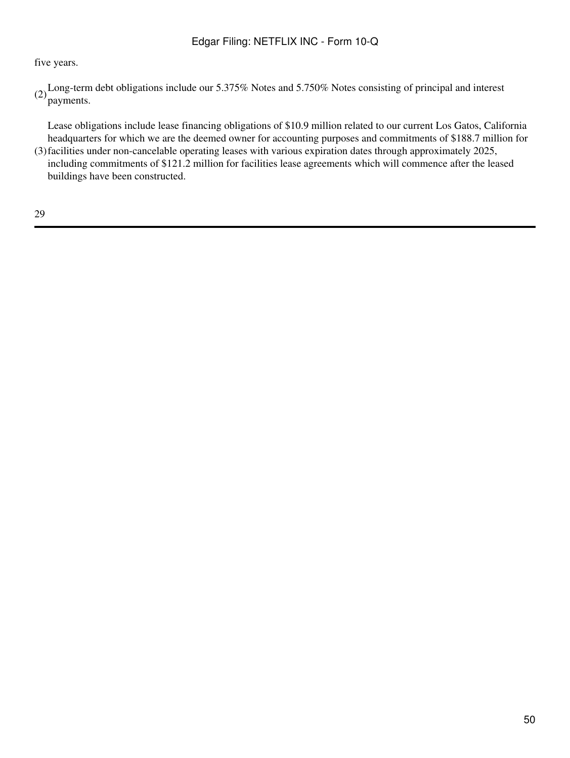five years.

(2) Long-term debt obligations include our 5.375% Notes and 5.750% Notes consisting of principal and interest payments.

(3) Lease obligations include lease financing obligations of $10.9 million related to our current Los Gatos, California headquarters for which we are the deemed owner for accounting purposes and commitments of $188.7 million for facilities under non-cancelable operating leases with various expiration dates through approximately 2025, including commitments of $121.2 million for facilities lease agreements which will commence after the leased buildings have been constructed.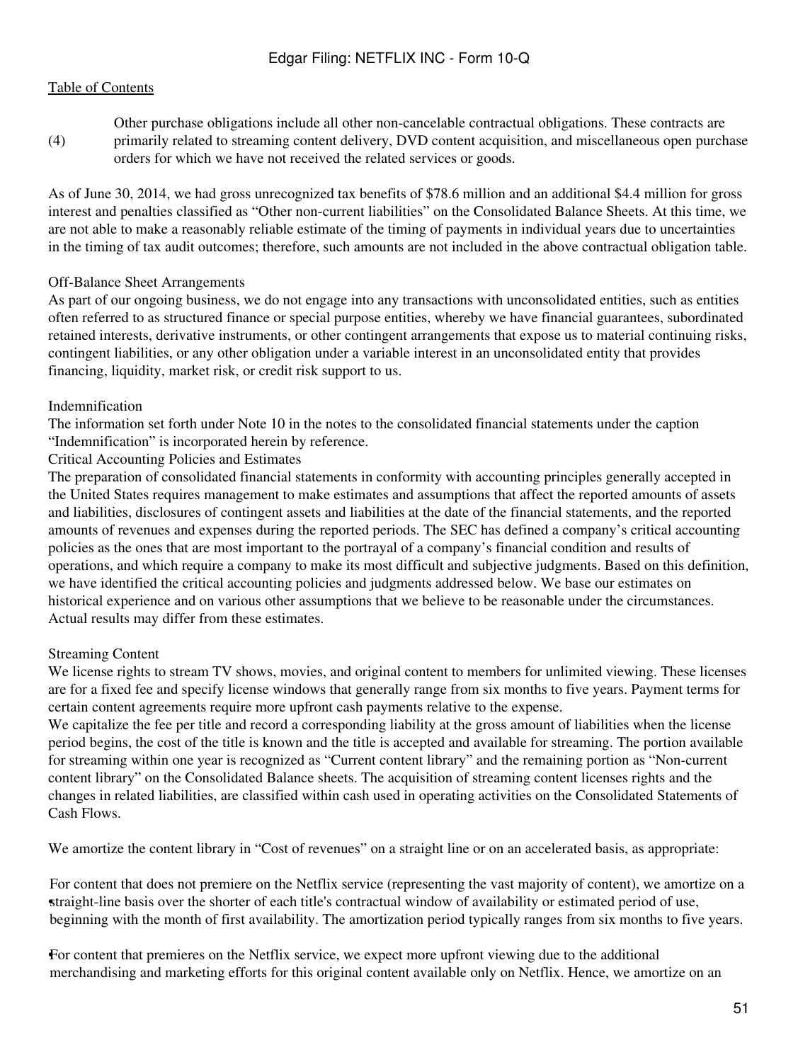(4) Other purchase obligations include all other non-cancelable contractual obligations. These contracts are primarily related to streaming content delivery, DVD content acquisition, and miscellaneous open purchase orders for which we have not received the related services or goods.

As of June 30, 2014, we had gross unrecognized tax benefits of $78.6 million and an additional $4.4 million for gross interest and penalties classified as "Other non-current liabilities" on the Consolidated Balance Sheets. At this time, we are not able to make a reasonably reliable estimate of the timing of payments in individual years due to uncertainties in the timing of tax audit outcomes; therefore, such amounts are not included in the above contractual obligation table.

## Off-Balance Sheet Arrangements

As part of our ongoing business, we do not engage into any transactions with unconsolidated entities, such as entities often referred to as structured finance or special purpose entities, whereby we have financial guarantees, subordinated retained interests, derivative instruments, or other contingent arrangements that expose us to material continuing risks, contingent liabilities, or any other obligation under a variable interest in an unconsolidated entity that provides financing, liquidity, market risk, or credit risk support to us.

## Indemnification

The information set forth under Note 10 in the notes to the consolidated financial statements under the caption "Indemnification" is incorporated herein by reference.

## Critical Accounting Policies and Estimates

The preparation of consolidated financial statements in conformity with accounting principles generally accepted in the United States requires management to make estimates and assumptions that affect the reported amounts of assets and liabilities, disclosures of contingent assets and liabilities at the date of the financial statements, and the reported amounts of revenues and expenses during the reported periods. The SEC has defined a company's critical accounting policies as the ones that are most important to the portrayal of a company's financial condition and results of operations, and which require a company to make its most difficult and subjective judgments. Based on this definition, we have identified the critical accounting policies and judgments addressed below. We base our estimates on historical experience and on various other assumptions that we believe to be reasonable under the circumstances. Actual results may differ from these estimates.

### Streaming Content

We license rights to stream TV shows, movies, and original content to members for unlimited viewing. These licenses are for a fixed fee and specify license windows that generally range from six months to five years. Payment terms for certain content agreements require more upfront cash payments relative to the expense.

We capitalize the fee per title and record a corresponding liability at the gross amount of liabilities when the license period begins, the cost of the title is known and the title is accepted and available for streaming. The portion available for streaming within one year is recognized as "Current content library" and the remaining portion as "Non-current content library" on the Consolidated Balance sheets. The acquisition of streaming content licenses rights and the changes in related liabilities, are classified within cash used in operating activities on the Consolidated Statements of Cash Flows.

We amortize the content library in "Cost of revenues" on a straight line or on an accelerated basis, as appropriate:

- For content that does not premiere on the Netflix service (representing the vast majority of content), we amortize on a straight-line basis over the shorter of each title's contractual window of availability or estimated period of use, beginning with the month of first availability. The amortization period typically ranges from six months to five years.
- For content that premieres on the Netflix service, we expect more upfront viewing due to the additional merchandising and marketing efforts for this original content available only on Netflix. Hence, we amortize on an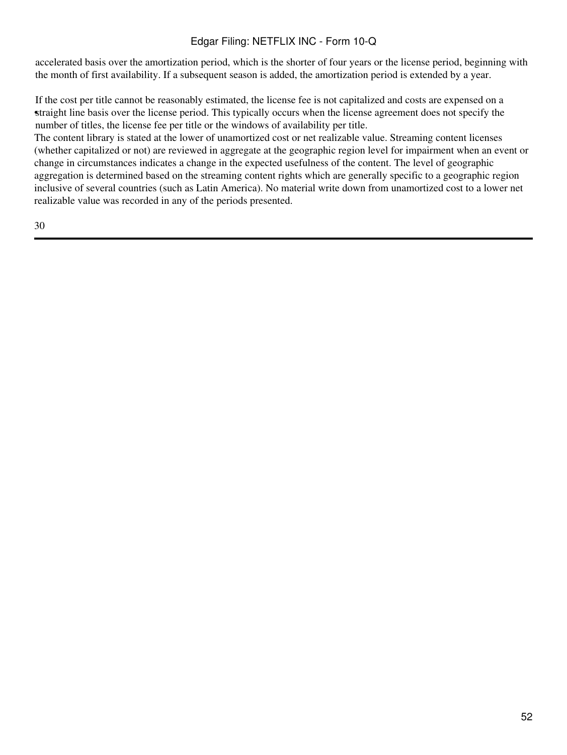accelerated basis over the amortization period, which is the shorter of four years or the license period, beginning with the month of first availability. If a subsequent season is added, the amortization period is extended by a year.

- If the cost per title cannot be reasonably estimated, the license fee is not capitalized and costs are expensed on a straight line basis over the license period. This typically occurs when the license agreement does not specify the number of titles, the license fee per title or the windows of availability per title.

The content library is stated at the lower of unamortized cost or net realizable value. Streaming content licenses (whether capitalized or not) are reviewed in aggregate at the geographic region level for impairment when an event or change in circumstances indicates a change in the expected usefulness of the content. The level of geographic aggregation is determined based on the streaming content rights which are generally specific to a geographic region inclusive of several countries (such as Latin America). No material write down from unamortized cost to a lower net realizable value was recorded in any of the periods presented.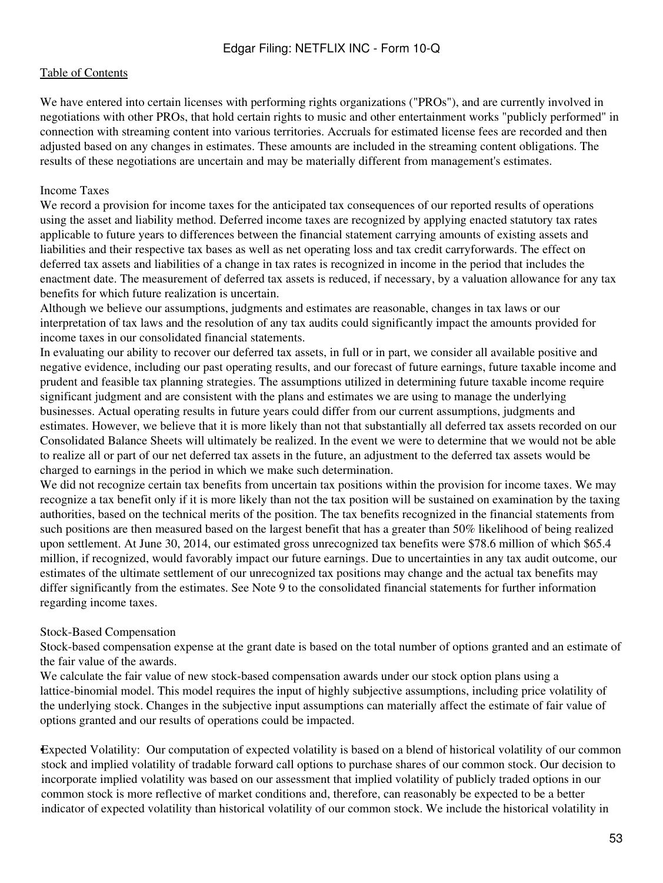We have entered into certain licenses with performing rights organizations ("PROs"), and are currently involved in negotiations with other PROs, that hold certain rights to music and other entertainment works "publicly performed" in connection with streaming content into various territories. Accruals for estimated license fees are recorded and then adjusted based on any changes in estimates. These amounts are included in the streaming content obligations. The results of these negotiations are uncertain and may be materially different from management's estimates.

### Income Taxes

We record a provision for income taxes for the anticipated tax consequences of our reported results of operations using the asset and liability method. Deferred income taxes are recognized by applying enacted statutory tax rates applicable to future years to differences between the financial statement carrying amounts of existing assets and liabilities and their respective tax bases as well as net operating loss and tax credit carryforwards. The effect on deferred tax assets and liabilities of a change in tax rates is recognized in income in the period that includes the enactment date. The measurement of deferred tax assets is reduced, if necessary, by a valuation allowance for any tax benefits for which future realization is uncertain.

Although we believe our assumptions, judgments and estimates are reasonable, changes in tax laws or our interpretation of tax laws and the resolution of any tax audits could significantly impact the amounts provided for income taxes in our consolidated financial statements.

In evaluating our ability to recover our deferred tax assets, in full or in part, we consider all available positive and negative evidence, including our past operating results, and our forecast of future earnings, future taxable income and prudent and feasible tax planning strategies. The assumptions utilized in determining future taxable income require significant judgment and are consistent with the plans and estimates we are using to manage the underlying businesses. Actual operating results in future years could differ from our current assumptions, judgments and estimates. However, we believe that it is more likely than not that substantially all deferred tax assets recorded on our Consolidated Balance Sheets will ultimately be realized. In the event we were to determine that we would not be able to realize all or part of our net deferred tax assets in the future, an adjustment to the deferred tax assets would be charged to earnings in the period in which we make such determination.

We did not recognize certain tax benefits from uncertain tax positions within the provision for income taxes. We may recognize a tax benefit only if it is more likely than not the tax position will be sustained on examination by the taxing authorities, based on the technical merits of the position. The tax benefits recognized in the financial statements from such positions are then measured based on the largest benefit that has a greater than 50% likelihood of being realized upon settlement. At June 30, 2014, our estimated gross unrecognized tax benefits were $78.6 million of which $65.4 million, if recognized, would favorably impact our future earnings. Due to uncertainties in any tax audit outcome, our estimates of the ultimate settlement of our unrecognized tax positions may change and the actual tax benefits may differ significantly from the estimates. See Note 9 to the consolidated financial statements for further information regarding income taxes.

### Stock-Based Compensation

Stock-based compensation expense at the grant date is based on the total number of options granted and an estimate of the fair value of the awards.

We calculate the fair value of new stock-based compensation awards under our stock option plans using a lattice-binomial model. This model requires the input of highly subjective assumptions, including price volatility of the underlying stock. Changes in the subjective input assumptions can materially affect the estimate of fair value of options granted and our results of operations could be impacted.

- Expected Volatility: Our computation of expected volatility is based on a blend of historical volatility of our common stock and implied volatility of tradable forward call options to purchase shares of our common stock. Our decision to incorporate implied volatility was based on our assessment that implied volatility of publicly traded options in our common stock is more reflective of market conditions and, therefore, can reasonably be expected to be a better indicator of expected volatility than historical volatility of our common stock. We include the historical volatility in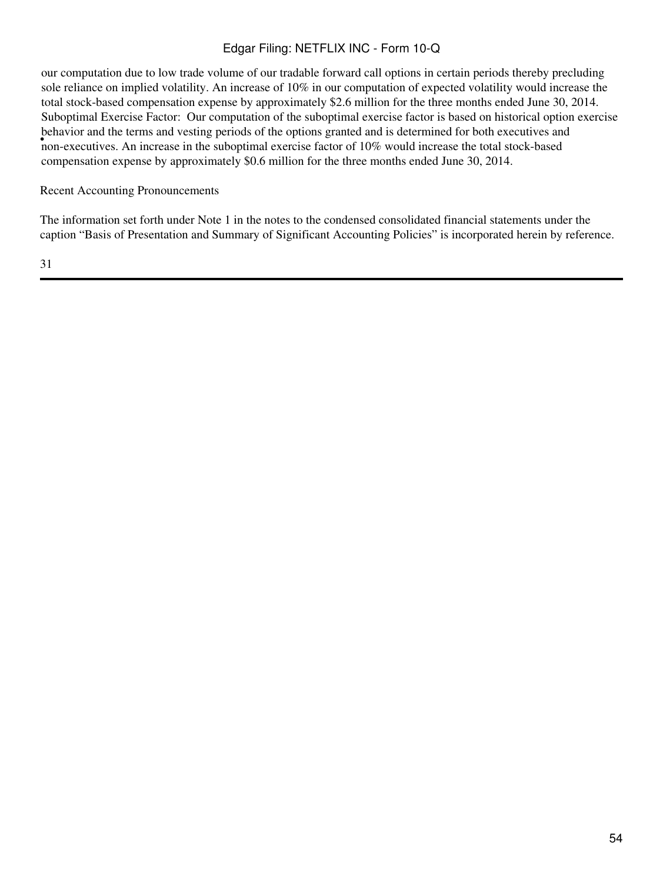our computation due to low trade volume of our tradable forward call options in certain periods thereby precluding sole reliance on implied volatility. An increase of 10% in our computation of expected volatility would increase the total stock-based compensation expense by approximately $2.6 million for the three months ended June 30, 2014.

- Suboptimal Exercise Factor: Our computation of the suboptimal exercise factor is based on historical option exercise behavior and the terms and vesting periods of the options granted and is determined for both executives and non-executives. An increase in the suboptimal exercise factor of 10% would increase the total stock-based compensation expense by approximately $0.6 million for the three months ended June 30, 2014.

Recent Accounting Pronouncements

The information set forth under Note 1 in the notes to the condensed consolidated financial statements under the caption “Basis of Presentation and Summary of Significant Accounting Policies” is incorporated herein by reference.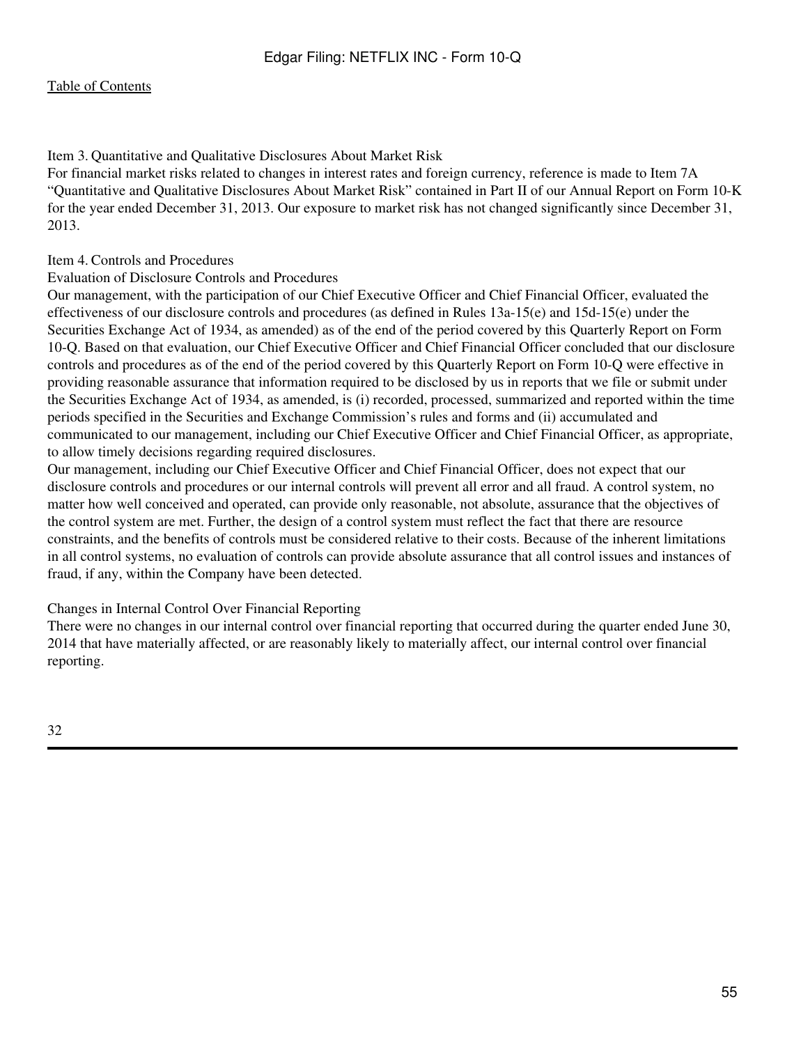Item 3. Quantitative and Qualitative Disclosures About Market Risk

For financial market risks related to changes in interest rates and foreign currency, reference is made to Item 7A "Quantitative and Qualitative Disclosures About Market Risk" contained in Part II of our Annual Report on Form 10-K for the year ended December 31, 2013. Our exposure to market risk has not changed significantly since December 31, 2013.

Item 4. Controls and Procedures

Evaluation of Disclosure Controls and Procedures

Our management, with the participation of our Chief Executive Officer and Chief Financial Officer, evaluated the effectiveness of our disclosure controls and procedures (as defined in Rules 13a-15(e) and 15d-15(e) under the Securities Exchange Act of 1934, as amended) as of the end of the period covered by this Quarterly Report on Form 10-Q. Based on that evaluation, our Chief Executive Officer and Chief Financial Officer concluded that our disclosure controls and procedures as of the end of the period covered by this Quarterly Report on Form 10-Q were effective in providing reasonable assurance that information required to be disclosed by us in reports that we file or submit under the Securities Exchange Act of 1934, as amended, is (i) recorded, processed, summarized and reported within the time periods specified in the Securities and Exchange Commission's rules and forms and (ii) accumulated and communicated to our management, including our Chief Executive Officer and Chief Financial Officer, as appropriate, to allow timely decisions regarding required disclosures.

Our management, including our Chief Executive Officer and Chief Financial Officer, does not expect that our disclosure controls and procedures or our internal controls will prevent all error and all fraud. A control system, no matter how well conceived and operated, can provide only reasonable, not absolute, assurance that the objectives of the control system are met. Further, the design of a control system must reflect the fact that there are resource constraints, and the benefits of controls must be considered relative to their costs. Because of the inherent limitations in all control systems, no evaluation of controls can provide absolute assurance that all control issues and instances of fraud, if any, within the Company have been detected.

Changes in Internal Control Over Financial Reporting

There were no changes in our internal control over financial reporting that occurred during the quarter ended June 30, 2014 that have materially affected, or are reasonably likely to materially affect, our internal control over financial reporting.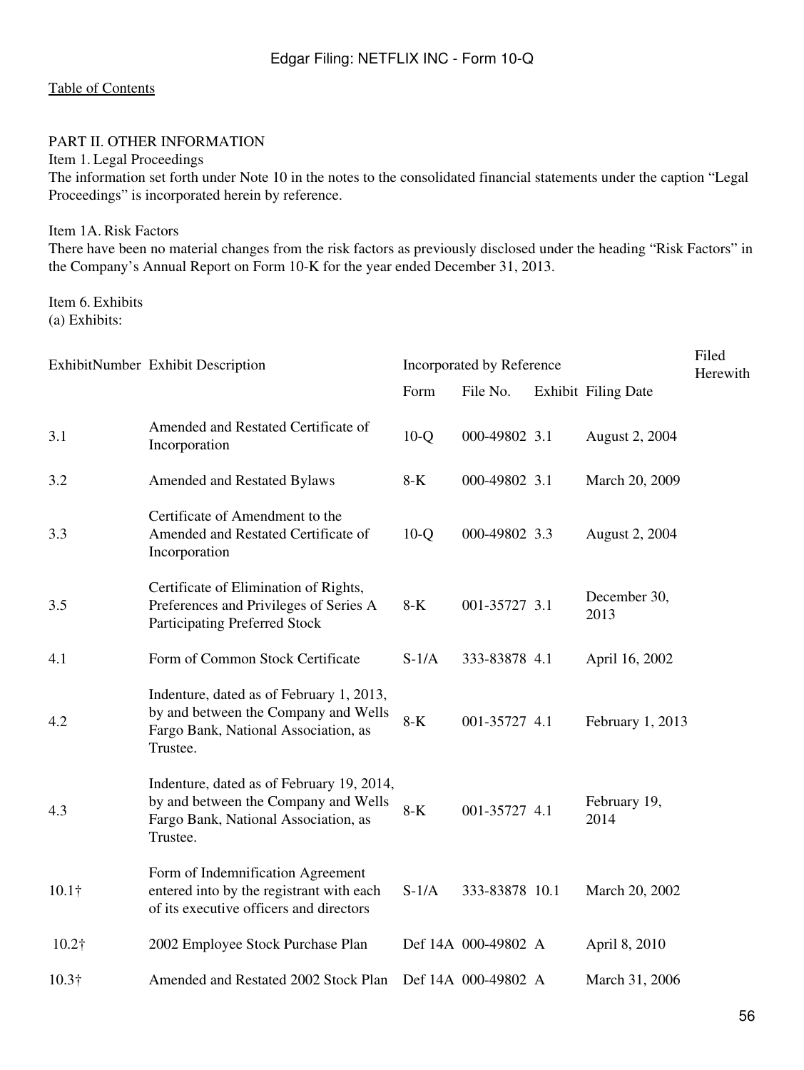[Table of Contents](#)

PART II. OTHER INFORMATION

Item 1. Legal Proceedings

The information set forth under Note 10 in the notes to the consolidated financial statements under the caption "Legal Proceedings" is incorporated herein by reference.

Item 1A. Risk Factors

There have been no material changes from the risk factors as previously disclosed under the heading "Risk Factors" in the Company's Annual Report on Form 10-K for the year ended December 31, 2013.

Item 6. Exhibits

(a) Exhibits:

| ExhibitNumber | Exhibit Description | Incorporated by Reference | | | | Filed Herewith |
|---|---|---|---|---|---|---|
| | | Form | File No. | Exhibit | Filing Date | |
| 3.1 | Amended and Restated Certificate of Incorporation | 10-Q | 000-49802 | 3.1 | August 2, 2004 | |
| 3.2 | Amended and Restated Bylaws | 8-K | 000-49802 | 3.1 | March 20, 2009 | |
| 3.3 | Certificate of Amendment to the Amended and Restated Certificate of Incorporation | 10-Q | 000-49802 | 3.3 | August 2, 2004 | |
| 3.5 | Certificate of Elimination of Rights, Preferences and Privileges of Series A Participating Preferred Stock | 8-K | 001-35727 | 3.1 | December 30, 2013 | |
| 4.1 | Form of Common Stock Certificate | S-1/A | 333-83878 | 4.1 | April 16, 2002 | |
| 4.2 | Indenture, dated as of February 1, 2013, by and between the Company and Wells Fargo Bank, National Association, as Trustee. | 8-K | 001-35727 | 4.1 | February 1, 2013 | |
| 4.3 | Indenture, dated as of February 19, 2014, by and between the Company and Wells Fargo Bank, National Association, as Trustee. | 8-K | 001-35727 | 4.1 | February 19, 2014 | |
| 10.1† | Form of Indemnification Agreement entered into by the registrant with each of its executive officers and directors | S-1/A | 333-83878 | 10.1 | March 20, 2002 | |
| 10.2† | 2002 Employee Stock Purchase Plan | Def 14A | 000-49802 | A | April 8, 2010 | |
| 10.3† | Amended and Restated 2002 Stock Plan | Def 14A | 000-49802 | A | March 31, 2006 | |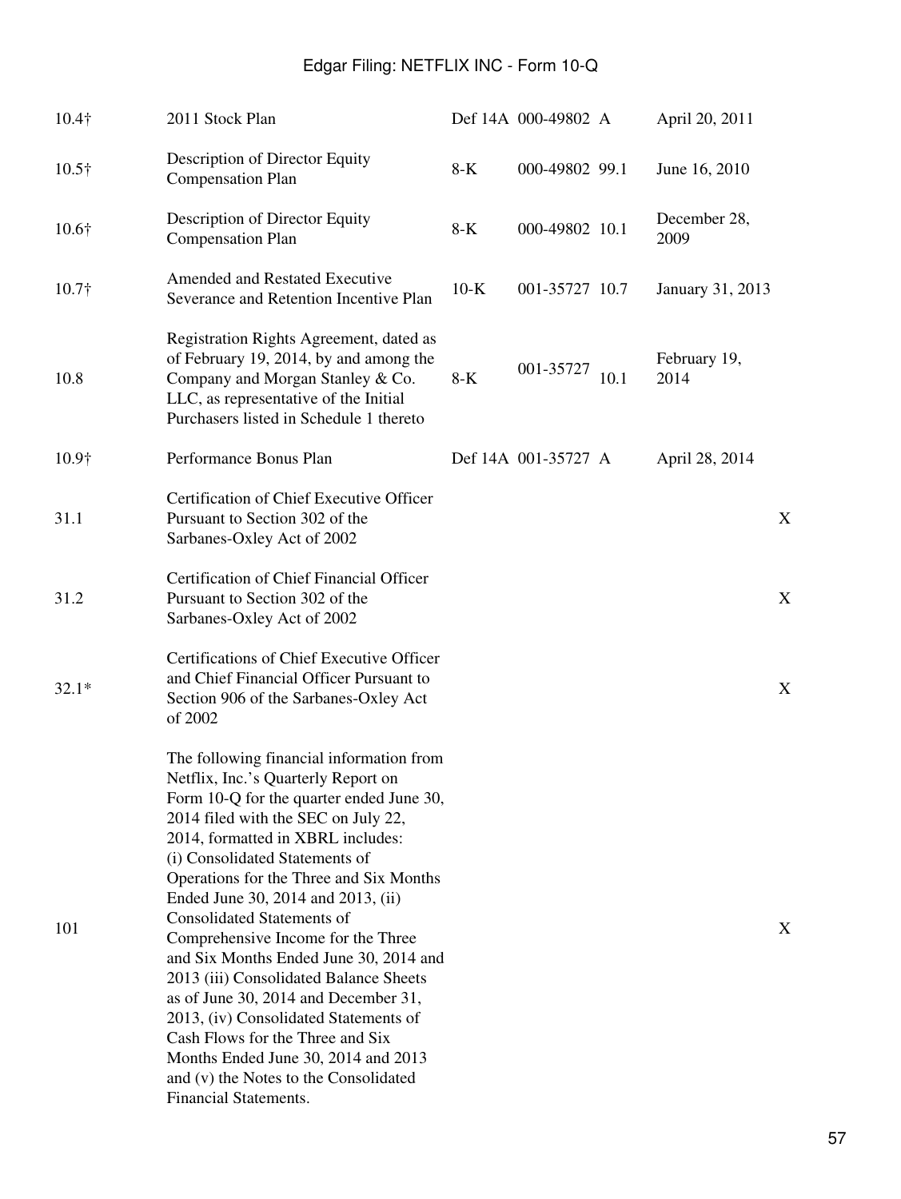| | | | | | | |
|---|---|---|---|---|---|---|
| 10.4† | 2011 Stock Plan | Def 14A | 000-49802 | A | April 20, 2011 | |
| 10.5† | Description of Director Equity Compensation Plan | 8-K | 000-49802 | 99.1 | June 16, 2010 | |
| 10.6† | Description of Director Equity Compensation Plan | 8-K | 000-49802 | 10.1 | December 28, 2009 | |
| 10.7† | Amended and Restated Executive Severance and Retention Incentive Plan | 10-K | 001-35727 | 10.7 | January 31, 2013 | |
| 10.8 | Registration Rights Agreement, dated as of February 19, 2014, by and among the Company and Morgan Stanley & Co. LLC, as representative of the Initial Purchasers listed in Schedule 1 thereto | 8-K | 001-35727 | 10.1 | February 19, 2014 | |
| 10.9† | Performance Bonus Plan | Def 14A | 001-35727 | A | April 28, 2014 | |
| 31.1 | Certification of Chief Executive Officer Pursuant to Section 302 of the Sarbanes-Oxley Act of 2002 | | | | | X |
| 31.2 | Certification of Chief Financial Officer Pursuant to Section 302 of the Sarbanes-Oxley Act of 2002 | | | | | X |
| 32.1* | Certifications of Chief Executive Officer and Chief Financial Officer Pursuant to Section 906 of the Sarbanes-Oxley Act of 2002 | | | | | X |
| 101 | The following financial information from Netflix, Inc.'s Quarterly Report on Form 10-Q for the quarter ended June 30, 2014 filed with the SEC on July 22, 2014, formatted in XBRL includes: (i) Consolidated Statements of Operations for the Three and Six Months Ended June 30, 2014 and 2013, (ii) Consolidated Statements of Comprehensive Income for the Three and Six Months Ended June 30, 2014 and 2013 (iii) Consolidated Balance Sheets as of June 30, 2014 and December 31, 2013, (iv) Consolidated Statements of Cash Flows for the Three and Six Months Ended June 30, 2014 and 2013 and (v) the Notes to the Consolidated Financial Statements. | | | | | X |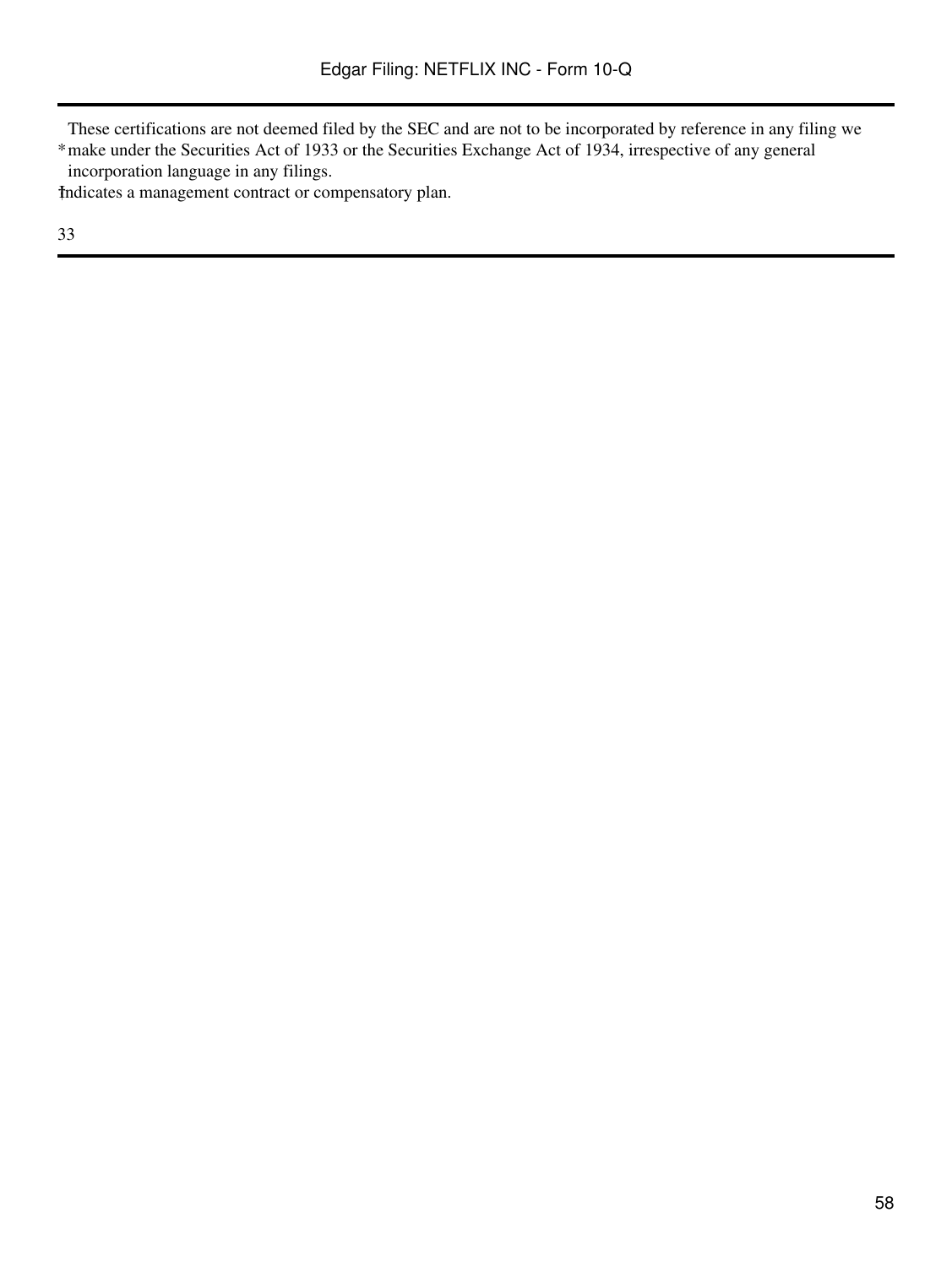\* These certifications are not deemed filed by the SEC and are not to be incorporated by reference in any filing we make under the Securities Act of 1933 or the Securities Exchange Act of 1934, irrespective of any general incorporation language in any filings.

† Indicates a management contract or compensatory plan.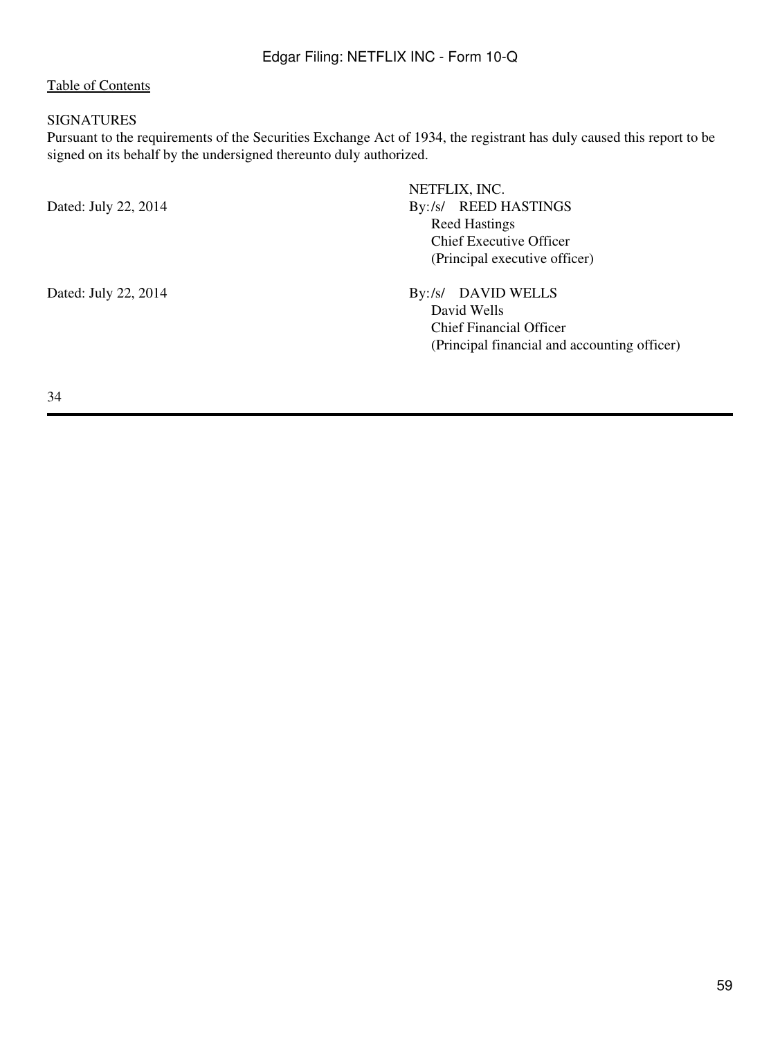[Table of Contents](#)

SIGNATURES

Pursuant to the requirements of the Securities Exchange Act of 1934, the registrant has duly caused this report to be signed on its behalf by the undersigned thereunto duly authorized.

| | |
|---|---|
| | NETFLIX, INC. |
| Dated: July 22, 2014 | By: /s/ REED HASTINGS |
| | Reed Hastings |
| | Chief Executive Officer |
| | (Principal executive officer) |
| Dated: July 22, 2014 | By: /s/ DAVID WELLS |
| | David Wells |
| | Chief Financial Officer |
| | (Principal financial and accounting officer) |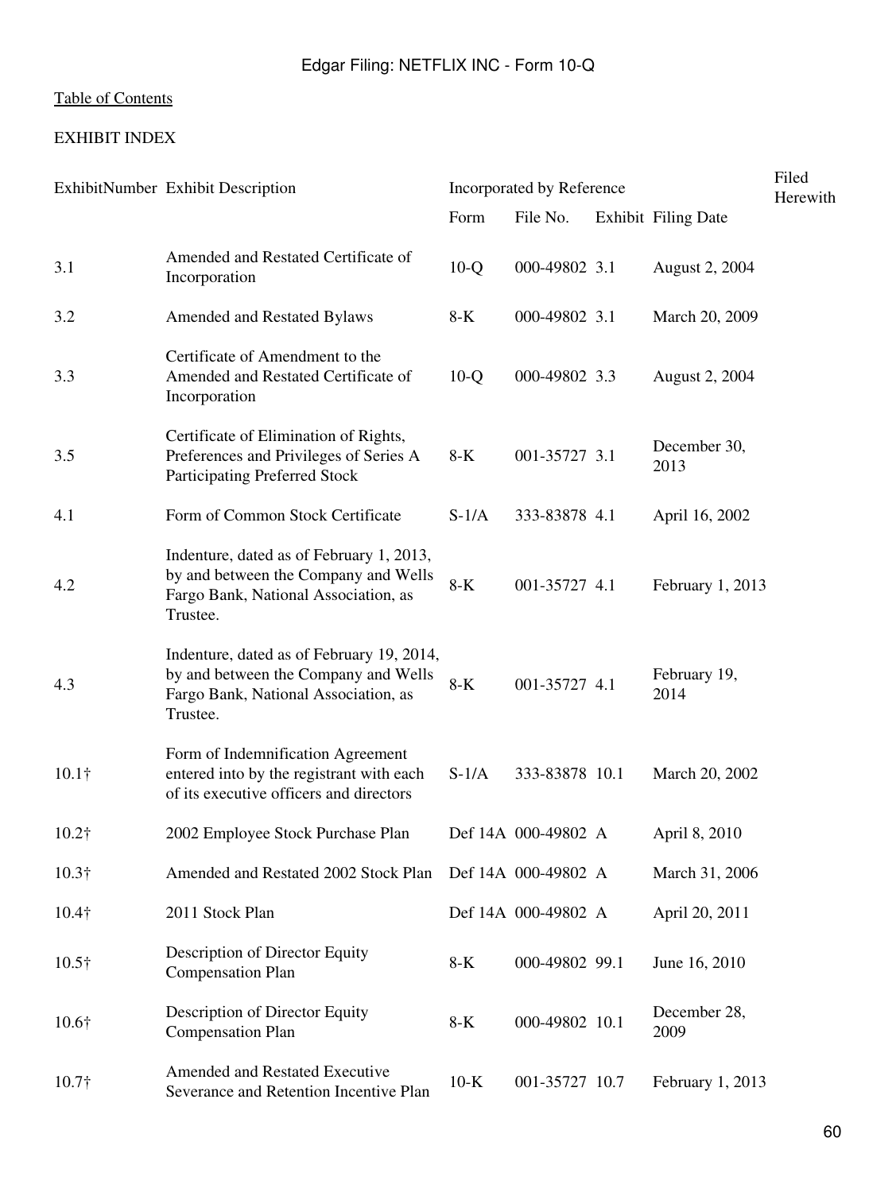[Table of Contents](#)

EXHIBIT INDEX

| Exhibit Number | Exhibit Description | Incorporated by Reference | | | | Filed Herewith |
|---|---|---|---|---|---|---|
| | | Form | File No. | Exhibit | Filing Date | |
| 3.1 | Amended and Restated Certificate of Incorporation | 10-Q | 000-49802 | 3.1 | August 2, 2004 | |
| 3.2 | Amended and Restated Bylaws | 8-K | 000-49802 | 3.1 | March 20, 2009 | |
| 3.3 | Certificate of Amendment to the Amended and Restated Certificate of Incorporation | 10-Q | 000-49802 | 3.3 | August 2, 2004 | |
| 3.5 | Certificate of Elimination of Rights, Preferences and Privileges of Series A Participating Preferred Stock | 8-K | 001-35727 | 3.1 | December 30, 2013 | |
| 4.1 | Form of Common Stock Certificate | S-1/A | 333-83878 | 4.1 | April 16, 2002 | |
| 4.2 | Indenture, dated as of February 1, 2013, by and between the Company and Wells Fargo Bank, National Association, as Trustee. | 8-K | 001-35727 | 4.1 | February 1, 2013 | |
| 4.3 | Indenture, dated as of February 19, 2014, by and between the Company and Wells Fargo Bank, National Association, as Trustee. | 8-K | 001-35727 | 4.1 | February 19, 2014 | |
| 10.1† | Form of Indemnification Agreement entered into by the registrant with each of its executive officers and directors | S-1/A | 333-83878 | 10.1 | March 20, 2002 | |
| 10.2† | 2002 Employee Stock Purchase Plan | Def 14A | 000-49802 | A | April 8, 2010 | |
| 10.3† | Amended and Restated 2002 Stock Plan | Def 14A | 000-49802 | A | March 31, 2006 | |
| 10.4† | 2011 Stock Plan | Def 14A | 000-49802 | A | April 20, 2011 | |
| 10.5† | Description of Director Equity Compensation Plan | 8-K | 000-49802 | 99.1 | June 16, 2010 | |
| 10.6† | Description of Director Equity Compensation Plan | 8-K | 000-49802 | 10.1 | December 28, 2009 | |
| 10.7† | Amended and Restated Executive Severance and Retention Incentive Plan | 10-K | 001-35727 | 10.7 | February 1, 2013 | |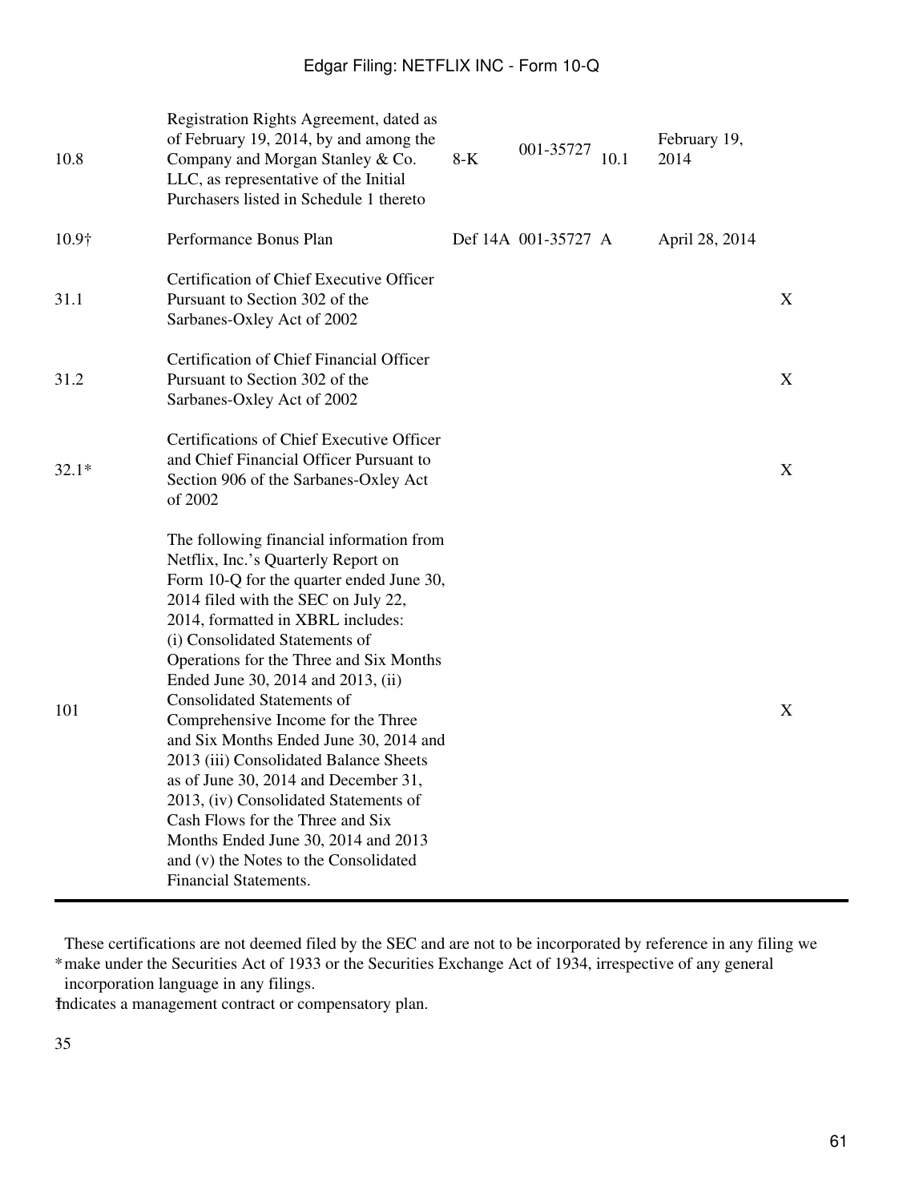| | | | | | | |
|---|---|---|---|---|---|---|
| 10.8 | Registration Rights Agreement, dated as of February 19, 2014, by and among the Company and Morgan Stanley & Co. LLC, as representative of the Initial Purchasers listed in Schedule 1 thereto | 8-K | 001-35727 | 10.1 | February 19, 2014 | |
| 10.9† | Performance Bonus Plan | Def 14A | 001-35727 | A | April 28, 2014 | |
| 31.1 | Certification of Chief Executive Officer Pursuant to Section 302 of the Sarbanes-Oxley Act of 2002 | | | | | X |
| 31.2 | Certification of Chief Financial Officer Pursuant to Section 302 of the Sarbanes-Oxley Act of 2002 | | | | | X |
| 32.1* | Certifications of Chief Executive Officer and Chief Financial Officer Pursuant to Section 906 of the Sarbanes-Oxley Act of 2002 | | | | | X |
| 101 | The following financial information from Netflix, Inc.'s Quarterly Report on Form 10-Q for the quarter ended June 30, 2014 filed with the SEC on July 22, 2014, formatted in XBRL includes: (i) Consolidated Statements of Operations for the Three and Six Months Ended June 30, 2014 and 2013, (ii) Consolidated Statements of Comprehensive Income for the Three and Six Months Ended June 30, 2014 and 2013 (iii) Consolidated Balance Sheets as of June 30, 2014 and December 31, 2013, (iv) Consolidated Statements of Cash Flows for the Three and Six Months Ended June 30, 2014 and 2013 and (v) the Notes to the Consolidated Financial Statements. | | | | | X |

\* These certifications are not deemed filed by the SEC and are not to be incorporated by reference in any filing we make under the Securities Act of 1933 or the Securities Exchange Act of 1934, irrespective of any general incorporation language in any filings.

† Indicates a management contract or compensatory plan.

35